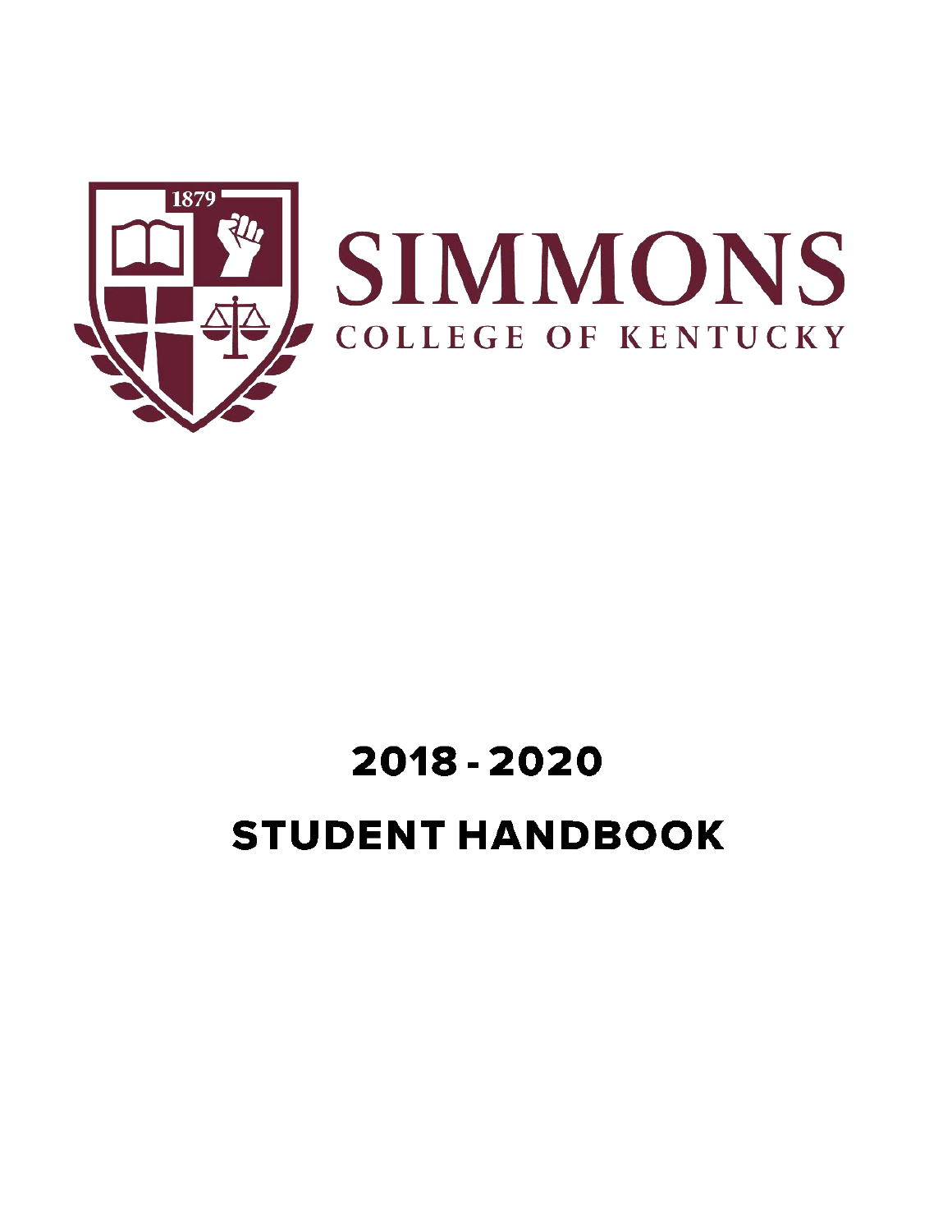1879

# SIMMONS

COLLEGE OF KENTUCKY

# 2018 - 2020

# STUDENT HANDBOOK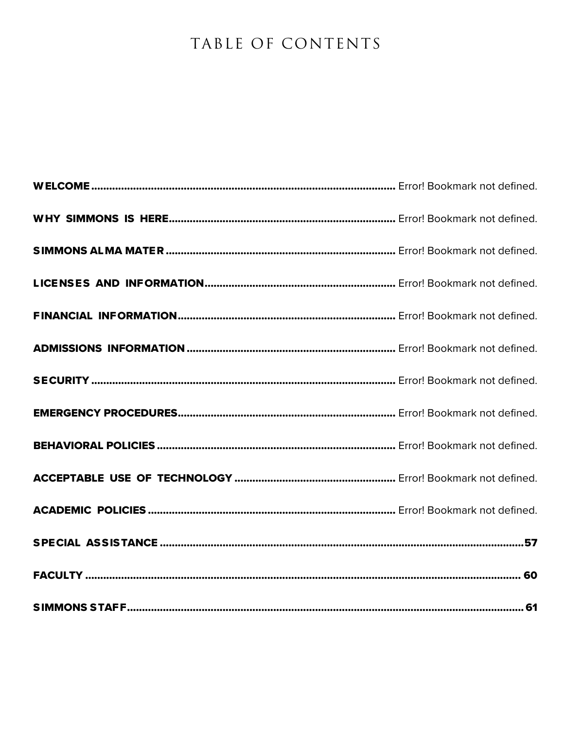# TABLE OF CONTENTS

**WELCOME** ........ Error! Bookmark not defined.

**WHY SIMMONS IS HERE** ........ Error! Bookmark not defined.

**SIMMONS ALMA MATER** ........ Error! Bookmark not defined.

**LICENSES AND INFORMATION** ........ Error! Bookmark not defined.

**FINANCIAL INFORMATION** ........ Error! Bookmark not defined.

**ADMISSIONS INFORMATION** ........ Error! Bookmark not defined.

**SECURITY** ........ Error! Bookmark not defined.

**EMERGENCY PROCEDURES** ........ Error! Bookmark not defined.

**BEHAVIORAL POLICIES** ........ Error! Bookmark not defined.

**ACCEPTABLE USE OF TECHNOLOGY** ........ Error! Bookmark not defined.

**ACADEMIC POLICIES** ........ Error! Bookmark not defined.

**SPECIAL ASSISTANCE** ........ **57**

**FACULTY** ........ **60**

**SIMMONS STAFF** ........ **61**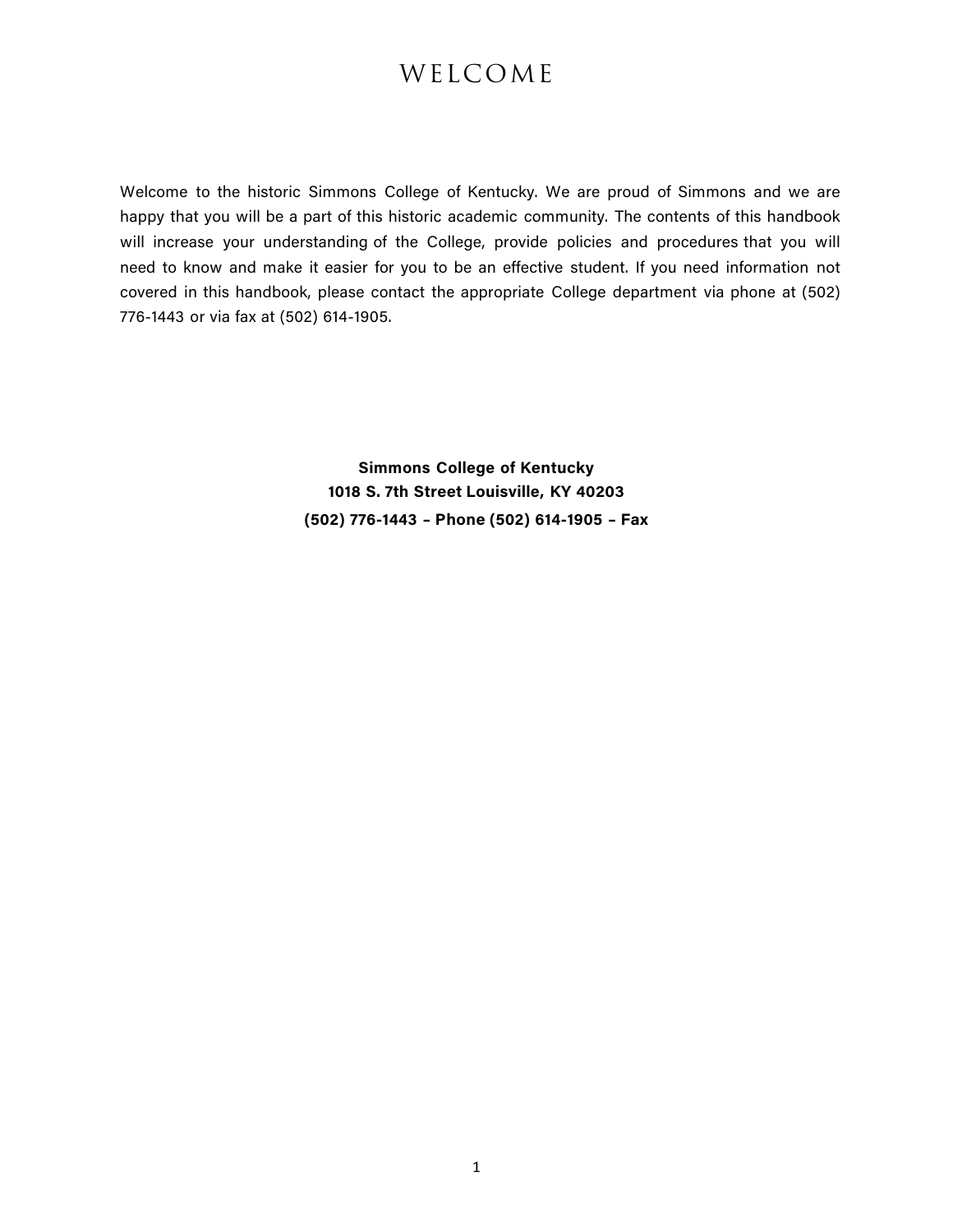# WELCOME

Welcome to the historic Simmons College of Kentucky. We are proud of Simmons and we are happy that you will be a part of this historic academic community. The contents of this handbook will increase your understanding of the College, provide policies and procedures that you will need to know and make it easier for you to be an effective student. If you need information not covered in this handbook, please contact the appropriate College department via phone at (502) 776-1443 or via fax at (502) 614-1905.

**Simmons College of Kentucky**
**1018 S. 7th Street Louisville, KY 40203**
**(502) 776-1443 – Phone (502) 614-1905 – Fax**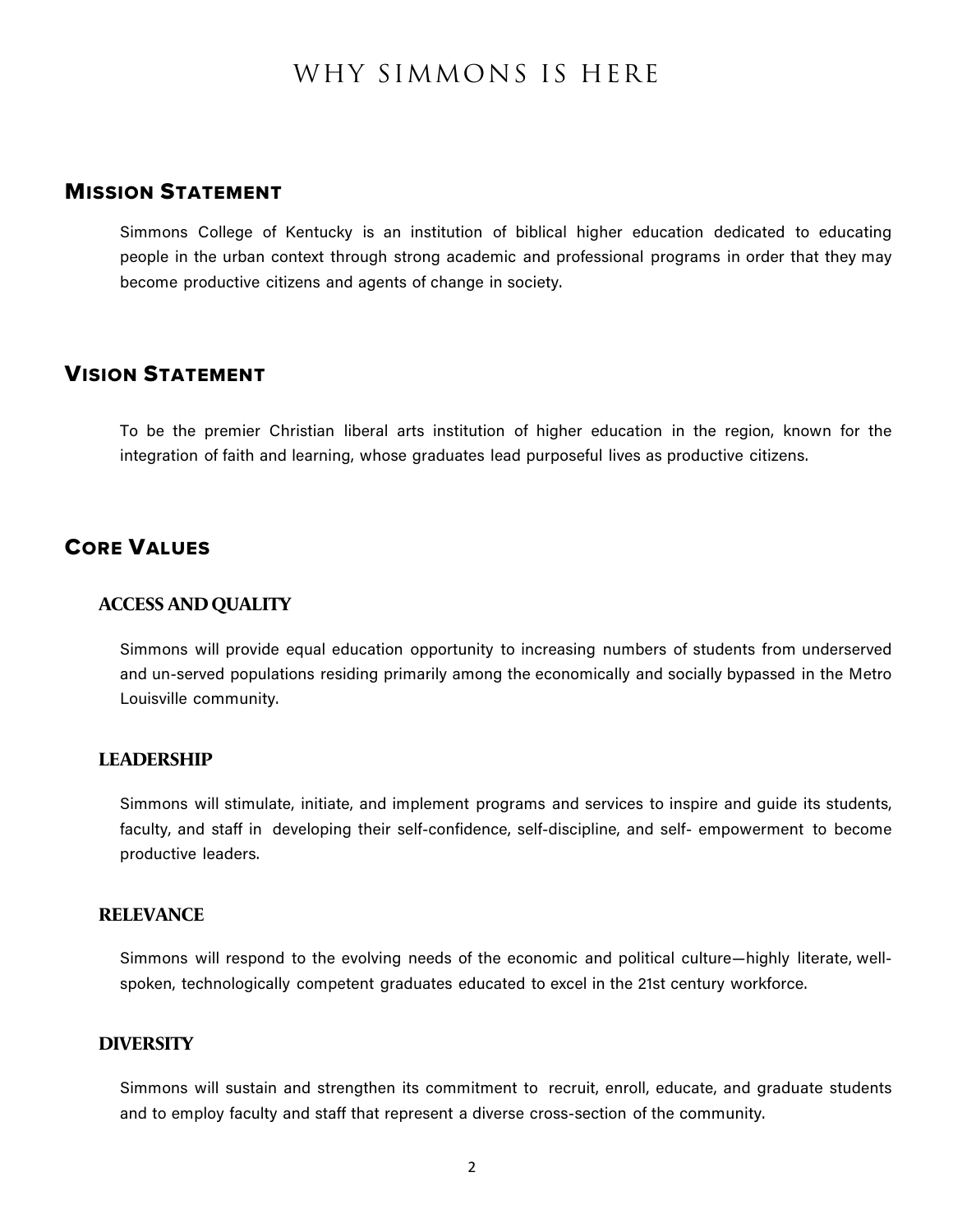# WHY SIMMONS IS HERE

## Mission Statement

Simmons College of Kentucky is an institution of biblical higher education dedicated to educating people in the urban context through strong academic and professional programs in order that they may become productive citizens and agents of change in society.

## Vision Statement

To be the premier Christian liberal arts institution of higher education in the region, known for the integration of faith and learning, whose graduates lead purposeful lives as productive citizens.

## Core Values

### ACCESS AND QUALITY

Simmons will provide equal education opportunity to increasing numbers of students from underserved and un-served populations residing primarily among the economically and socially bypassed in the Metro Louisville community.

### LEADERSHIP

Simmons will stimulate, initiate, and implement programs and services to inspire and guide its students, faculty, and staff in developing their self-confidence, self-discipline, and self- empowerment to become productive leaders.

### RELEVANCE

Simmons will respond to the evolving needs of the economic and political culture—highly literate, well-spoken, technologically competent graduates educated to excel in the 21st century workforce.

### DIVERSITY

Simmons will sustain and strengthen its commitment to recruit, enroll, educate, and graduate students and to employ faculty and staff that represent a diverse cross-section of the community.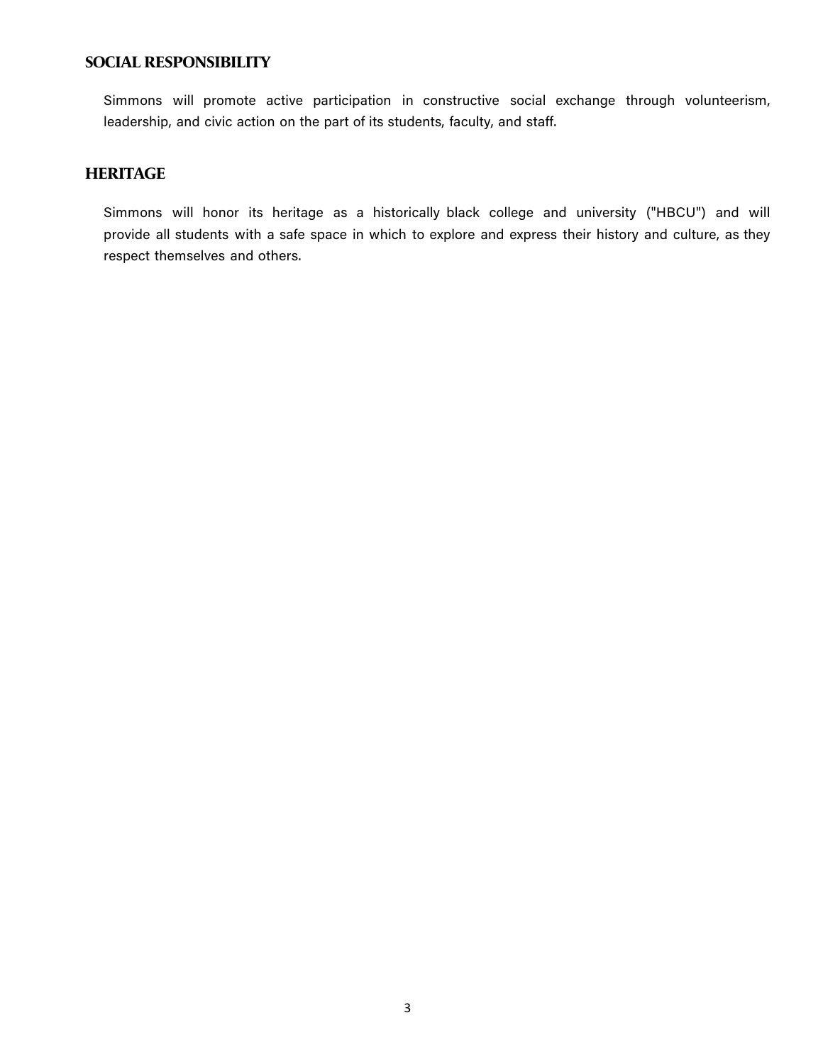## SOCIAL RESPONSIBILITY

Simmons will promote active participation in constructive social exchange through volunteerism, leadership, and civic action on the part of its students, faculty, and staff.

## HERITAGE

Simmons will honor its heritage as a historically black college and university ("HBCU") and will provide all students with a safe space in which to explore and express their history and culture, as they respect themselves and others.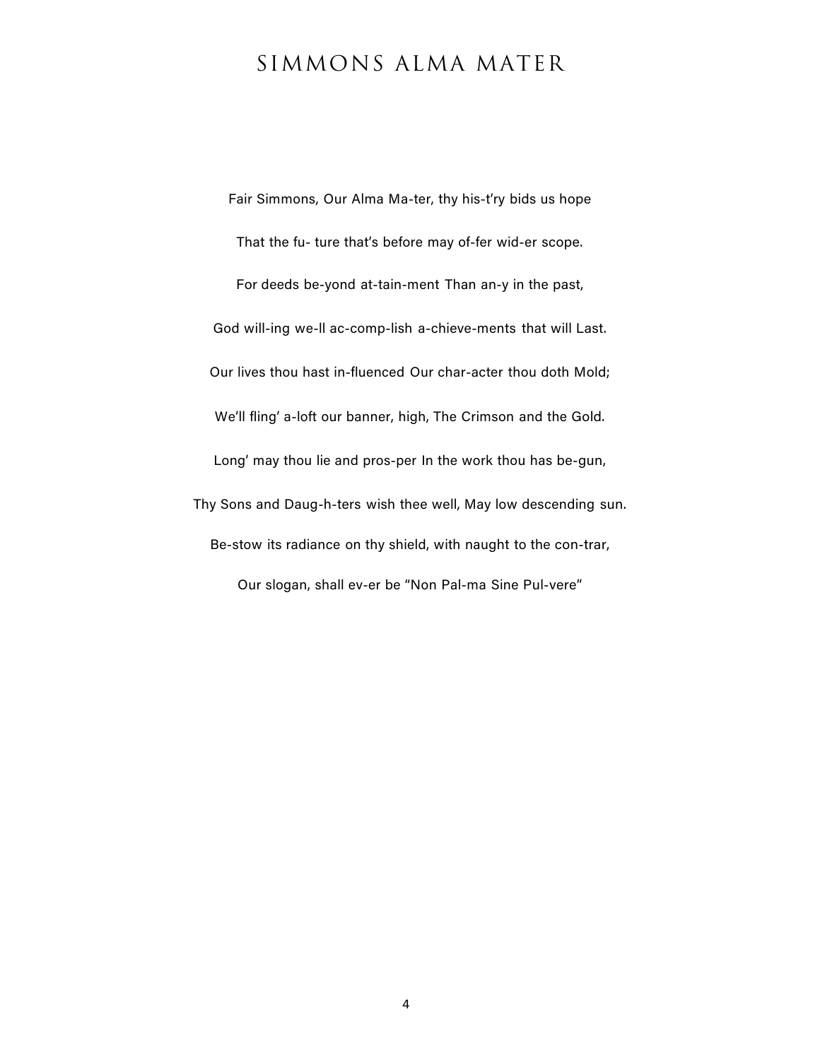# SIMMONS ALMA MATER

Fair Simmons, Our Alma Ma-ter, thy his-t'ry bids us hope

That the fu- ture that's before may of-fer wid-er scope.

For deeds be-yond at-tain-ment Than an-y in the past,

God will-ing we-ll ac-comp-lish a-chieve-ments that will Last.

Our lives thou hast in-fluenced Our char-acter thou doth Mold;

We'll fling' a-loft our banner, high, The Crimson and the Gold.

Long' may thou lie and pros-per In the work thou has be-gun,

Thy Sons and Daug-h-ters wish thee well, May low descending sun.

Be-stow its radiance on thy shield, with naught to the con-trar,

Our slogan, shall ev-er be "Non Pal-ma Sine Pul-vere"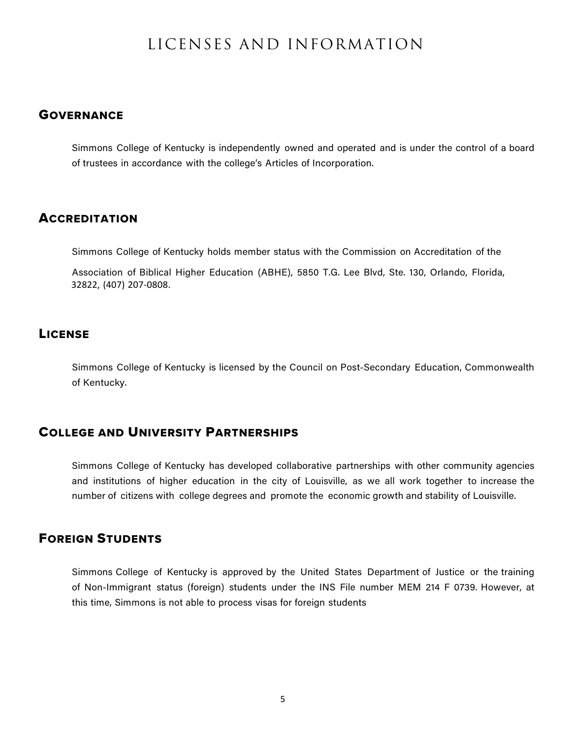# LICENSES AND INFORMATION

## Governance

Simmons College of Kentucky is independently owned and operated and is under the control of a board of trustees in accordance with the college's Articles of Incorporation.

## Accreditation

Simmons College of Kentucky holds member status with the Commission on Accreditation of the

Association of Biblical Higher Education (ABHE), 5850 T.G. Lee Blvd, Ste. 130, Orlando, Florida, 32822, (407) 207-0808.

## License

Simmons College of Kentucky is licensed by the Council on Post-Secondary Education, Commonwealth of Kentucky.

## College and University Partnerships

Simmons College of Kentucky has developed collaborative partnerships with other community agencies and institutions of higher education in the city of Louisville, as we all work together to increase the number of citizens with college degrees and promote the economic growth and stability of Louisville.

## Foreign Students

Simmons College of Kentucky is approved by the United States Department of Justice or the training of Non-Immigrant status (foreign) students under the INS File number MEM 214 F 0739. However, at this time, Simmons is not able to process visas for foreign students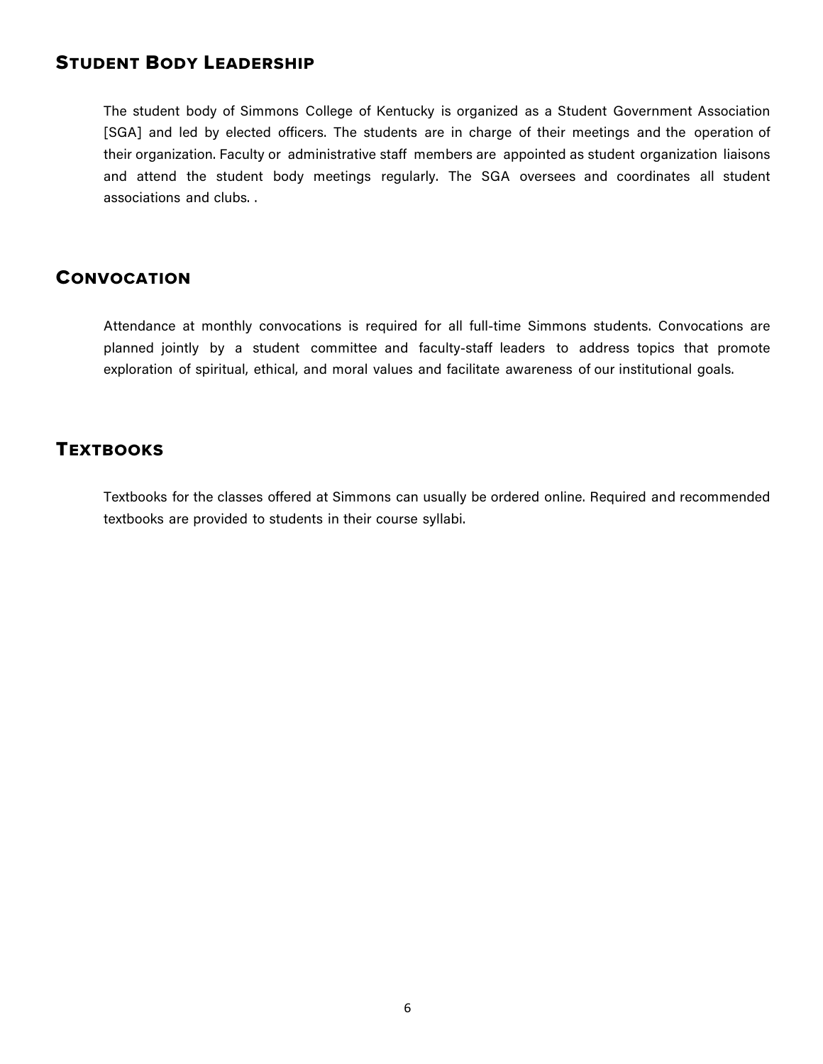## Student Body Leadership

The student body of Simmons College of Kentucky is organized as a Student Government Association [SGA] and led by elected officers. The students are in charge of their meetings and the operation of their organization. Faculty or administrative staff members are appointed as student organization liaisons and attend the student body meetings regularly. The SGA oversees and coordinates all student associations and clubs. .

## Convocation

Attendance at monthly convocations is required for all full-time Simmons students. Convocations are planned jointly by a student committee and faculty-staff leaders to address topics that promote exploration of spiritual, ethical, and moral values and facilitate awareness of our institutional goals.

## Textbooks

Textbooks for the classes offered at Simmons can usually be ordered online. Required and recommended textbooks are provided to students in their course syllabi.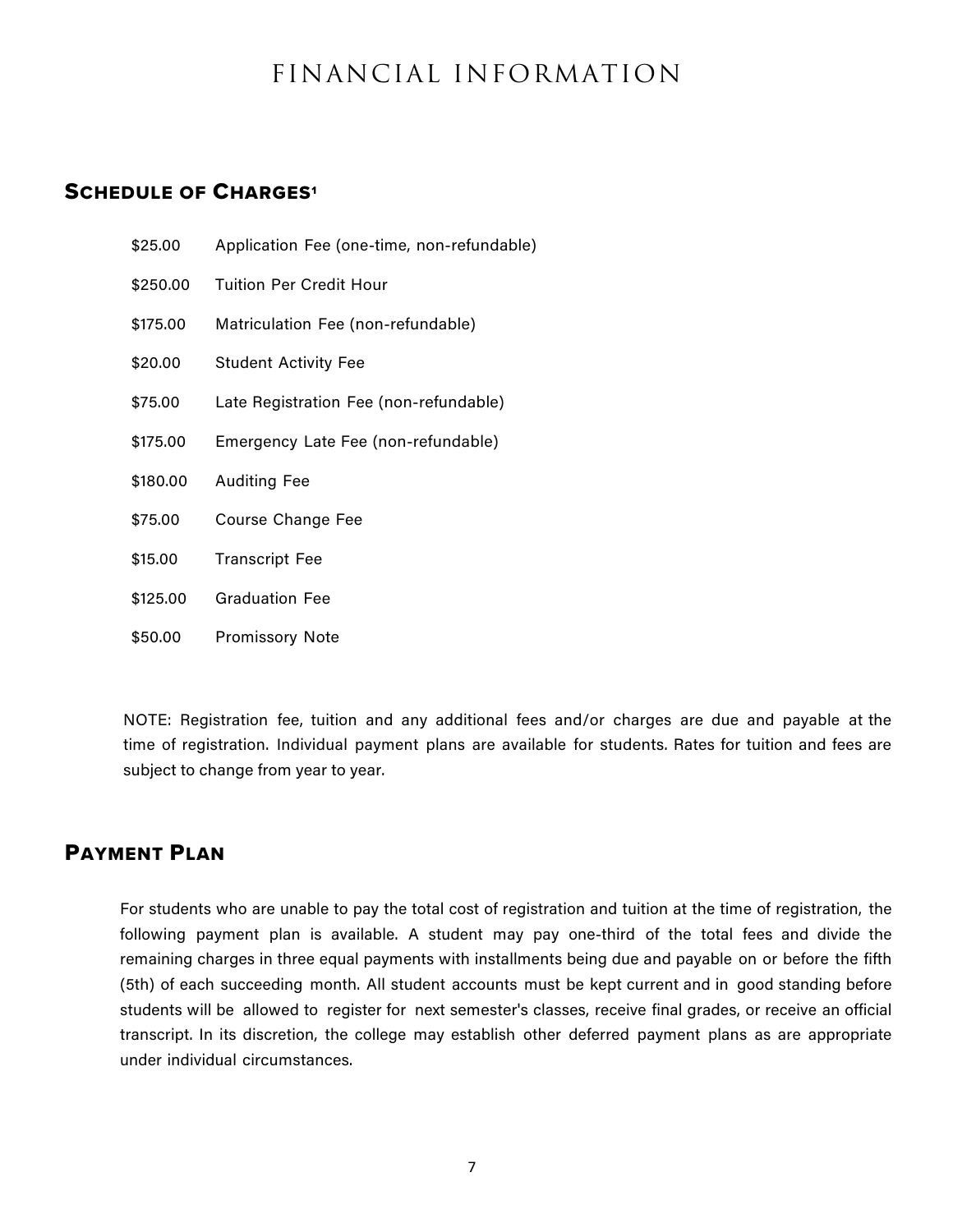# FINANCIAL INFORMATION

## Schedule of Charges[1]

| | |
|---|---|
| $25.00 | Application Fee (one-time, non-refundable) |
| $250.00 | Tuition Per Credit Hour |
| $175.00 | Matriculation Fee (non-refundable) |
| $20.00 | Student Activity Fee |
| $75.00 | Late Registration Fee (non-refundable) |
| $175.00 | Emergency Late Fee (non-refundable) |
| $180.00 | Auditing Fee |
| $75.00 | Course Change Fee |
| $15.00 | Transcript Fee |
| $125.00 | Graduation Fee |
| $50.00 | Promissory Note |

NOTE: Registration fee, tuition and any additional fees and/or charges are due and payable at the time of registration. Individual payment plans are available for students. Rates for tuition and fees are subject to change from year to year.

## Payment Plan

For students who are unable to pay the total cost of registration and tuition at the time of registration, the following payment plan is available. A student may pay one-third of the total fees and divide the remaining charges in three equal payments with installments being due and payable on or before the fifth (5th) of each succeeding month. All student accounts must be kept current and in good standing before students will be allowed to register for next semester's classes, receive final grades, or receive an official transcript. In its discretion, the college may establish other deferred payment plans as are appropriate under individual circumstances.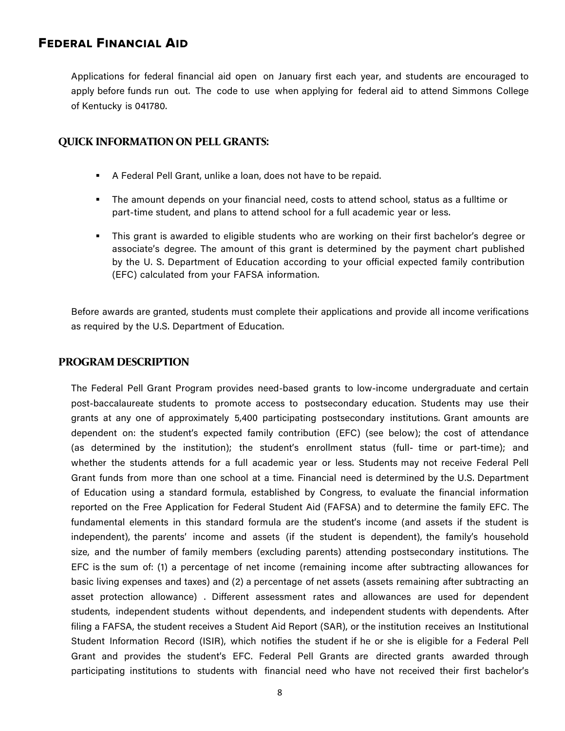## Federal Financial Aid

Applications for federal financial aid open on January first each year, and students are encouraged to apply before funds run out. The code to use when applying for federal aid to attend Simmons College of Kentucky is 041780.

### QUICK INFORMATION ON PELL GRANTS:

- A Federal Pell Grant, unlike a loan, does not have to be repaid.
- The amount depends on your financial need, costs to attend school, status as a fulltime or part-time student, and plans to attend school for a full academic year or less.
- This grant is awarded to eligible students who are working on their first bachelor's degree or associate's degree. The amount of this grant is determined by the payment chart published by the U. S. Department of Education according to your official expected family contribution (EFC) calculated from your FAFSA information.

Before awards are granted, students must complete their applications and provide all income verifications as required by the U.S. Department of Education.

### PROGRAM DESCRIPTION

The Federal Pell Grant Program provides need-based grants to low-income undergraduate and certain post-baccalaureate students to promote access to postsecondary education. Students may use their grants at any one of approximately 5,400 participating postsecondary institutions. Grant amounts are dependent on: the student's expected family contribution (EFC) (see below); the cost of attendance (as determined by the institution); the student's enrollment status (full- time or part-time); and whether the students attends for a full academic year or less. Students may not receive Federal Pell Grant funds from more than one school at a time. Financial need is determined by the U.S. Department of Education using a standard formula, established by Congress, to evaluate the financial information reported on the Free Application for Federal Student Aid (FAFSA) and to determine the family EFC. The fundamental elements in this standard formula are the student's income (and assets if the student is independent), the parents' income and assets (if the student is dependent), the family's household size, and the number of family members (excluding parents) attending postsecondary institutions. The EFC is the sum of: (1) a percentage of net income (remaining income after subtracting allowances for basic living expenses and taxes) and (2) a percentage of net assets (assets remaining after subtracting an asset protection allowance) . Different assessment rates and allowances are used for dependent students, independent students without dependents, and independent students with dependents. After filing a FAFSA, the student receives a Student Aid Report (SAR), or the institution receives an Institutional Student Information Record (ISIR), which notifies the student if he or she is eligible for a Federal Pell Grant and provides the student's EFC. Federal Pell Grants are directed grants awarded through participating institutions to students with financial need who have not received their first bachelor's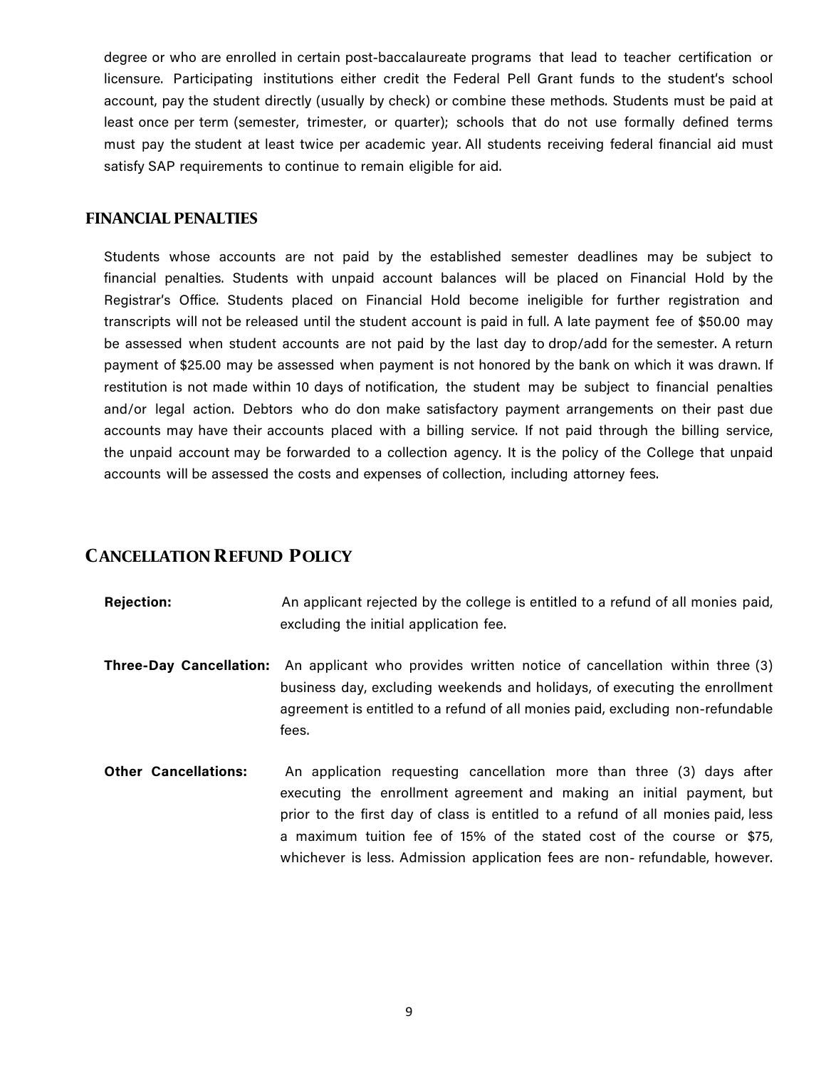degree or who are enrolled in certain post-baccalaureate programs that lead to teacher certification or licensure. Participating institutions either credit the Federal Pell Grant funds to the student's school account, pay the student directly (usually by check) or combine these methods. Students must be paid at least once per term (semester, trimester, or quarter); schools that do not use formally defined terms must pay the student at least twice per academic year. All students receiving federal financial aid must satisfy SAP requirements to continue to remain eligible for aid.

### FINANCIAL PENALTIES

Students whose accounts are not paid by the established semester deadlines may be subject to financial penalties. Students with unpaid account balances will be placed on Financial Hold by the Registrar's Office. Students placed on Financial Hold become ineligible for further registration and transcripts will not be released until the student account is paid in full. A late payment fee of $50.00 may be assessed when student accounts are not paid by the last day to drop/add for the semester. A return payment of $25.00 may be assessed when payment is not honored by the bank on which it was drawn. If restitution is not made within 10 days of notification, the student may be subject to financial penalties and/or legal action. Debtors who do don make satisfactory payment arrangements on their past due accounts may have their accounts placed with a billing service. If not paid through the billing service, the unpaid account may be forwarded to a collection agency. It is the policy of the College that unpaid accounts will be assessed the costs and expenses of collection, including attorney fees.

## CANCELLATION REFUND POLICY

**Rejection:** An applicant rejected by the college is entitled to a refund of all monies paid, excluding the initial application fee.

**Three-Day Cancellation:** An applicant who provides written notice of cancellation within three (3) business day, excluding weekends and holidays, of executing the enrollment agreement is entitled to a refund of all monies paid, excluding non-refundable fees.

**Other Cancellations:** An application requesting cancellation more than three (3) days after executing the enrollment agreement and making an initial payment, but prior to the first day of class is entitled to a refund of all monies paid, less a maximum tuition fee of 15% of the stated cost of the course or $75, whichever is less. Admission application fees are non- refundable, however.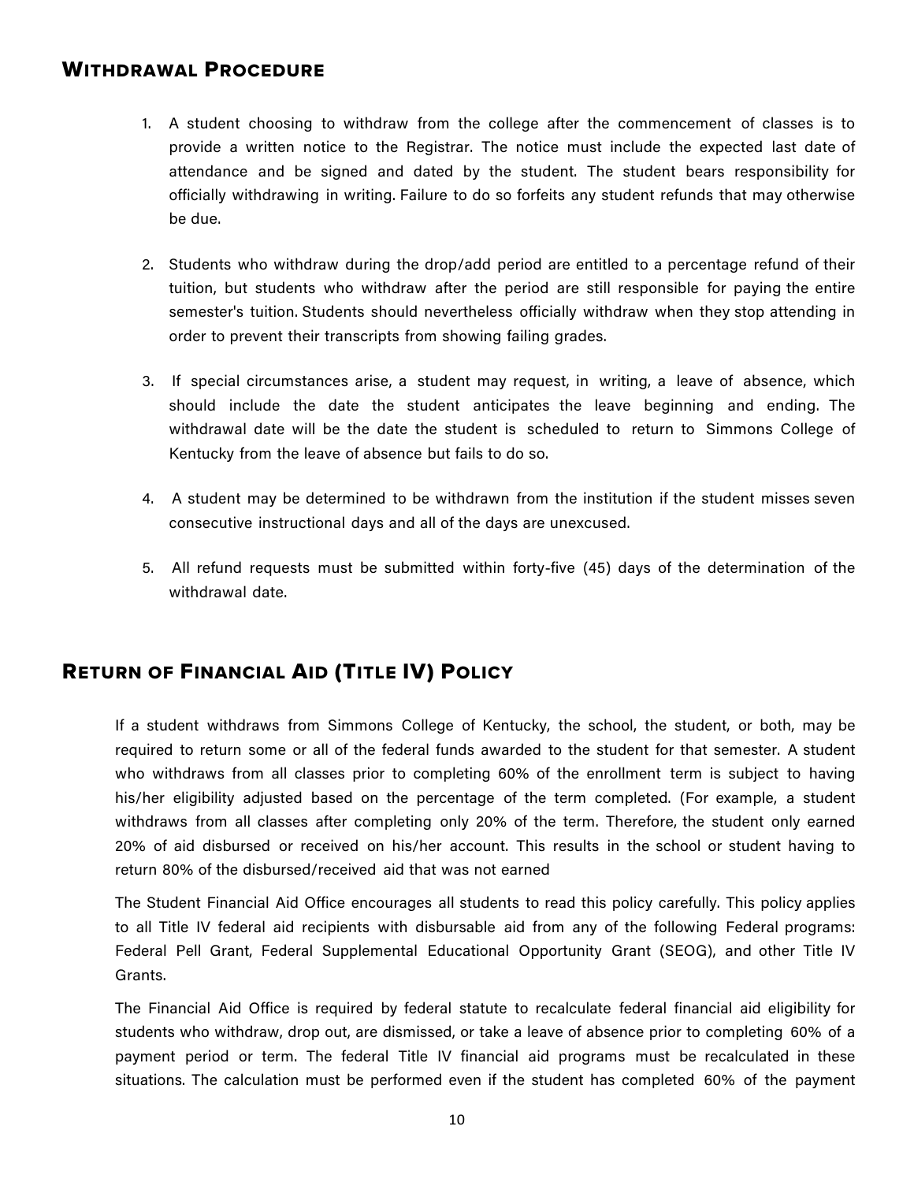## Withdrawal Procedure

1. A student choosing to withdraw from the college after the commencement of classes is to provide a written notice to the Registrar. The notice must include the expected last date of attendance and be signed and dated by the student. The student bears responsibility for officially withdrawing in writing. Failure to do so forfeits any student refunds that may otherwise be due.

2. Students who withdraw during the drop/add period are entitled to a percentage refund of their tuition, but students who withdraw after the period are still responsible for paying the entire semester's tuition. Students should nevertheless officially withdraw when they stop attending in order to prevent their transcripts from showing failing grades.

3. If special circumstances arise, a student may request, in writing, a leave of absence, which should include the date the student anticipates the leave beginning and ending. The withdrawal date will be the date the student is scheduled to return to Simmons College of Kentucky from the leave of absence but fails to do so.

4. A student may be determined to be withdrawn from the institution if the student misses seven consecutive instructional days and all of the days are unexcused.

5. All refund requests must be submitted within forty-five (45) days of the determination of the withdrawal date.

## Return of Financial Aid (Title IV) Policy

If a student withdraws from Simmons College of Kentucky, the school, the student, or both, may be required to return some or all of the federal funds awarded to the student for that semester. A student who withdraws from all classes prior to completing 60% of the enrollment term is subject to having his/her eligibility adjusted based on the percentage of the term completed. (For example, a student withdraws from all classes after completing only 20% of the term. Therefore, the student only earned 20% of aid disbursed or received on his/her account. This results in the school or student having to return 80% of the disbursed/received aid that was not earned

The Student Financial Aid Office encourages all students to read this policy carefully. This policy applies to all Title IV federal aid recipients with disbursable aid from any of the following Federal programs: Federal Pell Grant, Federal Supplemental Educational Opportunity Grant (SEOG), and other Title IV Grants.

The Financial Aid Office is required by federal statute to recalculate federal financial aid eligibility for students who withdraw, drop out, are dismissed, or take a leave of absence prior to completing 60% of a payment period or term. The federal Title IV financial aid programs must be recalculated in these situations. The calculation must be performed even if the student has completed 60% of the payment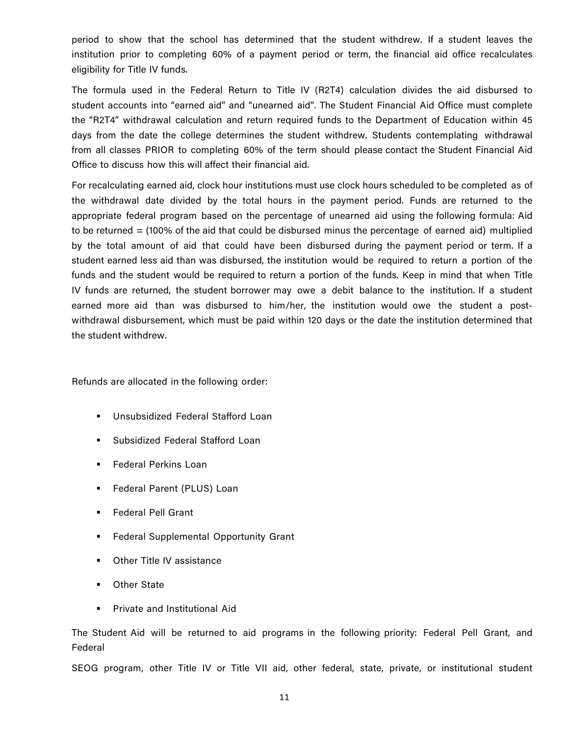period to show that the school has determined that the student withdrew. If a student leaves the institution prior to completing 60% of a payment period or term, the financial aid office recalculates eligibility for Title IV funds.

The formula used in the Federal Return to Title IV (R2T4) calculation divides the aid disbursed to student accounts into "earned aid" and "unearned aid". The Student Financial Aid Office must complete the "R2T4" withdrawal calculation and return required funds to the Department of Education within 45 days from the date the college determines the student withdrew. Students contemplating withdrawal from all classes PRIOR to completing 60% of the term should please contact the Student Financial Aid Office to discuss how this will affect their financial aid.

For recalculating earned aid, clock hour institutions must use clock hours scheduled to be completed as of the withdrawal date divided by the total hours in the payment period. Funds are returned to the appropriate federal program based on the percentage of unearned aid using the following formula: Aid to be returned = (100% of the aid that could be disbursed minus the percentage of earned aid) multiplied by the total amount of aid that could have been disbursed during the payment period or term. If a student earned less aid than was disbursed, the institution would be required to return a portion of the funds and the student would be required to return a portion of the funds. Keep in mind that when Title IV funds are returned, the student borrower may owe a debit balance to the institution. If a student earned more aid than was disbursed to him/her, the institution would owe the student a post-withdrawal disbursement, which must be paid within 120 days or the date the institution determined that the student withdrew.

Refunds are allocated in the following order:

- Unsubsidized Federal Stafford Loan
- Subsidized Federal Stafford Loan
- Federal Perkins Loan
- Federal Parent (PLUS) Loan
- Federal Pell Grant
- Federal Supplemental Opportunity Grant
- Other Title IV assistance
- Other State
- Private and Institutional Aid

The Student Aid will be returned to aid programs in the following priority: Federal Pell Grant, and Federal

SEOG program, other Title IV or Title VII aid, other federal, state, private, or institutional student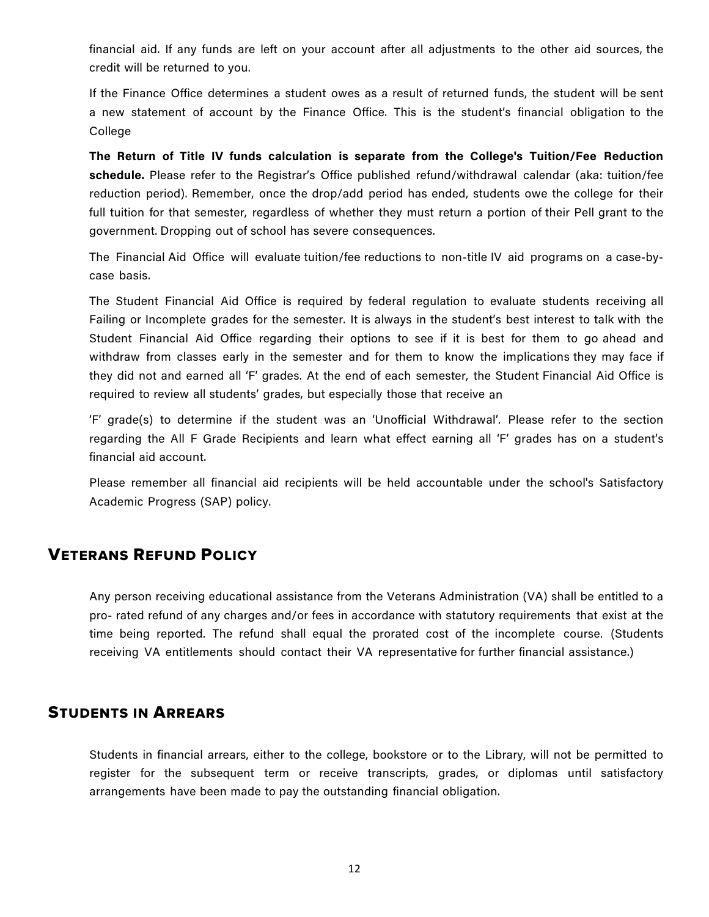financial aid. If any funds are left on your account after all adjustments to the other aid sources, the credit will be returned to you.

If the Finance Office determines a student owes as a result of returned funds, the student will be sent a new statement of account by the Finance Office. This is the student's financial obligation to the College

**The Return of Title IV funds calculation is separate from the College's Tuition/Fee Reduction schedule.** Please refer to the Registrar's Office published refund/withdrawal calendar (aka: tuition/fee reduction period). Remember, once the drop/add period has ended, students owe the college for their full tuition for that semester, regardless of whether they must return a portion of their Pell grant to the government. Dropping out of school has severe consequences.

The Financial Aid Office will evaluate tuition/fee reductions to non-title IV aid programs on a case-by-case basis.

The Student Financial Aid Office is required by federal regulation to evaluate students receiving all Failing or Incomplete grades for the semester. It is always in the student's best interest to talk with the Student Financial Aid Office regarding their options to see if it is best for them to go ahead and withdraw from classes early in the semester and for them to know the implications they may face if they did not and earned all 'F' grades. At the end of each semester, the Student Financial Aid Office is required to review all students' grades, but especially those that receive an

'F' grade(s) to determine if the student was an 'Unofficial Withdrawal'. Please refer to the section regarding the All F Grade Recipients and learn what effect earning all 'F' grades has on a student's financial aid account.

Please remember all financial aid recipients will be held accountable under the school's Satisfactory Academic Progress (SAP) policy.

## Veterans Refund Policy

Any person receiving educational assistance from the Veterans Administration (VA) shall be entitled to a pro- rated refund of any charges and/or fees in accordance with statutory requirements that exist at the time being reported. The refund shall equal the prorated cost of the incomplete course. (Students receiving VA entitlements should contact their VA representative for further financial assistance.)

## Students in Arrears

Students in financial arrears, either to the college, bookstore or to the Library, will not be permitted to register for the subsequent term or receive transcripts, grades, or diplomas until satisfactory arrangements have been made to pay the outstanding financial obligation.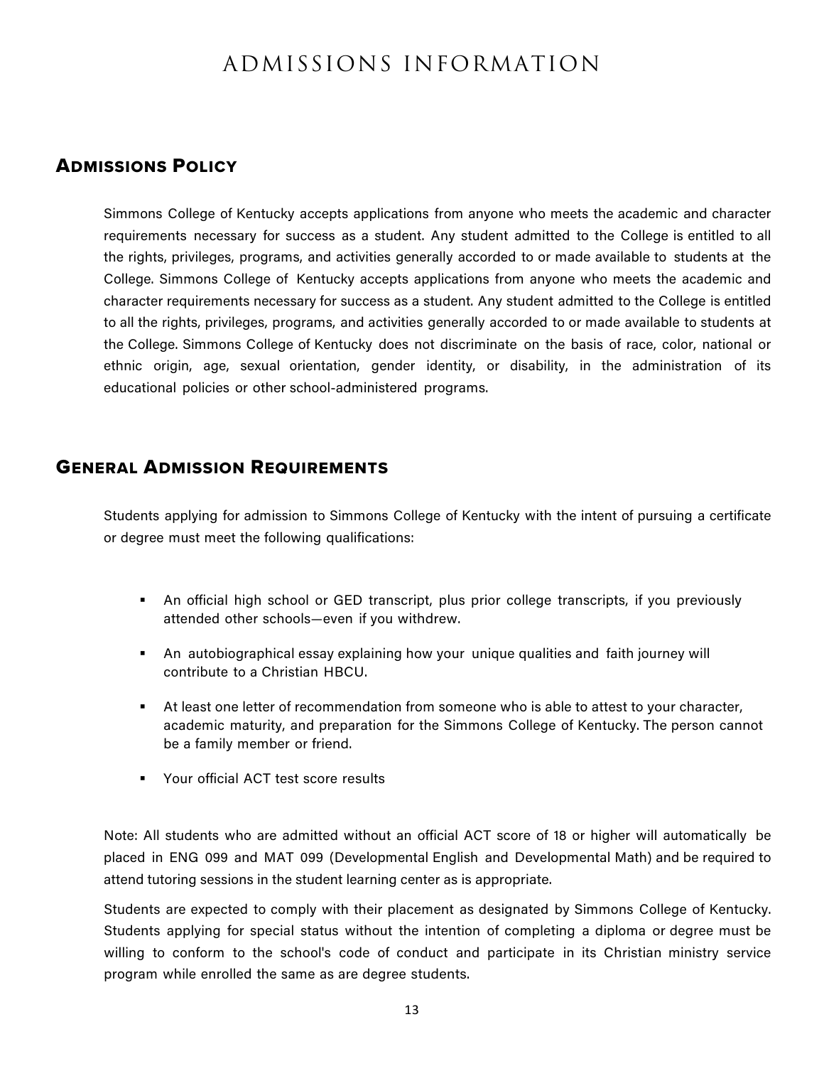# ADMISSIONS INFORMATION

## Admissions Policy

Simmons College of Kentucky accepts applications from anyone who meets the academic and character requirements necessary for success as a student. Any student admitted to the College is entitled to all the rights, privileges, programs, and activities generally accorded to or made available to students at the College. Simmons College of Kentucky accepts applications from anyone who meets the academic and character requirements necessary for success as a student. Any student admitted to the College is entitled to all the rights, privileges, programs, and activities generally accorded to or made available to students at the College. Simmons College of Kentucky does not discriminate on the basis of race, color, national or ethnic origin, age, sexual orientation, gender identity, or disability, in the administration of its educational policies or other school-administered programs.

## General Admission Requirements

Students applying for admission to Simmons College of Kentucky with the intent of pursuing a certificate or degree must meet the following qualifications:

- An official high school or GED transcript, plus prior college transcripts, if you previously attended other schools—even if you withdrew.
- An autobiographical essay explaining how your unique qualities and faith journey will contribute to a Christian HBCU.
- At least one letter of recommendation from someone who is able to attest to your character, academic maturity, and preparation for the Simmons College of Kentucky. The person cannot be a family member or friend.
- Your official ACT test score results

Note: All students who are admitted without an official ACT score of 18 or higher will automatically be placed in ENG 099 and MAT 099 (Developmental English and Developmental Math) and be required to attend tutoring sessions in the student learning center as is appropriate.

Students are expected to comply with their placement as designated by Simmons College of Kentucky. Students applying for special status without the intention of completing a diploma or degree must be willing to conform to the school's code of conduct and participate in its Christian ministry service program while enrolled the same as are degree students.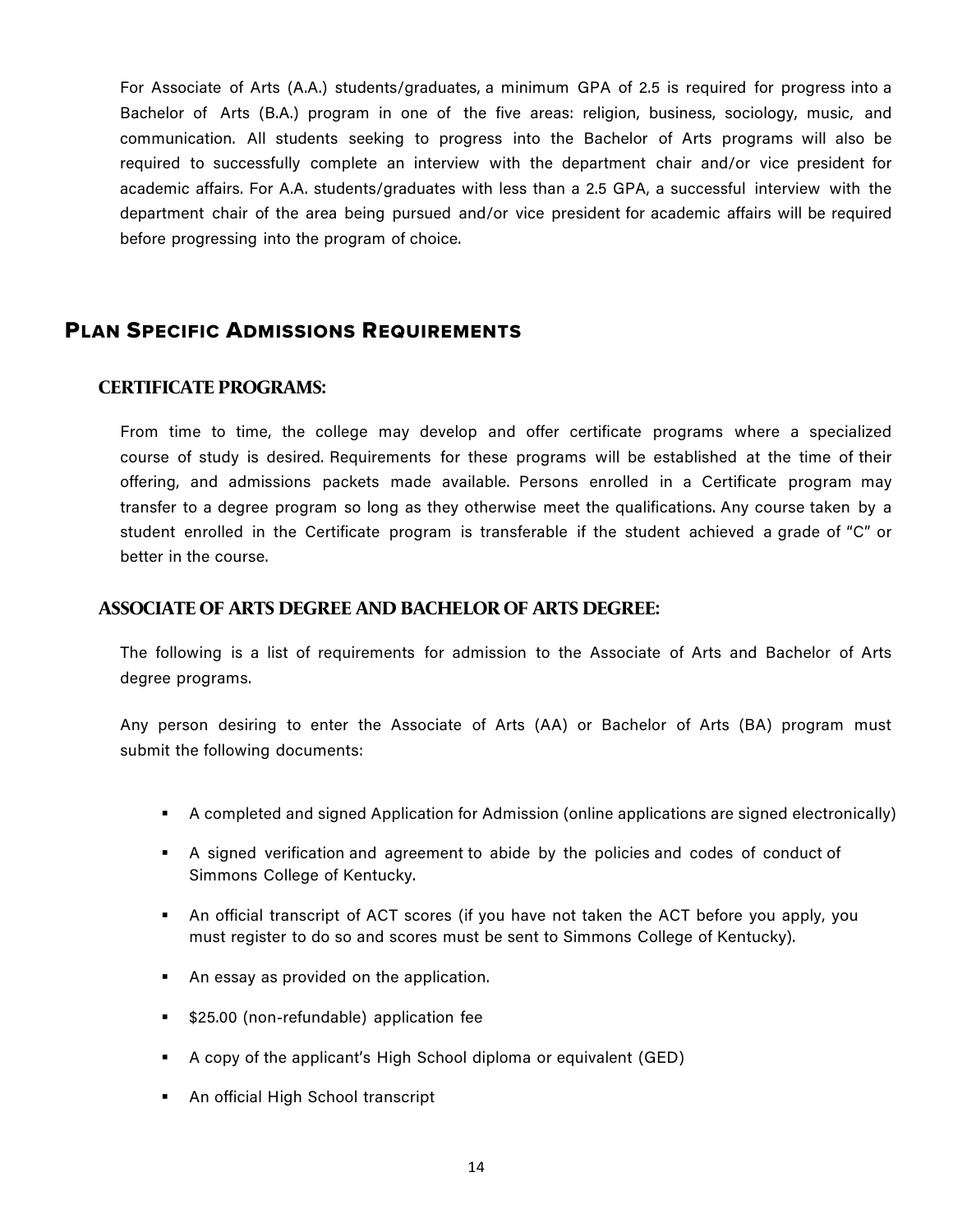For Associate of Arts (A.A.) students/graduates, a minimum GPA of 2.5 is required for progress into a Bachelor of Arts (B.A.) program in one of the five areas: religion, business, sociology, music, and communication. All students seeking to progress into the Bachelor of Arts programs will also be required to successfully complete an interview with the department chair and/or vice president for academic affairs. For A.A. students/graduates with less than a 2.5 GPA, a successful interview with the department chair of the area being pursued and/or vice president for academic affairs will be required before progressing into the program of choice.

## Plan Specific Admissions Requirements

### CERTIFICATE PROGRAMS:

From time to time, the college may develop and offer certificate programs where a specialized course of study is desired. Requirements for these programs will be established at the time of their offering, and admissions packets made available. Persons enrolled in a Certificate program may transfer to a degree program so long as they otherwise meet the qualifications. Any course taken by a student enrolled in the Certificate program is transferable if the student achieved a grade of "C" or better in the course.

### ASSOCIATE OF ARTS DEGREE AND BACHELOR OF ARTS DEGREE:

The following is a list of requirements for admission to the Associate of Arts and Bachelor of Arts degree programs.

Any person desiring to enter the Associate of Arts (AA) or Bachelor of Arts (BA) program must submit the following documents:

- A completed and signed Application for Admission (online applications are signed electronically)
- A signed verification and agreement to abide by the policies and codes of conduct of Simmons College of Kentucky.
- An official transcript of ACT scores (if you have not taken the ACT before you apply, you must register to do so and scores must be sent to Simmons College of Kentucky).
- An essay as provided on the application.
- $25.00 (non-refundable) application fee
- A copy of the applicant's High School diploma or equivalent (GED)
- An official High School transcript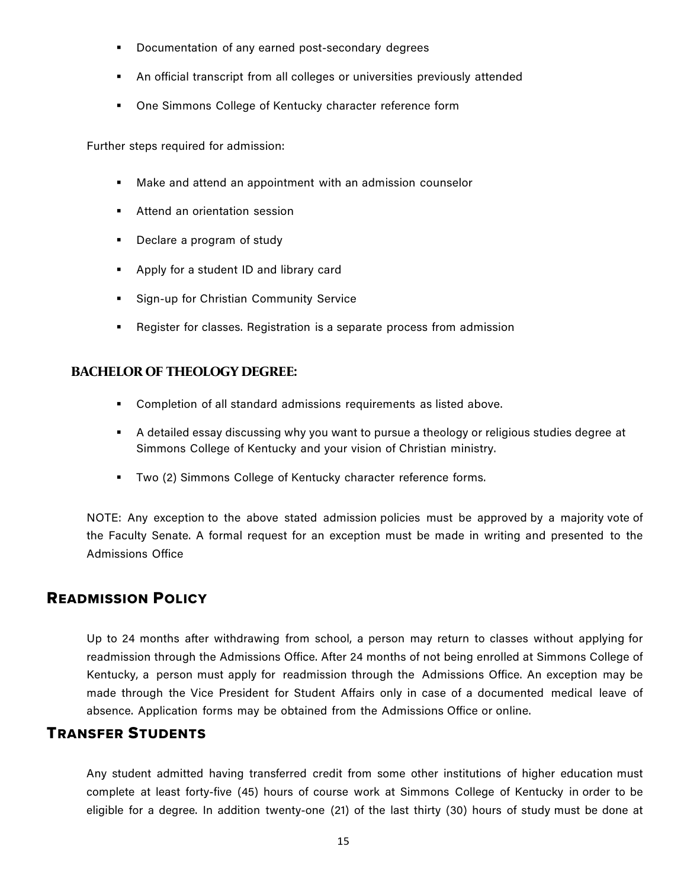- Documentation of any earned post-secondary degrees
- An official transcript from all colleges or universities previously attended
- One Simmons College of Kentucky character reference form

Further steps required for admission:

- Make and attend an appointment with an admission counselor
- Attend an orientation session
- Declare a program of study
- Apply for a student ID and library card
- Sign-up for Christian Community Service
- Register for classes. Registration is a separate process from admission

### BACHELOR OF THEOLOGY DEGREE:

- Completion of all standard admissions requirements as listed above.
- A detailed essay discussing why you want to pursue a theology or religious studies degree at Simmons College of Kentucky and your vision of Christian ministry.
- Two (2) Simmons College of Kentucky character reference forms.

NOTE: Any exception to the above stated admission policies must be approved by a majority vote of the Faculty Senate. A formal request for an exception must be made in writing and presented to the Admissions Office

## Readmission Policy

Up to 24 months after withdrawing from school, a person may return to classes without applying for readmission through the Admissions Office. After 24 months of not being enrolled at Simmons College of Kentucky, a person must apply for readmission through the Admissions Office. An exception may be made through the Vice President for Student Affairs only in case of a documented medical leave of absence. Application forms may be obtained from the Admissions Office or online.

## Transfer Students

Any student admitted having transferred credit from some other institutions of higher education must complete at least forty-five (45) hours of course work at Simmons College of Kentucky in order to be eligible for a degree. In addition twenty-one (21) of the last thirty (30) hours of study must be done at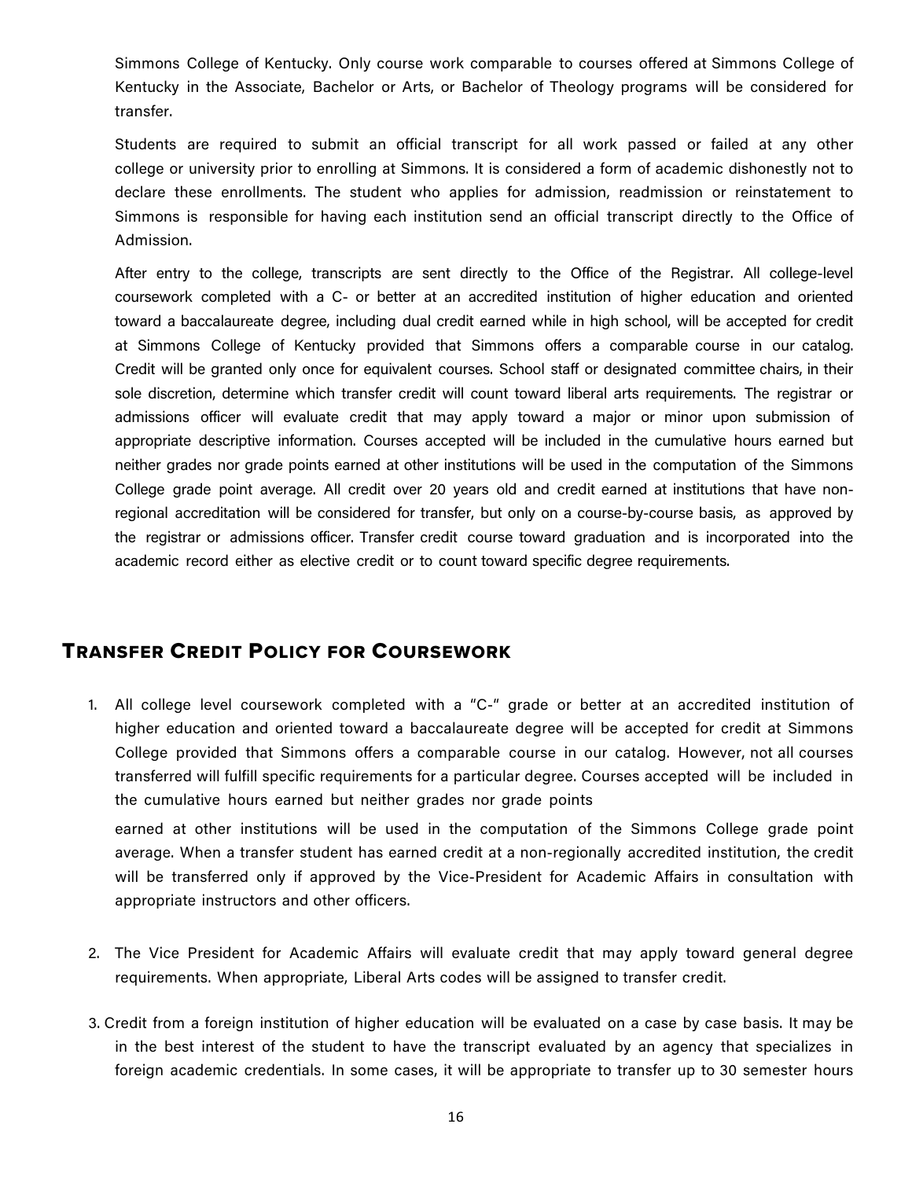Simmons College of Kentucky. Only course work comparable to courses offered at Simmons College of Kentucky in the Associate, Bachelor or Arts, or Bachelor of Theology programs will be considered for transfer.

Students are required to submit an official transcript for all work passed or failed at any other college or university prior to enrolling at Simmons. It is considered a form of academic dishonestly not to declare these enrollments. The student who applies for admission, readmission or reinstatement to Simmons is responsible for having each institution send an official transcript directly to the Office of Admission.

After entry to the college, transcripts are sent directly to the Office of the Registrar. All college-level coursework completed with a C- or better at an accredited institution of higher education and oriented toward a baccalaureate degree, including dual credit earned while in high school, will be accepted for credit at Simmons College of Kentucky provided that Simmons offers a comparable course in our catalog. Credit will be granted only once for equivalent courses. School staff or designated committee chairs, in their sole discretion, determine which transfer credit will count toward liberal arts requirements. The registrar or admissions officer will evaluate credit that may apply toward a major or minor upon submission of appropriate descriptive information. Courses accepted will be included in the cumulative hours earned but neither grades nor grade points earned at other institutions will be used in the computation of the Simmons College grade point average. All credit over 20 years old and credit earned at institutions that have non-regional accreditation will be considered for transfer, but only on a course-by-course basis, as approved by the registrar or admissions officer. Transfer credit course toward graduation and is incorporated into the academic record either as elective credit or to count toward specific degree requirements.

## Transfer Credit Policy for Coursework

1. All college level coursework completed with a "C-" grade or better at an accredited institution of higher education and oriented toward a baccalaureate degree will be accepted for credit at Simmons College provided that Simmons offers a comparable course in our catalog. However, not all courses transferred will fulfill specific requirements for a particular degree. Courses accepted will be included in the cumulative hours earned but neither grades nor grade points earned at other institutions will be used in the computation of the Simmons College grade point average. When a transfer student has earned credit at a non-regionally accredited institution, the credit will be transferred only if approved by the Vice-President for Academic Affairs in consultation with appropriate instructors and other officers.

2. The Vice President for Academic Affairs will evaluate credit that may apply toward general degree requirements. When appropriate, Liberal Arts codes will be assigned to transfer credit.

3. Credit from a foreign institution of higher education will be evaluated on a case by case basis. It may be in the best interest of the student to have the transcript evaluated by an agency that specializes in foreign academic credentials. In some cases, it will be appropriate to transfer up to 30 semester hours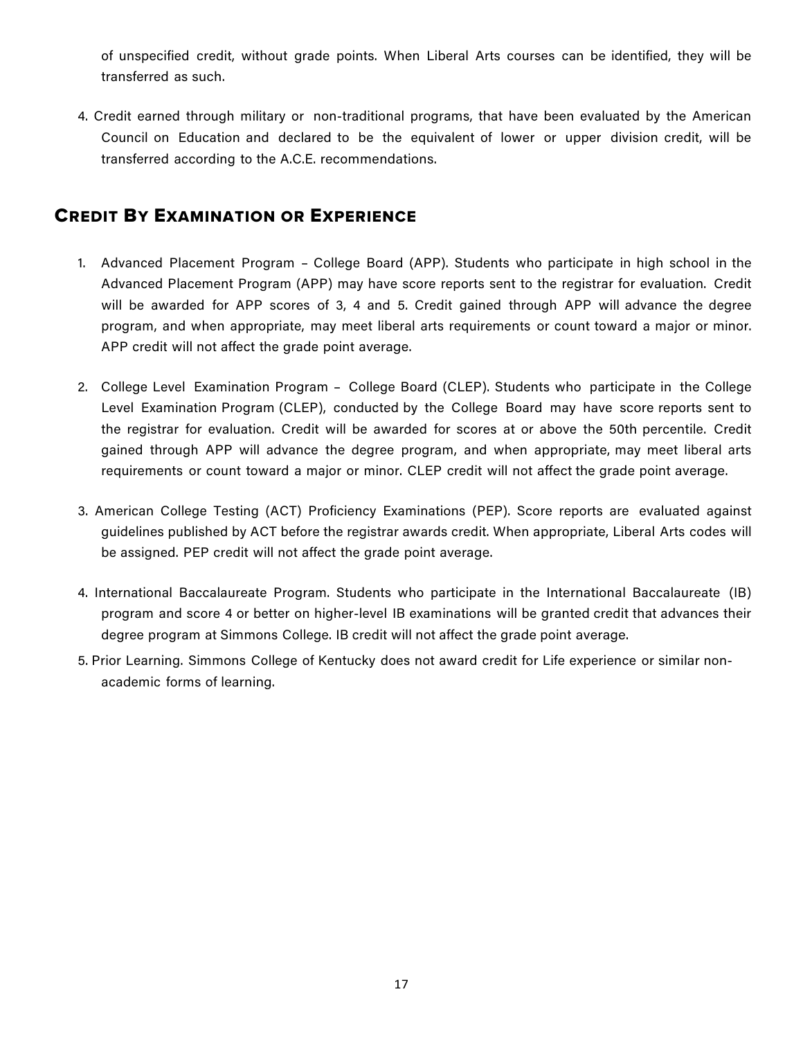of unspecified credit, without grade points. When Liberal Arts courses can be identified, they will be transferred as such.

4. Credit earned through military or non-traditional programs, that have been evaluated by the American Council on Education and declared to be the equivalent of lower or upper division credit, will be transferred according to the A.C.E. recommendations.

## Credit By Examination or Experience

1. Advanced Placement Program – College Board (APP). Students who participate in high school in the Advanced Placement Program (APP) may have score reports sent to the registrar for evaluation. Credit will be awarded for APP scores of 3, 4 and 5. Credit gained through APP will advance the degree program, and when appropriate, may meet liberal arts requirements or count toward a major or minor. APP credit will not affect the grade point average.

2. College Level Examination Program – College Board (CLEP). Students who participate in the College Level Examination Program (CLEP), conducted by the College Board may have score reports sent to the registrar for evaluation. Credit will be awarded for scores at or above the 50th percentile. Credit gained through APP will advance the degree program, and when appropriate, may meet liberal arts requirements or count toward a major or minor. CLEP credit will not affect the grade point average.

3. American College Testing (ACT) Proficiency Examinations (PEP). Score reports are evaluated against guidelines published by ACT before the registrar awards credit. When appropriate, Liberal Arts codes will be assigned. PEP credit will not affect the grade point average.

4. International Baccalaureate Program. Students who participate in the International Baccalaureate (IB) program and score 4 or better on higher-level IB examinations will be granted credit that advances their degree program at Simmons College. IB credit will not affect the grade point average.

5. Prior Learning. Simmons College of Kentucky does not award credit for Life experience or similar non-academic forms of learning.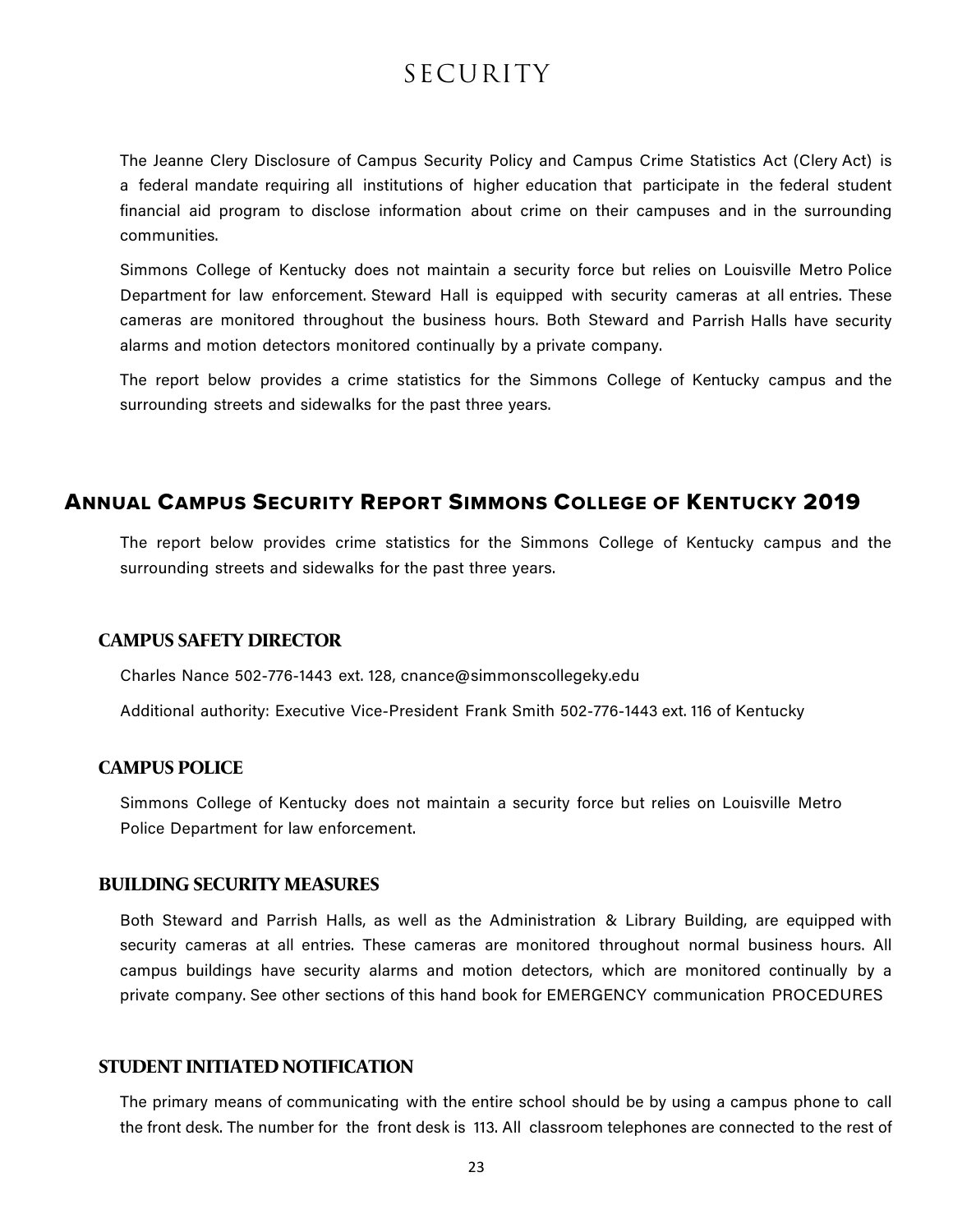# SECURITY

The Jeanne Clery Disclosure of Campus Security Policy and Campus Crime Statistics Act (Clery Act) is a federal mandate requiring all institutions of higher education that participate in the federal student financial aid program to disclose information about crime on their campuses and in the surrounding communities.

Simmons College of Kentucky does not maintain a security force but relies on Louisville Metro Police Department for law enforcement. Steward Hall is equipped with security cameras at all entries. These cameras are monitored throughout the business hours. Both Steward and Parrish Halls have security alarms and motion detectors monitored continually by a private company.

The report below provides a crime statistics for the Simmons College of Kentucky campus and the surrounding streets and sidewalks for the past three years.

## Annual Campus Security Report Simmons College of Kentucky 2019

The report below provides crime statistics for the Simmons College of Kentucky campus and the surrounding streets and sidewalks for the past three years.

### CAMPUS SAFETY DIRECTOR

Charles Nance 502-776-1443 ext. 128, cnance@simmonscollegeky.edu

Additional authority: Executive Vice-President Frank Smith 502-776-1443 ext. 116 of Kentucky

### CAMPUS POLICE

Simmons College of Kentucky does not maintain a security force but relies on Louisville Metro Police Department for law enforcement.

### BUILDING SECURITY MEASURES

Both Steward and Parrish Halls, as well as the Administration & Library Building, are equipped with security cameras at all entries. These cameras are monitored throughout normal business hours. All campus buildings have security alarms and motion detectors, which are monitored continually by a private company. See other sections of this hand book for EMERGENCY communication PROCEDURES

### STUDENT INITIATED NOTIFICATION

The primary means of communicating with the entire school should be by using a campus phone to call the front desk. The number for the front desk is 113. All classroom telephones are connected to the rest of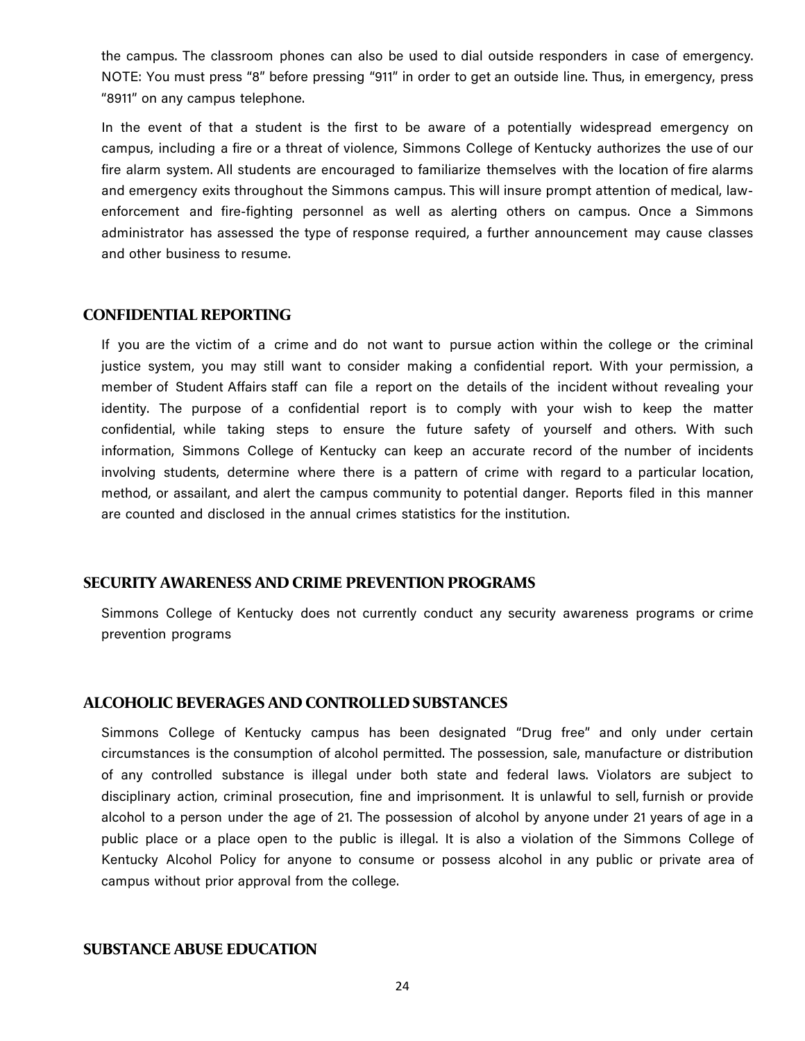the campus. The classroom phones can also be used to dial outside responders in case of emergency. NOTE: You must press "8" before pressing "911" in order to get an outside line. Thus, in emergency, press "8911" on any campus telephone.

In the event of that a student is the first to be aware of a potentially widespread emergency on campus, including a fire or a threat of violence, Simmons College of Kentucky authorizes the use of our fire alarm system. All students are encouraged to familiarize themselves with the location of fire alarms and emergency exits throughout the Simmons campus. This will insure prompt attention of medical, law-enforcement and fire-fighting personnel as well as alerting others on campus. Once a Simmons administrator has assessed the type of response required, a further announcement may cause classes and other business to resume.

## CONFIDENTIAL REPORTING

If you are the victim of a crime and do not want to pursue action within the college or the criminal justice system, you may still want to consider making a confidential report. With your permission, a member of Student Affairs staff can file a report on the details of the incident without revealing your identity. The purpose of a confidential report is to comply with your wish to keep the matter confidential, while taking steps to ensure the future safety of yourself and others. With such information, Simmons College of Kentucky can keep an accurate record of the number of incidents involving students, determine where there is a pattern of crime with regard to a particular location, method, or assailant, and alert the campus community to potential danger. Reports filed in this manner are counted and disclosed in the annual crimes statistics for the institution.

## SECURITY AWARENESS AND CRIME PREVENTION PROGRAMS

Simmons College of Kentucky does not currently conduct any security awareness programs or crime prevention programs

## ALCOHOLIC BEVERAGES AND CONTROLLED SUBSTANCES

Simmons College of Kentucky campus has been designated "Drug free" and only under certain circumstances is the consumption of alcohol permitted. The possession, sale, manufacture or distribution of any controlled substance is illegal under both state and federal laws. Violators are subject to disciplinary action, criminal prosecution, fine and imprisonment. It is unlawful to sell, furnish or provide alcohol to a person under the age of 21. The possession of alcohol by anyone under 21 years of age in a public place or a place open to the public is illegal. It is also a violation of the Simmons College of Kentucky Alcohol Policy for anyone to consume or possess alcohol in any public or private area of campus without prior approval from the college.

## SUBSTANCE ABUSE EDUCATION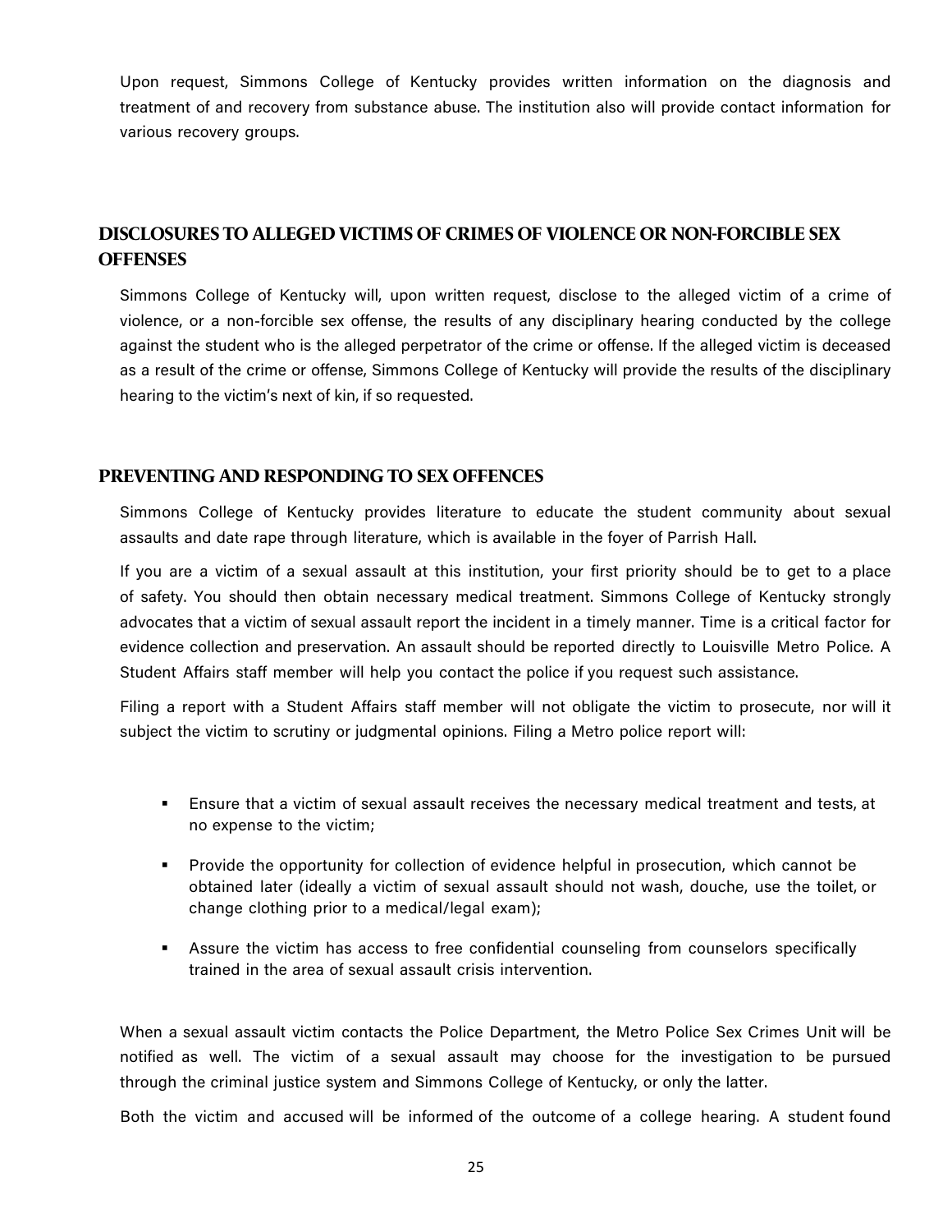Upon request, Simmons College of Kentucky provides written information on the diagnosis and treatment of and recovery from substance abuse. The institution also will provide contact information for various recovery groups.

## DISCLOSURES TO ALLEGED VICTIMS OF CRIMES OF VIOLENCE OR NON-FORCIBLE SEX OFFENSES

Simmons College of Kentucky will, upon written request, disclose to the alleged victim of a crime of violence, or a non-forcible sex offense, the results of any disciplinary hearing conducted by the college against the student who is the alleged perpetrator of the crime or offense. If the alleged victim is deceased as a result of the crime or offense, Simmons College of Kentucky will provide the results of the disciplinary hearing to the victim's next of kin, if so requested.

## PREVENTING AND RESPONDING TO SEX OFFENCES

Simmons College of Kentucky provides literature to educate the student community about sexual assaults and date rape through literature, which is available in the foyer of Parrish Hall.

If you are a victim of a sexual assault at this institution, your first priority should be to get to a place of safety. You should then obtain necessary medical treatment. Simmons College of Kentucky strongly advocates that a victim of sexual assault report the incident in a timely manner. Time is a critical factor for evidence collection and preservation. An assault should be reported directly to Louisville Metro Police. A Student Affairs staff member will help you contact the police if you request such assistance.

Filing a report with a Student Affairs staff member will not obligate the victim to prosecute, nor will it subject the victim to scrutiny or judgmental opinions. Filing a Metro police report will:

- Ensure that a victim of sexual assault receives the necessary medical treatment and tests, at no expense to the victim;
- Provide the opportunity for collection of evidence helpful in prosecution, which cannot be obtained later (ideally a victim of sexual assault should not wash, douche, use the toilet, or change clothing prior to a medical/legal exam);
- Assure the victim has access to free confidential counseling from counselors specifically trained in the area of sexual assault crisis intervention.

When a sexual assault victim contacts the Police Department, the Metro Police Sex Crimes Unit will be notified as well. The victim of a sexual assault may choose for the investigation to be pursued through the criminal justice system and Simmons College of Kentucky, or only the latter.

Both the victim and accused will be informed of the outcome of a college hearing. A student found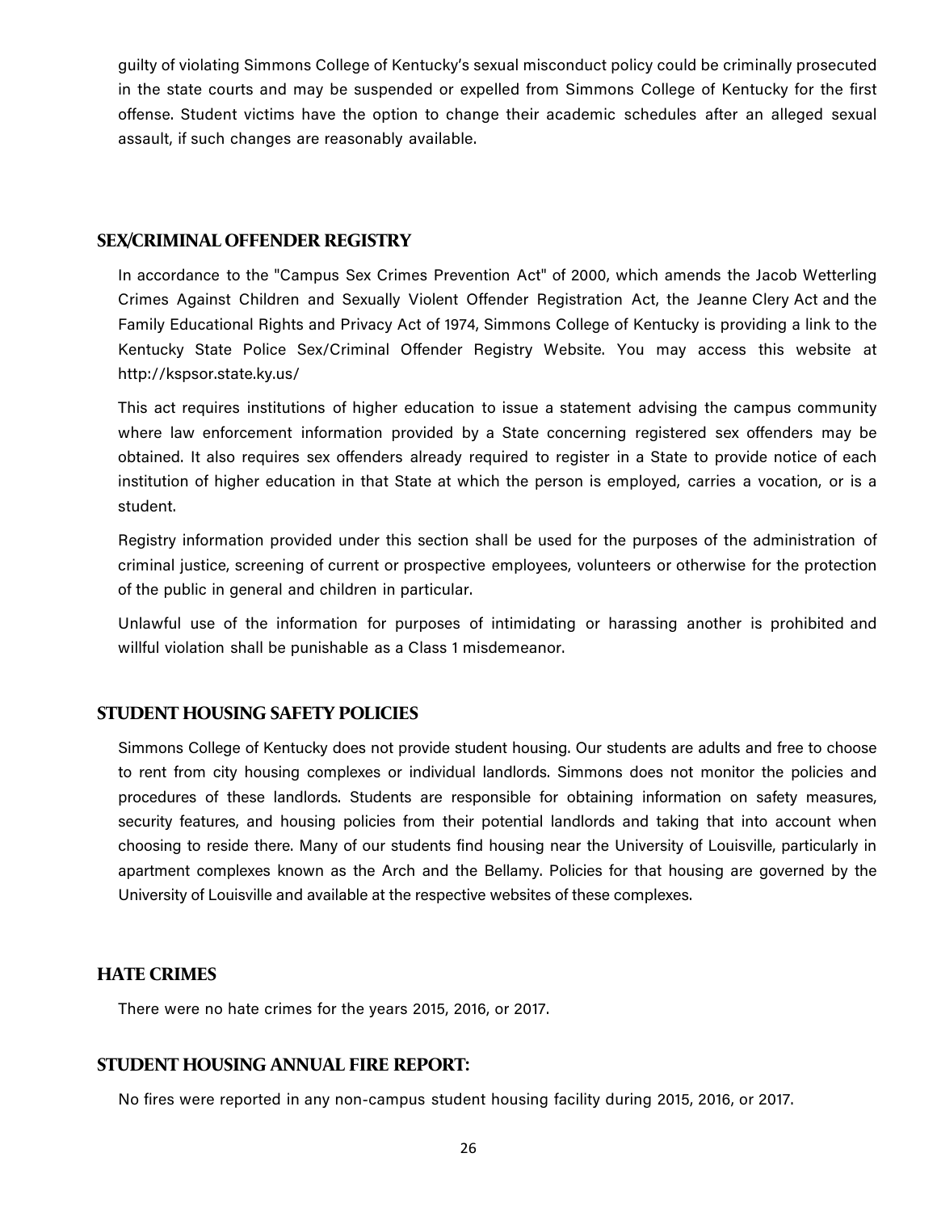guilty of violating Simmons College of Kentucky's sexual misconduct policy could be criminally prosecuted in the state courts and may be suspended or expelled from Simmons College of Kentucky for the first offense. Student victims have the option to change their academic schedules after an alleged sexual assault, if such changes are reasonably available.

## SEX/CRIMINAL OFFENDER REGISTRY

In accordance to the "Campus Sex Crimes Prevention Act" of 2000, which amends the Jacob Wetterling Crimes Against Children and Sexually Violent Offender Registration Act, the Jeanne Clery Act and the Family Educational Rights and Privacy Act of 1974, Simmons College of Kentucky is providing a link to the Kentucky State Police Sex/Criminal Offender Registry Website. You may access this website at http://kspsor.state.ky.us/

This act requires institutions of higher education to issue a statement advising the campus community where law enforcement information provided by a State concerning registered sex offenders may be obtained. It also requires sex offenders already required to register in a State to provide notice of each institution of higher education in that State at which the person is employed, carries a vocation, or is a student.

Registry information provided under this section shall be used for the purposes of the administration of criminal justice, screening of current or prospective employees, volunteers or otherwise for the protection of the public in general and children in particular.

Unlawful use of the information for purposes of intimidating or harassing another is prohibited and willful violation shall be punishable as a Class 1 misdemeanor.

## STUDENT HOUSING SAFETY POLICIES

Simmons College of Kentucky does not provide student housing. Our students are adults and free to choose to rent from city housing complexes or individual landlords. Simmons does not monitor the policies and procedures of these landlords. Students are responsible for obtaining information on safety measures, security features, and housing policies from their potential landlords and taking that into account when choosing to reside there. Many of our students find housing near the University of Louisville, particularly in apartment complexes known as the Arch and the Bellamy. Policies for that housing are governed by the University of Louisville and available at the respective websites of these complexes.

## HATE CRIMES

There were no hate crimes for the years 2015, 2016, or 2017.

## STUDENT HOUSING ANNUAL FIRE REPORT:

No fires were reported in any non-campus student housing facility during 2015, 2016, or 2017.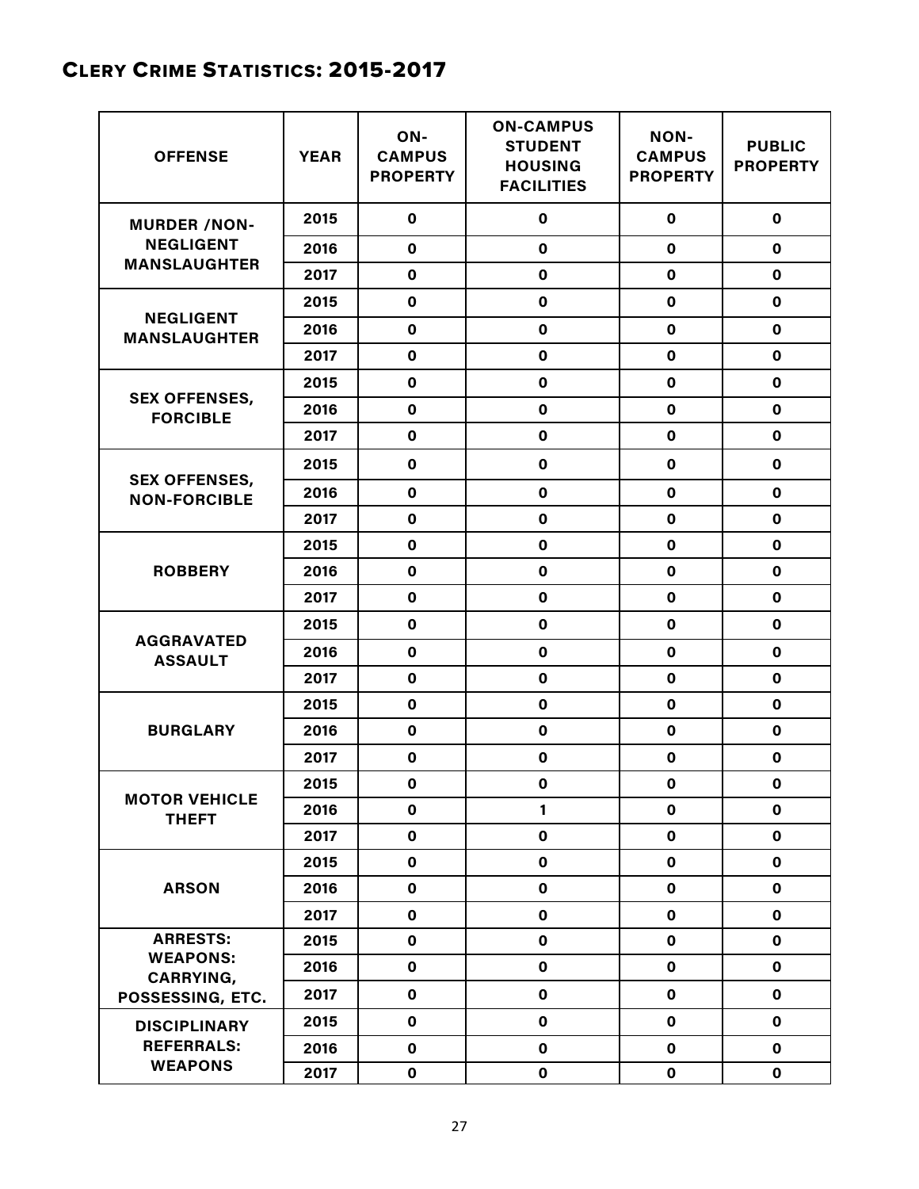## Clery Crime Statistics: 2015-2017

| OFFENSE | YEAR | ON-CAMPUS PROPERTY | ON-CAMPUS STUDENT HOUSING FACILITIES | NON-CAMPUS PROPERTY | PUBLIC PROPERTY |
|---|---|---|---|---|---|
| MURDER /NON-NEGLIGENT MANSLAUGHTER | 2015 | 0 | 0 | 0 | 0 |
| | 2016 | 0 | 0 | 0 | 0 |
| | 2017 | 0 | 0 | 0 | 0 |
| NEGLIGENT MANSLAUGHTER | 2015 | 0 | 0 | 0 | 0 |
| | 2016 | 0 | 0 | 0 | 0 |
| | 2017 | 0 | 0 | 0 | 0 |
| SEX OFFENSES, FORCIBLE | 2015 | 0 | 0 | 0 | 0 |
| | 2016 | 0 | 0 | 0 | 0 |
| | 2017 | 0 | 0 | 0 | 0 |
| SEX OFFENSES, NON-FORCIBLE | 2015 | 0 | 0 | 0 | 0 |
| | 2016 | 0 | 0 | 0 | 0 |
| | 2017 | 0 | 0 | 0 | 0 |
| ROBBERY | 2015 | 0 | 0 | 0 | 0 |
| | 2016 | 0 | 0 | 0 | 0 |
| | 2017 | 0 | 0 | 0 | 0 |
| AGGRAVATED ASSAULT | 2015 | 0 | 0 | 0 | 0 |
| | 2016 | 0 | 0 | 0 | 0 |
| | 2017 | 0 | 0 | 0 | 0 |
| BURGLARY | 2015 | 0 | 0 | 0 | 0 |
| | 2016 | 0 | 0 | 0 | 0 |
| | 2017 | 0 | 0 | 0 | 0 |
| MOTOR VEHICLE THEFT | 2015 | 0 | 0 | 0 | 0 |
| | 2016 | 0 | 1 | 0 | 0 |
| | 2017 | 0 | 0 | 0 | 0 |
| ARSON | 2015 | 0 | 0 | 0 | 0 |
| | 2016 | 0 | 0 | 0 | 0 |
| | 2017 | 0 | 0 | 0 | 0 |
| ARRESTS: WEAPONS: CARRYING, POSSESSING, ETC. | 2015 | 0 | 0 | 0 | 0 |
| | 2016 | 0 | 0 | 0 | 0 |
| | 2017 | 0 | 0 | 0 | 0 |
| DISCIPLINARY REFERRALS: WEAPONS | 2015 | 0 | 0 | 0 | 0 |
| | 2016 | 0 | 0 | 0 | 0 |
| | 2017 | 0 | 0 | 0 | 0 |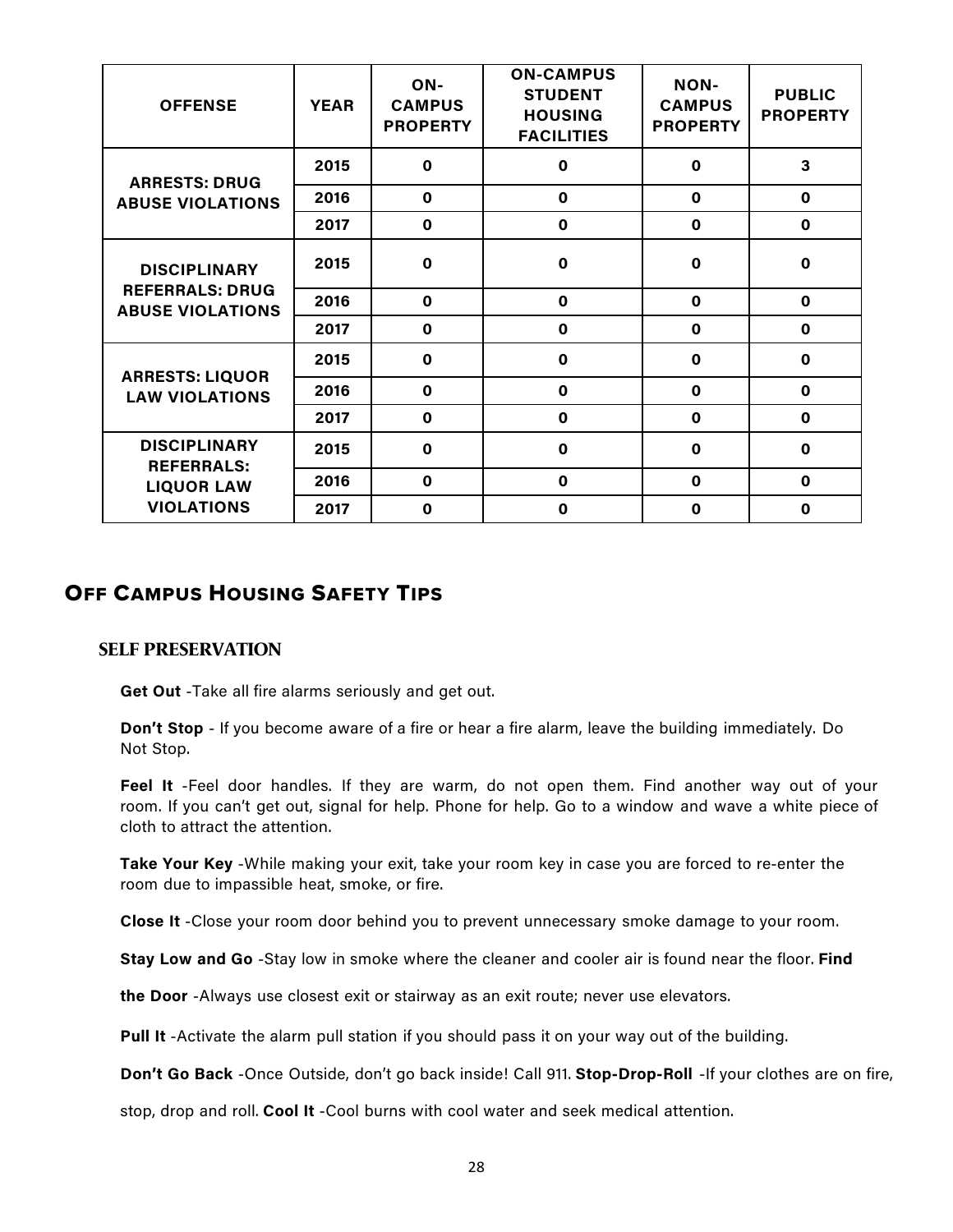| OFFENSE | YEAR | ON-CAMPUS PROPERTY | ON-CAMPUS STUDENT HOUSING FACILITIES | NON-CAMPUS PROPERTY | PUBLIC PROPERTY |
|---|---|---|---|---|---|
| ARRESTS: DRUG ABUSE VIOLATIONS | 2015 | 0 | 0 | 0 | 3 |
| | 2016 | 0 | 0 | 0 | 0 |
| | 2017 | 0 | 0 | 0 | 0 |
| DISCIPLINARY REFERRALS: DRUG ABUSE VIOLATIONS | 2015 | 0 | 0 | 0 | 0 |
| | 2016 | 0 | 0 | 0 | 0 |
| | 2017 | 0 | 0 | 0 | 0 |
| ARRESTS: LIQUOR LAW VIOLATIONS | 2015 | 0 | 0 | 0 | 0 |
| | 2016 | 0 | 0 | 0 | 0 |
| | 2017 | 0 | 0 | 0 | 0 |
| DISCIPLINARY REFERRALS: LIQUOR LAW VIOLATIONS | 2015 | 0 | 0 | 0 | 0 |
| | 2016 | 0 | 0 | 0 | 0 |
| | 2017 | 0 | 0 | 0 | 0 |

## Off Campus Housing Safety Tips

### SELF PRESERVATION

**Get Out** -Take all fire alarms seriously and get out.

**Don't Stop** - If you become aware of a fire or hear a fire alarm, leave the building immediately. Do Not Stop.

**Feel It** -Feel door handles. If they are warm, do not open them. Find another way out of your room. If you can't get out, signal for help. Phone for help. Go to a window and wave a white piece of cloth to attract the attention.

**Take Your Key** -While making your exit, take your room key in case you are forced to re-enter the room due to impassible heat, smoke, or fire.

**Close It** -Close your room door behind you to prevent unnecessary smoke damage to your room.

**Stay Low and Go** -Stay low in smoke where the cleaner and cooler air is found near the floor. **Find the Door** -Always use closest exit or stairway as an exit route; never use elevators.

**Pull It** -Activate the alarm pull station if you should pass it on your way out of the building.

**Don't Go Back** -Once Outside, don't go back inside! Call 911. **Stop-Drop-Roll** -If your clothes are on fire, stop, drop and roll. **Cool It** -Cool burns with cool water and seek medical attention.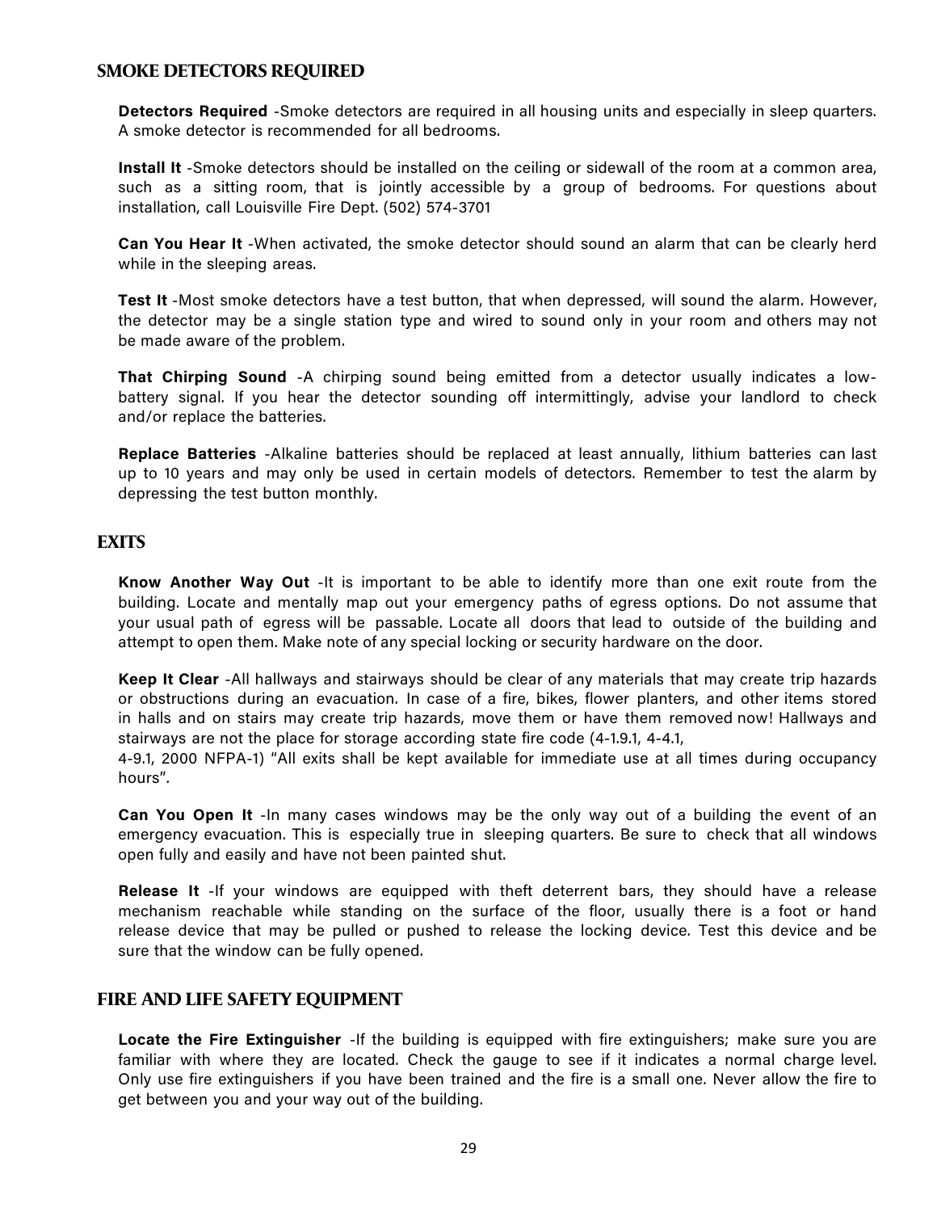## SMOKE DETECTORS REQUIRED

**Detectors Required** -Smoke detectors are required in all housing units and especially in sleep quarters. A smoke detector is recommended for all bedrooms.

**Install It** -Smoke detectors should be installed on the ceiling or sidewall of the room at a common area, such as a sitting room, that is jointly accessible by a group of bedrooms. For questions about installation, call Louisville Fire Dept. (502) 574-3701

**Can You Hear It** -When activated, the smoke detector should sound an alarm that can be clearly herd while in the sleeping areas.

**Test It** -Most smoke detectors have a test button, that when depressed, will sound the alarm. However, the detector may be a single station type and wired to sound only in your room and others may not be made aware of the problem.

**That Chirping Sound** -A chirping sound being emitted from a detector usually indicates a low-battery signal. If you hear the detector sounding off intermittingly, advise your landlord to check and/or replace the batteries.

**Replace Batteries** -Alkaline batteries should be replaced at least annually, lithium batteries can last up to 10 years and may only be used in certain models of detectors. Remember to test the alarm by depressing the test button monthly.

## EXITS

**Know Another Way Out** -It is important to be able to identify more than one exit route from the building. Locate and mentally map out your emergency paths of egress options. Do not assume that your usual path of egress will be passable. Locate all doors that lead to outside of the building and attempt to open them. Make note of any special locking or security hardware on the door.

**Keep It Clear** -All hallways and stairways should be clear of any materials that may create trip hazards or obstructions during an evacuation. In case of a fire, bikes, flower planters, and other items stored in halls and on stairs may create trip hazards, move them or have them removed now! Hallways and stairways are not the place for storage according state fire code (4-1.9.1, 4-4.1, 4-9.1, 2000 NFPA-1) "All exits shall be kept available for immediate use at all times during occupancy hours".

**Can You Open It** -In many cases windows may be the only way out of a building the event of an emergency evacuation. This is especially true in sleeping quarters. Be sure to check that all windows open fully and easily and have not been painted shut.

**Release It** -If your windows are equipped with theft deterrent bars, they should have a release mechanism reachable while standing on the surface of the floor, usually there is a foot or hand release device that may be pulled or pushed to release the locking device. Test this device and be sure that the window can be fully opened.

## FIRE AND LIFE SAFETY EQUIPMENT

**Locate the Fire Extinguisher** -If the building is equipped with fire extinguishers; make sure you are familiar with where they are located. Check the gauge to see if it indicates a normal charge level. Only use fire extinguishers if you have been trained and the fire is a small one. Never allow the fire to get between you and your way out of the building.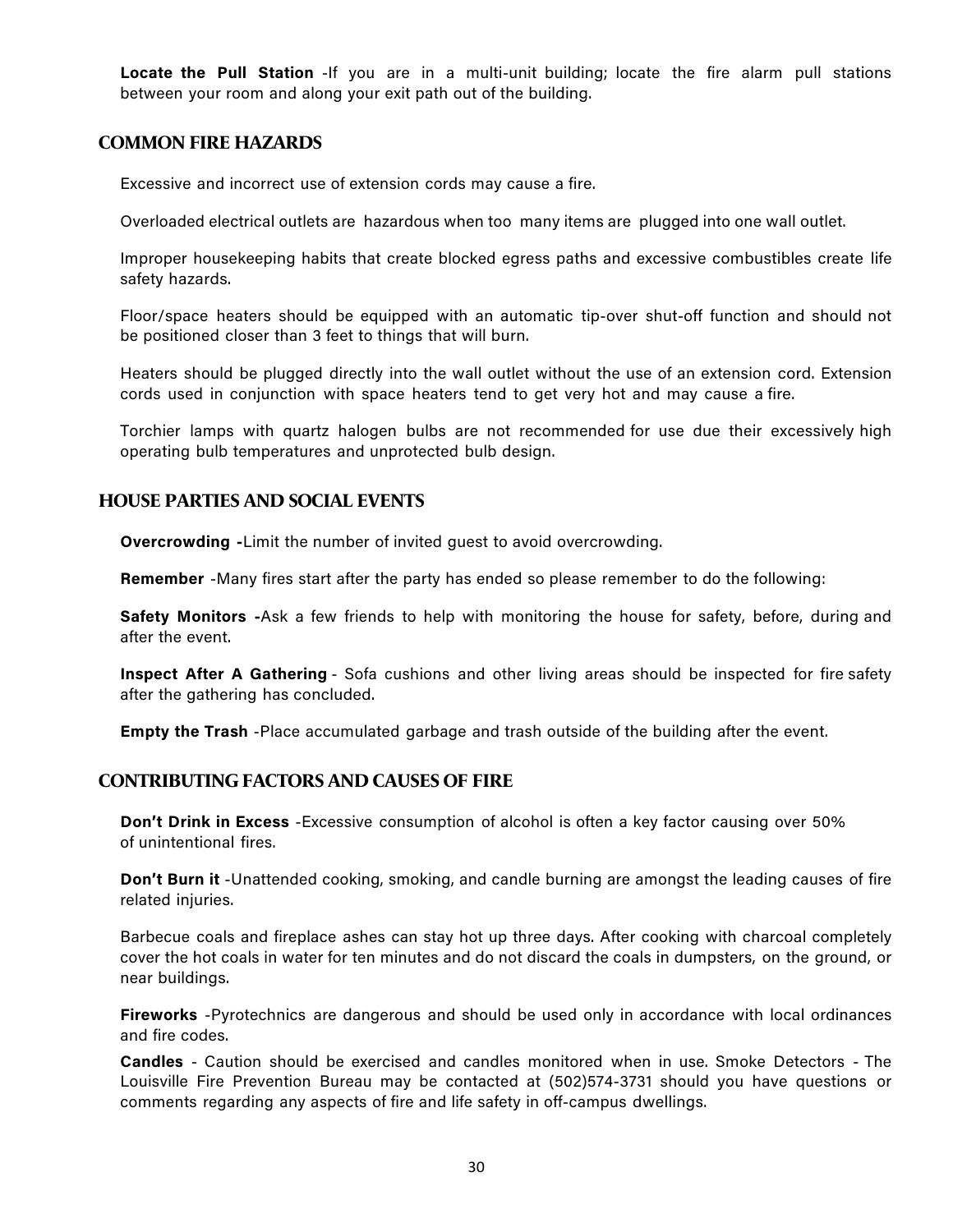**Locate the Pull Station** -If you are in a multi-unit building; locate the fire alarm pull stations between your room and along your exit path out of the building.

## COMMON FIRE HAZARDS

Excessive and incorrect use of extension cords may cause a fire.

Overloaded electrical outlets are hazardous when too many items are plugged into one wall outlet.

Improper housekeeping habits that create blocked egress paths and excessive combustibles create life safety hazards.

Floor/space heaters should be equipped with an automatic tip-over shut-off function and should not be positioned closer than 3 feet to things that will burn.

Heaters should be plugged directly into the wall outlet without the use of an extension cord. Extension cords used in conjunction with space heaters tend to get very hot and may cause a fire.

Torchier lamps with quartz halogen bulbs are not recommended for use due their excessively high operating bulb temperatures and unprotected bulb design.

## HOUSE PARTIES AND SOCIAL EVENTS

**Overcrowding -**Limit the number of invited guest to avoid overcrowding.

**Remember** -Many fires start after the party has ended so please remember to do the following:

**Safety Monitors -**Ask a few friends to help with monitoring the house for safety, before, during and after the event.

**Inspect After A Gathering** - Sofa cushions and other living areas should be inspected for fire safety after the gathering has concluded.

**Empty the Trash** -Place accumulated garbage and trash outside of the building after the event.

## CONTRIBUTING FACTORS AND CAUSES OF FIRE

**Don't Drink in Excess** -Excessive consumption of alcohol is often a key factor causing over 50% of unintentional fires.

**Don't Burn it** -Unattended cooking, smoking, and candle burning are amongst the leading causes of fire related injuries.

Barbecue coals and fireplace ashes can stay hot up three days. After cooking with charcoal completely cover the hot coals in water for ten minutes and do not discard the coals in dumpsters, on the ground, or near buildings.

**Fireworks** -Pyrotechnics are dangerous and should be used only in accordance with local ordinances and fire codes.

**Candles** - Caution should be exercised and candles monitored when in use. Smoke Detectors - The Louisville Fire Prevention Bureau may be contacted at (502)574-3731 should you have questions or comments regarding any aspects of fire and life safety in off-campus dwellings.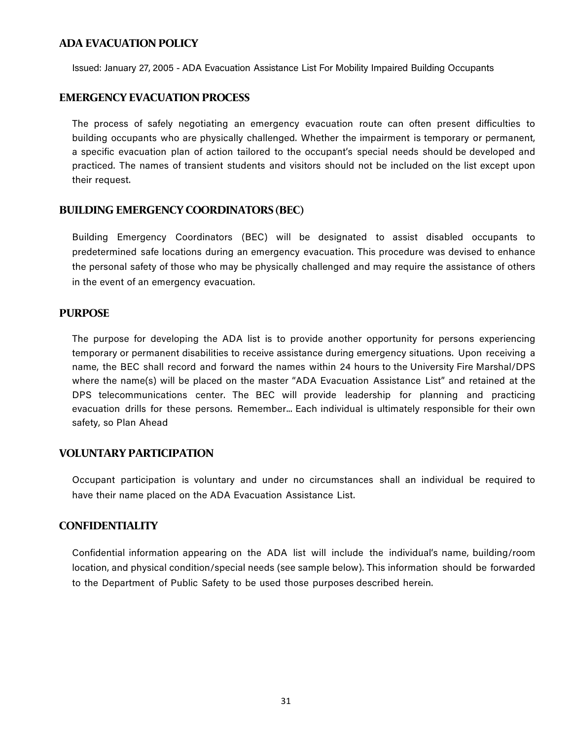## ADA EVACUATION POLICY

Issued: January 27, 2005 - ADA Evacuation Assistance List For Mobility Impaired Building Occupants

## EMERGENCY EVACUATION PROCESS

The process of safely negotiating an emergency evacuation route can often present difficulties to building occupants who are physically challenged. Whether the impairment is temporary or permanent, a specific evacuation plan of action tailored to the occupant's special needs should be developed and practiced. The names of transient students and visitors should not be included on the list except upon their request.

## BUILDING EMERGENCY COORDINATORS (BEC)

Building Emergency Coordinators (BEC) will be designated to assist disabled occupants to predetermined safe locations during an emergency evacuation. This procedure was devised to enhance the personal safety of those who may be physically challenged and may require the assistance of others in the event of an emergency evacuation.

## PURPOSE

The purpose for developing the ADA list is to provide another opportunity for persons experiencing temporary or permanent disabilities to receive assistance during emergency situations. Upon receiving a name, the BEC shall record and forward the names within 24 hours to the University Fire Marshal/DPS where the name(s) will be placed on the master "ADA Evacuation Assistance List" and retained at the DPS telecommunications center. The BEC will provide leadership for planning and practicing evacuation drills for these persons. Remember... Each individual is ultimately responsible for their own safety, so Plan Ahead

## VOLUNTARY PARTICIPATION

Occupant participation is voluntary and under no circumstances shall an individual be required to have their name placed on the ADA Evacuation Assistance List.

## CONFIDENTIALITY

Confidential information appearing on the ADA list will include the individual's name, building/room location, and physical condition/special needs (see sample below). This information should be forwarded to the Department of Public Safety to be used those purposes described herein.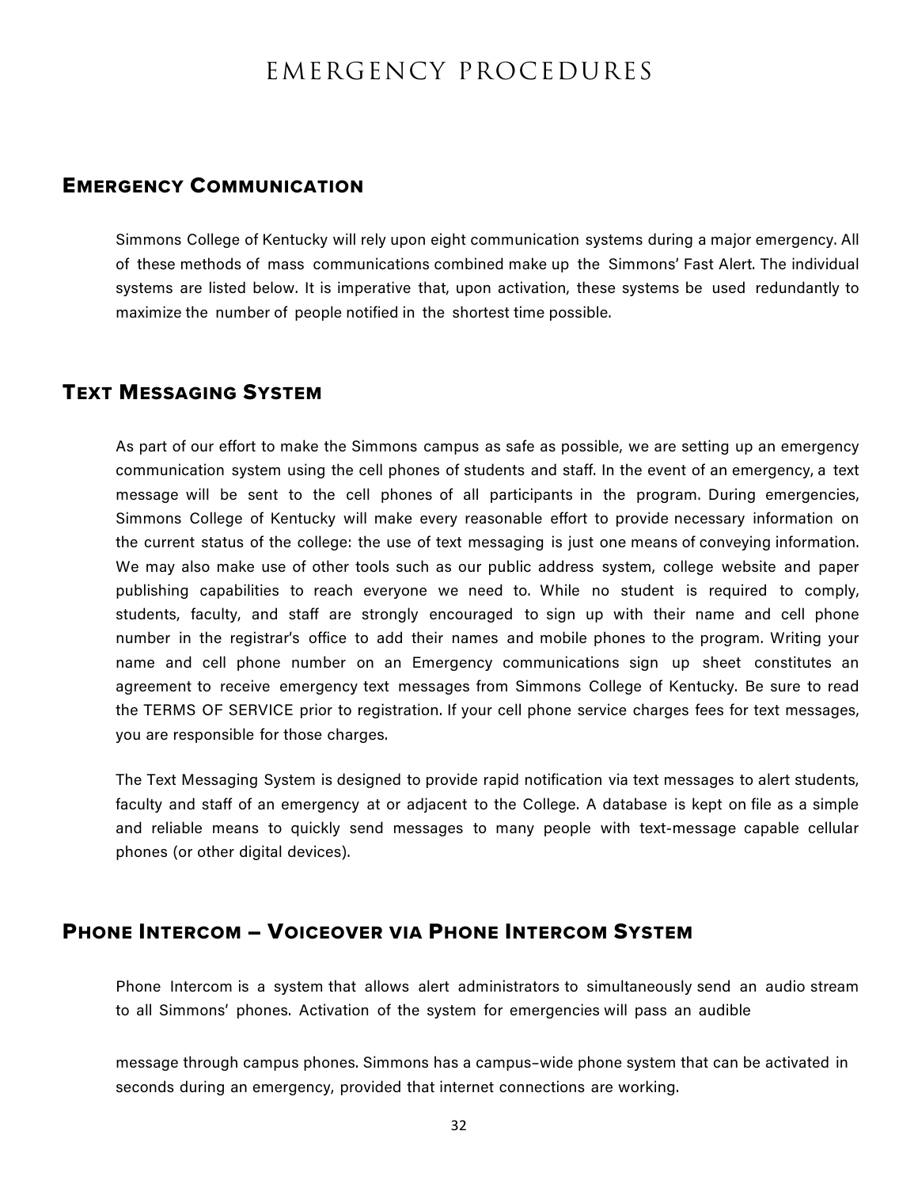# EMERGENCY PROCEDURES

## Emergency Communication

Simmons College of Kentucky will rely upon eight communication systems during a major emergency. All of these methods of mass communications combined make up the Simmons' Fast Alert. The individual systems are listed below. It is imperative that, upon activation, these systems be used redundantly to maximize the number of people notified in the shortest time possible.

## Text Messaging System

As part of our effort to make the Simmons campus as safe as possible, we are setting up an emergency communication system using the cell phones of students and staff. In the event of an emergency, a text message will be sent to the cell phones of all participants in the program. During emergencies, Simmons College of Kentucky will make every reasonable effort to provide necessary information on the current status of the college: the use of text messaging is just one means of conveying information. We may also make use of other tools such as our public address system, college website and paper publishing capabilities to reach everyone we need to. While no student is required to comply, students, faculty, and staff are strongly encouraged to sign up with their name and cell phone number in the registrar's office to add their names and mobile phones to the program. Writing your name and cell phone number on an Emergency communications sign up sheet constitutes an agreement to receive emergency text messages from Simmons College of Kentucky. Be sure to read the TERMS OF SERVICE prior to registration. If your cell phone service charges fees for text messages, you are responsible for those charges.

The Text Messaging System is designed to provide rapid notification via text messages to alert students, faculty and staff of an emergency at or adjacent to the College. A database is kept on file as a simple and reliable means to quickly send messages to many people with text-message capable cellular phones (or other digital devices).

## Phone Intercom – Voiceover via Phone Intercom System

Phone Intercom is a system that allows alert administrators to simultaneously send an audio stream to all Simmons' phones. Activation of the system for emergencies will pass an audible message through campus phones. Simmons has a campus-wide phone system that can be activated in seconds during an emergency, provided that internet connections are working.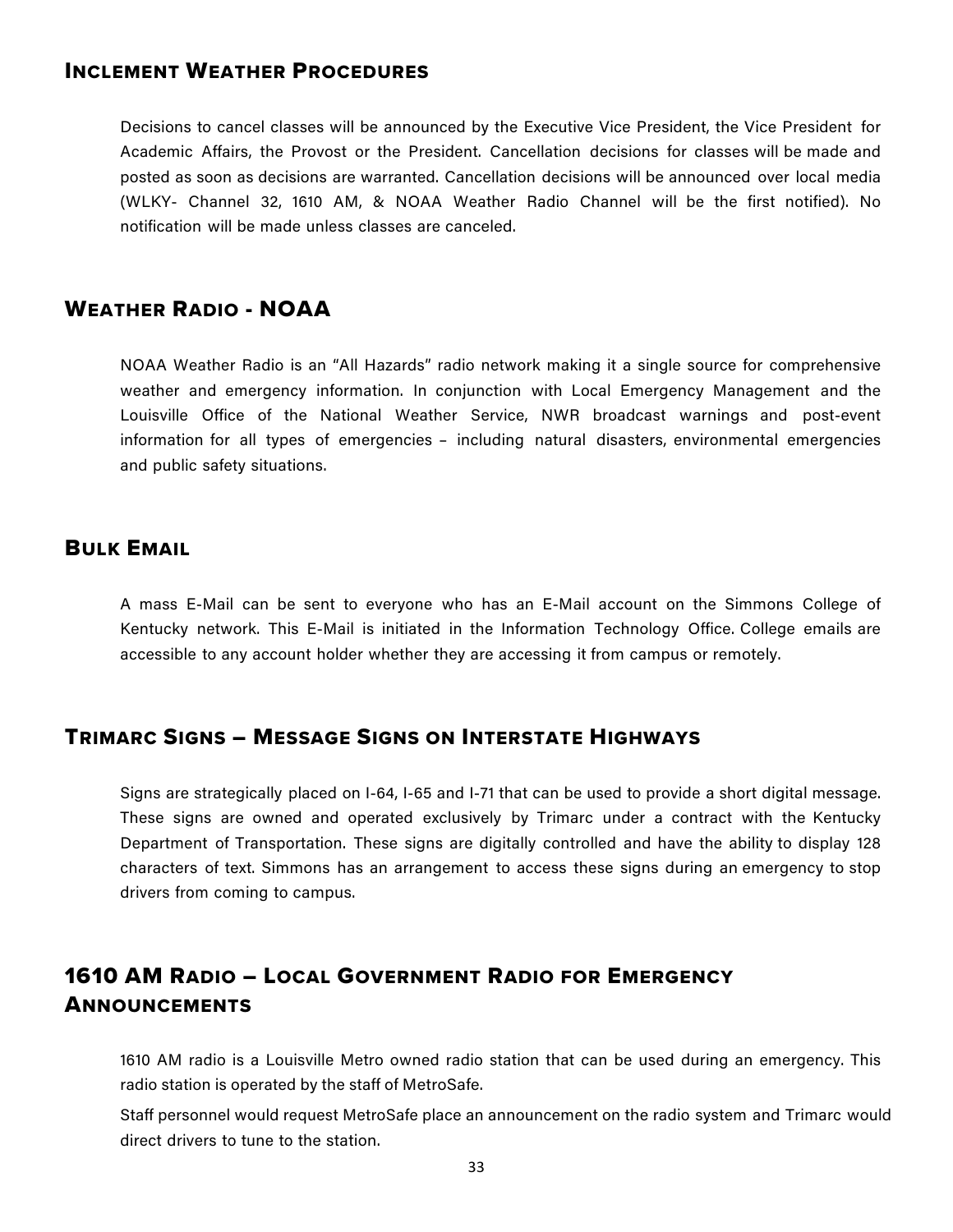## Inclement Weather Procedures

Decisions to cancel classes will be announced by the Executive Vice President, the Vice President for Academic Affairs, the Provost or the President. Cancellation decisions for classes will be made and posted as soon as decisions are warranted. Cancellation decisions will be announced over local media (WLKY- Channel 32, 1610 AM, & NOAA Weather Radio Channel will be the first notified). No notification will be made unless classes are canceled.

## Weather Radio - NOAA

NOAA Weather Radio is an "All Hazards" radio network making it a single source for comprehensive weather and emergency information. In conjunction with Local Emergency Management and the Louisville Office of the National Weather Service, NWR broadcast warnings and post-event information for all types of emergencies – including natural disasters, environmental emergencies and public safety situations.

## Bulk Email

A mass E-Mail can be sent to everyone who has an E-Mail account on the Simmons College of Kentucky network. This E-Mail is initiated in the Information Technology Office. College emails are accessible to any account holder whether they are accessing it from campus or remotely.

## Trimarc Signs – Message Signs on Interstate Highways

Signs are strategically placed on I-64, I-65 and I-71 that can be used to provide a short digital message. These signs are owned and operated exclusively by Trimarc under a contract with the Kentucky Department of Transportation. These signs are digitally controlled and have the ability to display 128 characters of text. Simmons has an arrangement to access these signs during an emergency to stop drivers from coming to campus.

## 1610 AM Radio – Local Government Radio for Emergency Announcements

1610 AM radio is a Louisville Metro owned radio station that can be used during an emergency. This radio station is operated by the staff of MetroSafe.

Staff personnel would request MetroSafe place an announcement on the radio system and Trimarc would direct drivers to tune to the station.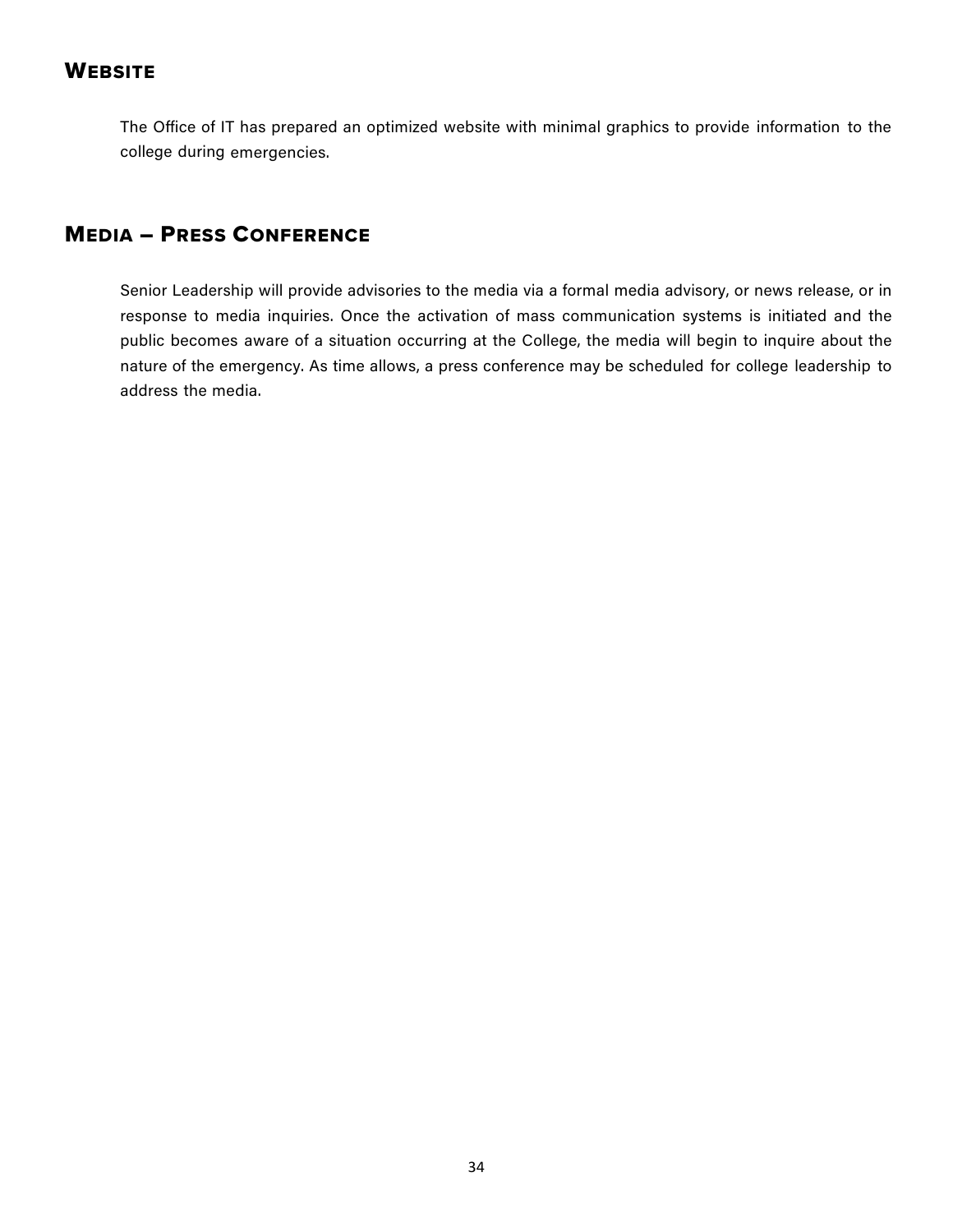## Website

The Office of IT has prepared an optimized website with minimal graphics to provide information to the college during emergencies.

## Media – Press Conference

Senior Leadership will provide advisories to the media via a formal media advisory, or news release, or in response to media inquiries. Once the activation of mass communication systems is initiated and the public becomes aware of a situation occurring at the College, the media will begin to inquire about the nature of the emergency. As time allows, a press conference may be scheduled for college leadership to address the media.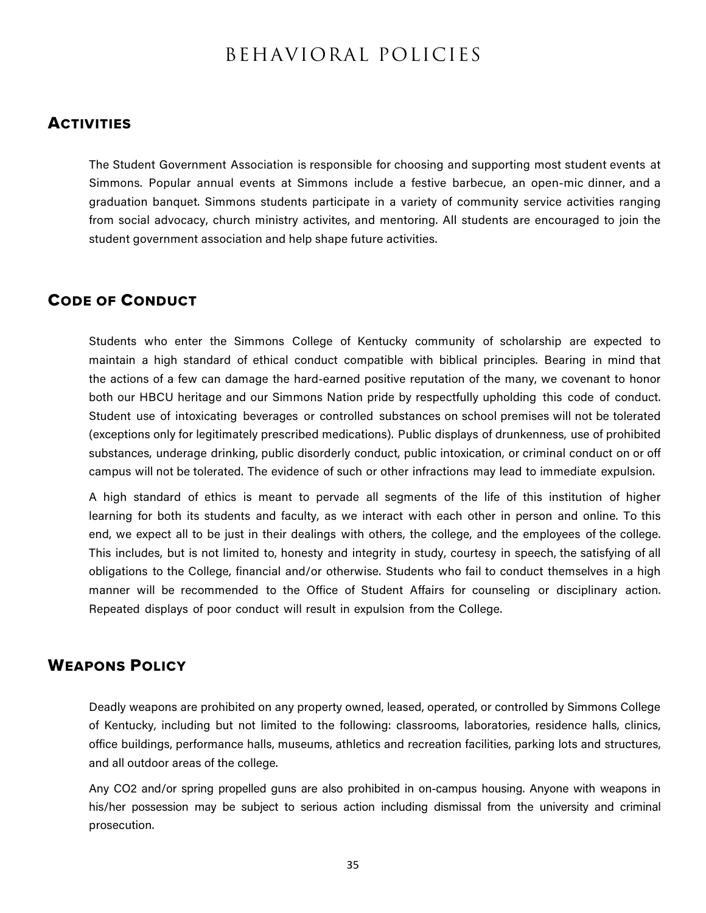# BEHAVIORAL POLICIES

## Activities

The Student Government Association is responsible for choosing and supporting most student events at Simmons. Popular annual events at Simmons include a festive barbecue, an open-mic dinner, and a graduation banquet. Simmons students participate in a variety of community service activities ranging from social advocacy, church ministry activites, and mentoring. All students are encouraged to join the student government association and help shape future activities.

## Code of Conduct

Students who enter the Simmons College of Kentucky community of scholarship are expected to maintain a high standard of ethical conduct compatible with biblical principles. Bearing in mind that the actions of a few can damage the hard-earned positive reputation of the many, we covenant to honor both our HBCU heritage and our Simmons Nation pride by respectfully upholding this code of conduct. Student use of intoxicating beverages or controlled substances on school premises will not be tolerated (exceptions only for legitimately prescribed medications). Public displays of drunkenness, use of prohibited substances, underage drinking, public disorderly conduct, public intoxication, or criminal conduct on or off campus will not be tolerated. The evidence of such or other infractions may lead to immediate expulsion.

A high standard of ethics is meant to pervade all segments of the life of this institution of higher learning for both its students and faculty, as we interact with each other in person and online. To this end, we expect all to be just in their dealings with others, the college, and the employees of the college. This includes, but is not limited to, honesty and integrity in study, courtesy in speech, the satisfying of all obligations to the College, financial and/or otherwise. Students who fail to conduct themselves in a high manner will be recommended to the Office of Student Affairs for counseling or disciplinary action. Repeated displays of poor conduct will result in expulsion from the College.

## Weapons Policy

Deadly weapons are prohibited on any property owned, leased, operated, or controlled by Simmons College of Kentucky, including but not limited to the following: classrooms, laboratories, residence halls, clinics, office buildings, performance halls, museums, athletics and recreation facilities, parking lots and structures, and all outdoor areas of the college.

Any $CO_2$ and/or spring propelled guns are also prohibited in on-campus housing. Anyone with weapons in his/her possession may be subject to serious action including dismissal from the university and criminal prosecution.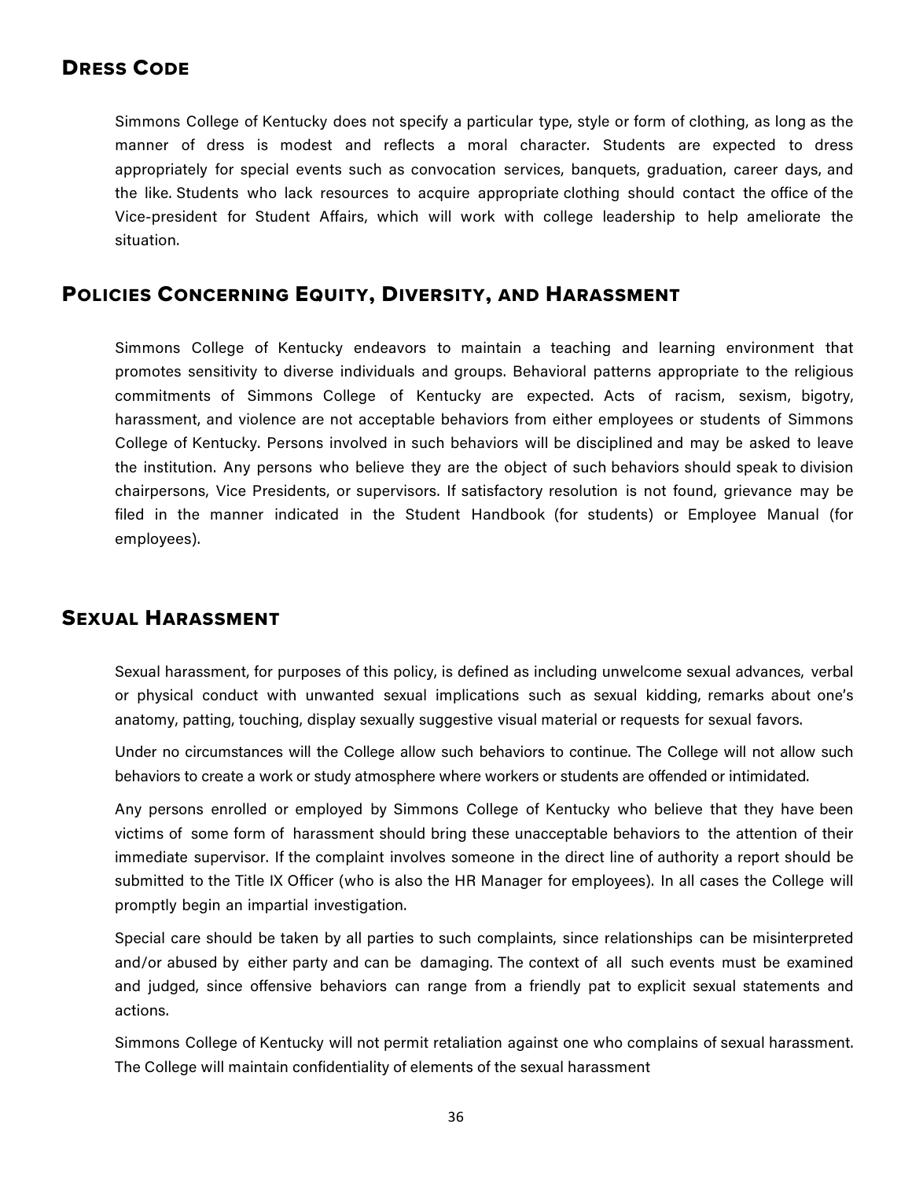## Dress Code

Simmons College of Kentucky does not specify a particular type, style or form of clothing, as long as the manner of dress is modest and reflects a moral character. Students are expected to dress appropriately for special events such as convocation services, banquets, graduation, career days, and the like. Students who lack resources to acquire appropriate clothing should contact the office of the Vice-president for Student Affairs, which will work with college leadership to help ameliorate the situation.

## Policies Concerning Equity, Diversity, and Harassment

Simmons College of Kentucky endeavors to maintain a teaching and learning environment that promotes sensitivity to diverse individuals and groups. Behavioral patterns appropriate to the religious commitments of Simmons College of Kentucky are expected. Acts of racism, sexism, bigotry, harassment, and violence are not acceptable behaviors from either employees or students of Simmons College of Kentucky. Persons involved in such behaviors will be disciplined and may be asked to leave the institution. Any persons who believe they are the object of such behaviors should speak to division chairpersons, Vice Presidents, or supervisors. If satisfactory resolution is not found, grievance may be filed in the manner indicated in the Student Handbook (for students) or Employee Manual (for employees).

## Sexual Harassment

Sexual harassment, for purposes of this policy, is defined as including unwelcome sexual advances, verbal or physical conduct with unwanted sexual implications such as sexual kidding, remarks about one's anatomy, patting, touching, display sexually suggestive visual material or requests for sexual favors.

Under no circumstances will the College allow such behaviors to continue. The College will not allow such behaviors to create a work or study atmosphere where workers or students are offended or intimidated.

Any persons enrolled or employed by Simmons College of Kentucky who believe that they have been victims of some form of harassment should bring these unacceptable behaviors to the attention of their immediate supervisor. If the complaint involves someone in the direct line of authority a report should be submitted to the Title IX Officer (who is also the HR Manager for employees). In all cases the College will promptly begin an impartial investigation.

Special care should be taken by all parties to such complaints, since relationships can be misinterpreted and/or abused by either party and can be damaging. The context of all such events must be examined and judged, since offensive behaviors can range from a friendly pat to explicit sexual statements and actions.

Simmons College of Kentucky will not permit retaliation against one who complains of sexual harassment. The College will maintain confidentiality of elements of the sexual harassment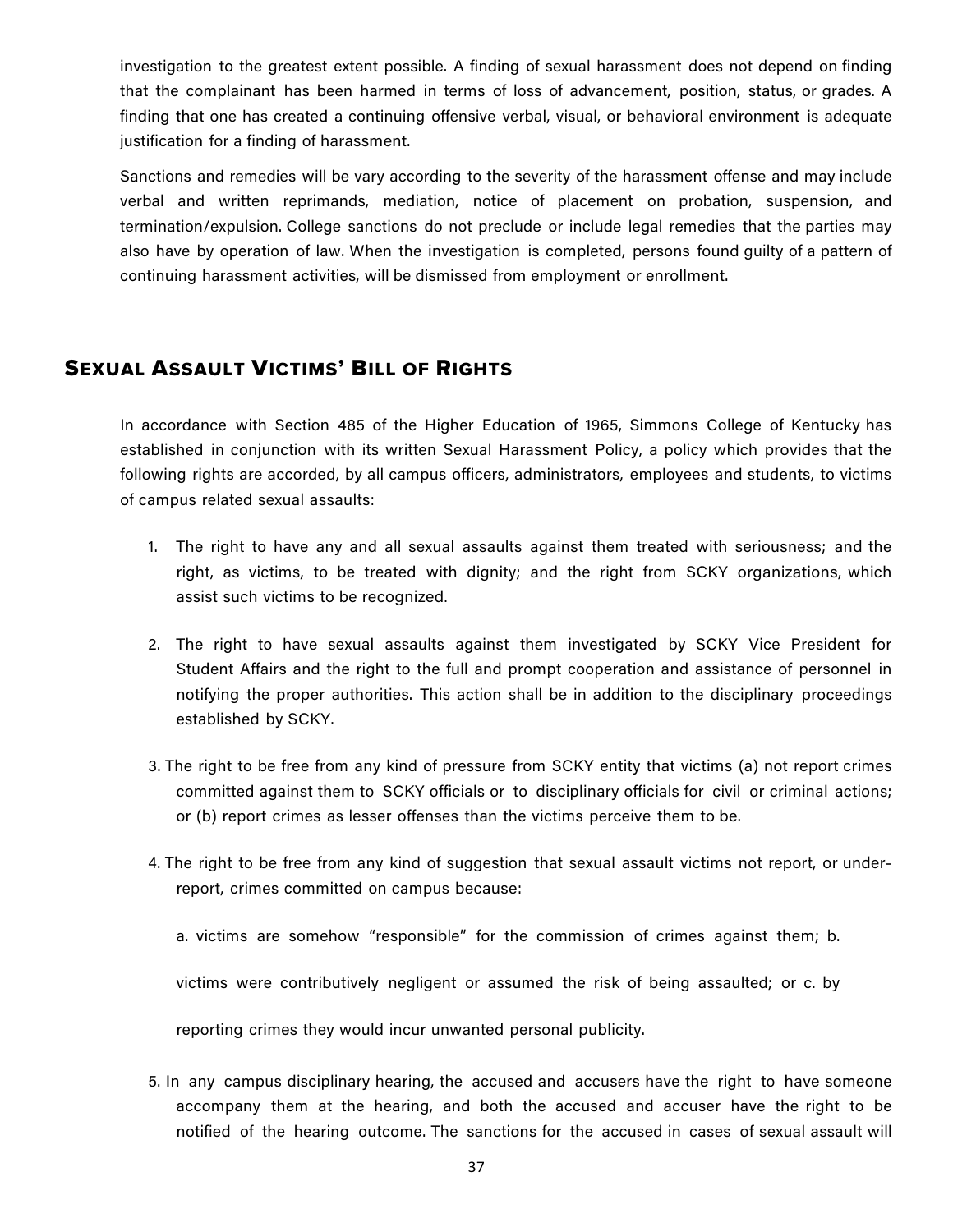investigation to the greatest extent possible. A finding of sexual harassment does not depend on finding that the complainant has been harmed in terms of loss of advancement, position, status, or grades. A finding that one has created a continuing offensive verbal, visual, or behavioral environment is adequate justification for a finding of harassment.

Sanctions and remedies will be vary according to the severity of the harassment offense and may include verbal and written reprimands, mediation, notice of placement on probation, suspension, and termination/expulsion. College sanctions do not preclude or include legal remedies that the parties may also have by operation of law. When the investigation is completed, persons found guilty of a pattern of continuing harassment activities, will be dismissed from employment or enrollment.

## Sexual Assault Victims' Bill of Rights

In accordance with Section 485 of the Higher Education of 1965, Simmons College of Kentucky has established in conjunction with its written Sexual Harassment Policy, a policy which provides that the following rights are accorded, by all campus officers, administrators, employees and students, to victims of campus related sexual assaults:

1. The right to have any and all sexual assaults against them treated with seriousness; and the right, as victims, to be treated with dignity; and the right from SCKY organizations, which assist such victims to be recognized.

2. The right to have sexual assaults against them investigated by SCKY Vice President for Student Affairs and the right to the full and prompt cooperation and assistance of personnel in notifying the proper authorities. This action shall be in addition to the disciplinary proceedings established by SCKY.

3. The right to be free from any kind of pressure from SCKY entity that victims (a) not report crimes committed against them to SCKY officials or to disciplinary officials for civil or criminal actions; or (b) report crimes as lesser offenses than the victims perceive them to be.

4. The right to be free from any kind of suggestion that sexual assault victims not report, or under-report, crimes committed on campus because:

   a. victims are somehow "responsible" for the commission of crimes against them; b.

   victims were contributively negligent or assumed the risk of being assaulted; or c. by

   reporting crimes they would incur unwanted personal publicity.

5. In any campus disciplinary hearing, the accused and accusers have the right to have someone accompany them at the hearing, and both the accused and accuser have the right to be notified of the hearing outcome. The sanctions for the accused in cases of sexual assault will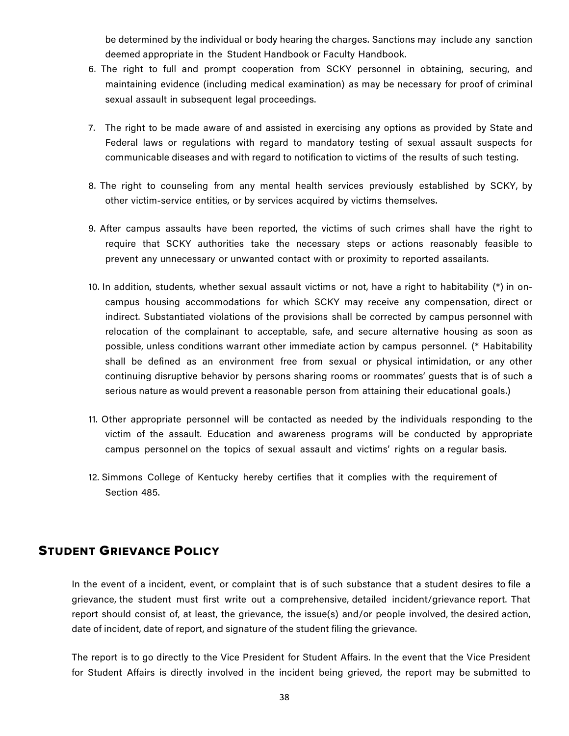be determined by the individual or body hearing the charges. Sanctions may include any sanction deemed appropriate in the Student Handbook or Faculty Handbook.

6. The right to full and prompt cooperation from SCKY personnel in obtaining, securing, and maintaining evidence (including medical examination) as may be necessary for proof of criminal sexual assault in subsequent legal proceedings.

7. The right to be made aware of and assisted in exercising any options as provided by State and Federal laws or regulations with regard to mandatory testing of sexual assault suspects for communicable diseases and with regard to notification to victims of the results of such testing.

8. The right to counseling from any mental health services previously established by SCKY, by other victim-service entities, or by services acquired by victims themselves.

9. After campus assaults have been reported, the victims of such crimes shall have the right to require that SCKY authorities take the necessary steps or actions reasonably feasible to prevent any unnecessary or unwanted contact with or proximity to reported assailants.

10. In addition, students, whether sexual assault victims or not, have a right to habitability (*) in on-campus housing accommodations for which SCKY may receive any compensation, direct or indirect. Substantiated violations of the provisions shall be corrected by campus personnel with relocation of the complainant to acceptable, safe, and secure alternative housing as soon as possible, unless conditions warrant other immediate action by campus personnel. (* Habitability shall be defined as an environment free from sexual or physical intimidation, or any other continuing disruptive behavior by persons sharing rooms or roommates' guests that is of such a serious nature as would prevent a reasonable person from attaining their educational goals.)

11. Other appropriate personnel will be contacted as needed by the individuals responding to the victim of the assault. Education and awareness programs will be conducted by appropriate campus personnel on the topics of sexual assault and victims' rights on a regular basis.

12. Simmons College of Kentucky hereby certifies that it complies with the requirement of Section 485.

## Student Grievance Policy

In the event of a incident, event, or complaint that is of such substance that a student desires to file a grievance, the student must first write out a comprehensive, detailed incident/grievance report. That report should consist of, at least, the grievance, the issue(s) and/or people involved, the desired action, date of incident, date of report, and signature of the student filing the grievance.

The report is to go directly to the Vice President for Student Affairs. In the event that the Vice President for Student Affairs is directly involved in the incident being grieved, the report may be submitted to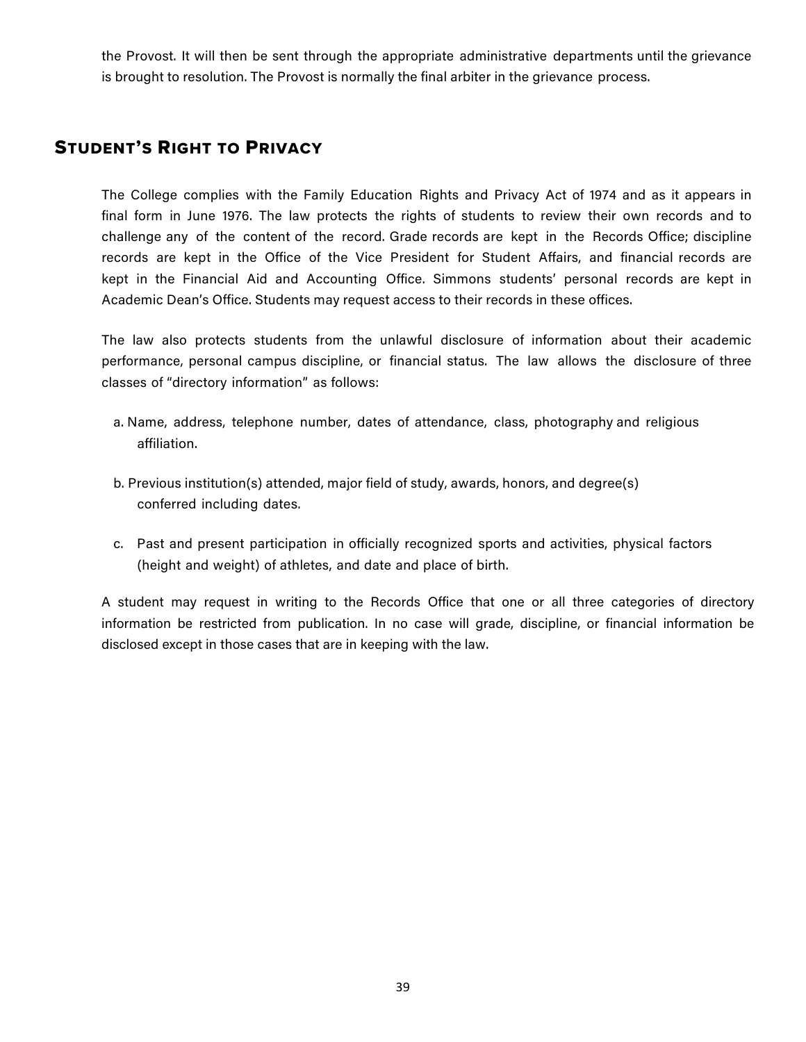the Provost. It will then be sent through the appropriate administrative departments until the grievance is brought to resolution. The Provost is normally the final arbiter in the grievance process.

## Student's Right to Privacy

The College complies with the Family Education Rights and Privacy Act of 1974 and as it appears in final form in June 1976. The law protects the rights of students to review their own records and to challenge any of the content of the record. Grade records are kept in the Records Office; discipline records are kept in the Office of the Vice President for Student Affairs, and financial records are kept in the Financial Aid and Accounting Office. Simmons students' personal records are kept in Academic Dean's Office. Students may request access to their records in these offices.

The law also protects students from the unlawful disclosure of information about their academic performance, personal campus discipline, or financial status. The law allows the disclosure of three classes of "directory information" as follows:

a. Name, address, telephone number, dates of attendance, class, photography and religious affiliation.

b. Previous institution(s) attended, major field of study, awards, honors, and degree(s) conferred including dates.

c. Past and present participation in officially recognized sports and activities, physical factors (height and weight) of athletes, and date and place of birth.

A student may request in writing to the Records Office that one or all three categories of directory information be restricted from publication. In no case will grade, discipline, or financial information be disclosed except in those cases that are in keeping with the law.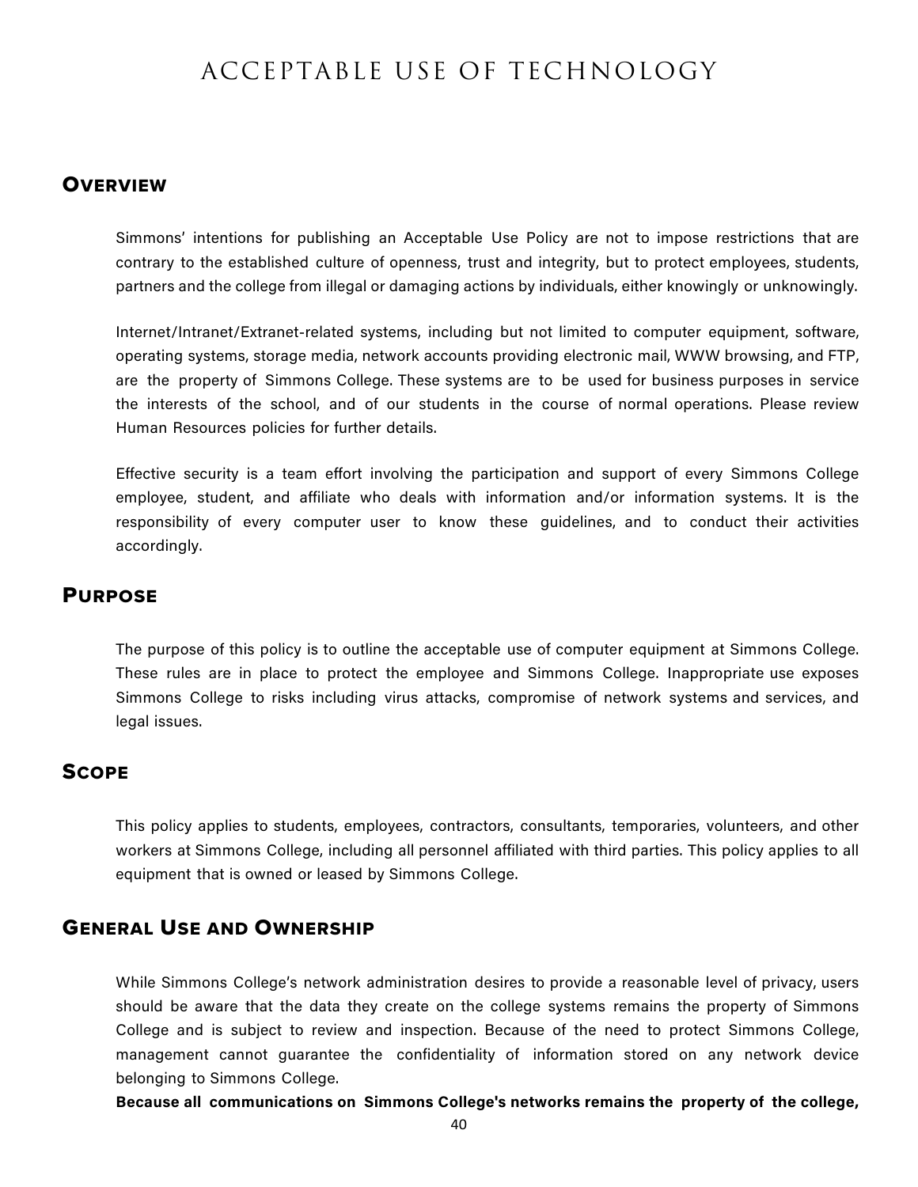# ACCEPTABLE USE OF TECHNOLOGY

## Overview

Simmons' intentions for publishing an Acceptable Use Policy are not to impose restrictions that are contrary to the established culture of openness, trust and integrity, but to protect employees, students, partners and the college from illegal or damaging actions by individuals, either knowingly or unknowingly.

Internet/Intranet/Extranet-related systems, including but not limited to computer equipment, software, operating systems, storage media, network accounts providing electronic mail, WWW browsing, and FTP, are the property of Simmons College. These systems are to be used for business purposes in service the interests of the school, and of our students in the course of normal operations. Please review Human Resources policies for further details.

Effective security is a team effort involving the participation and support of every Simmons College employee, student, and affiliate who deals with information and/or information systems. It is the responsibility of every computer user to know these guidelines, and to conduct their activities accordingly.

## Purpose

The purpose of this policy is to outline the acceptable use of computer equipment at Simmons College. These rules are in place to protect the employee and Simmons College. Inappropriate use exposes Simmons College to risks including virus attacks, compromise of network systems and services, and legal issues.

## Scope

This policy applies to students, employees, contractors, consultants, temporaries, volunteers, and other workers at Simmons College, including all personnel affiliated with third parties. This policy applies to all equipment that is owned or leased by Simmons College.

## General Use and Ownership

While Simmons College's network administration desires to provide a reasonable level of privacy, users should be aware that the data they create on the college systems remains the property of Simmons College and is subject to review and inspection. Because of the need to protect Simmons College, management cannot guarantee the confidentiality of information stored on any network device belonging to Simmons College.

**Because all communications on Simmons College's networks remains the property of the college,**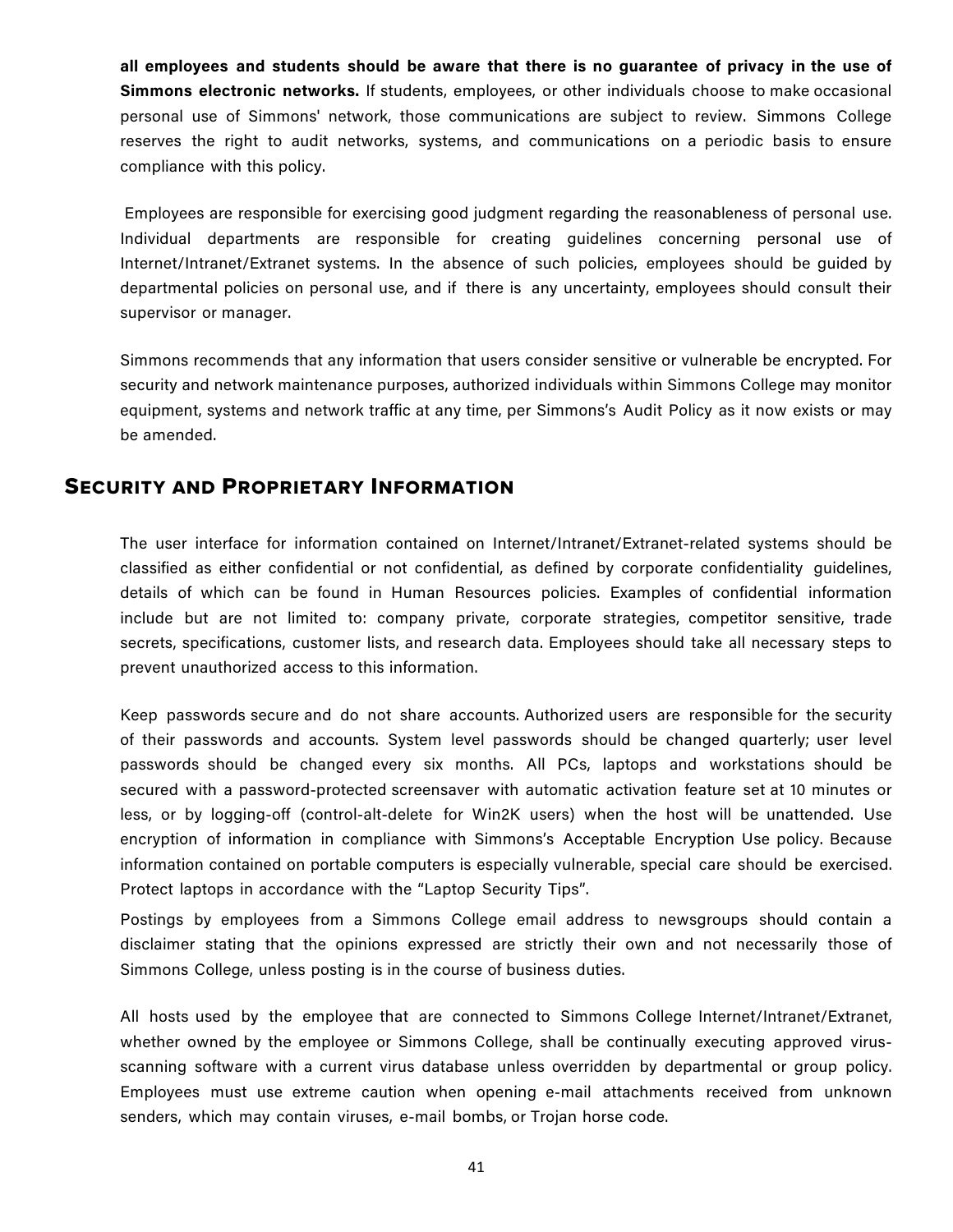**all employees and students should be aware that there is no guarantee of privacy in the use of Simmons electronic networks.** If students, employees, or other individuals choose to make occasional personal use of Simmons' network, those communications are subject to review. Simmons College reserves the right to audit networks, systems, and communications on a periodic basis to ensure compliance with this policy.

Employees are responsible for exercising good judgment regarding the reasonableness of personal use. Individual departments are responsible for creating guidelines concerning personal use of Internet/Intranet/Extranet systems. In the absence of such policies, employees should be guided by departmental policies on personal use, and if there is any uncertainty, employees should consult their supervisor or manager.

Simmons recommends that any information that users consider sensitive or vulnerable be encrypted. For security and network maintenance purposes, authorized individuals within Simmons College may monitor equipment, systems and network traffic at any time, per Simmons's Audit Policy as it now exists or may be amended.

## Security and Proprietary Information

The user interface for information contained on Internet/Intranet/Extranet-related systems should be classified as either confidential or not confidential, as defined by corporate confidentiality guidelines, details of which can be found in Human Resources policies. Examples of confidential information include but are not limited to: company private, corporate strategies, competitor sensitive, trade secrets, specifications, customer lists, and research data. Employees should take all necessary steps to prevent unauthorized access to this information.

Keep passwords secure and do not share accounts. Authorized users are responsible for the security of their passwords and accounts. System level passwords should be changed quarterly; user level passwords should be changed every six months. All PCs, laptops and workstations should be secured with a password-protected screensaver with automatic activation feature set at 10 minutes or less, or by logging-off (control-alt-delete for Win2K users) when the host will be unattended. Use encryption of information in compliance with Simmons's Acceptable Encryption Use policy. Because information contained on portable computers is especially vulnerable, special care should be exercised. Protect laptops in accordance with the "Laptop Security Tips".

Postings by employees from a Simmons College email address to newsgroups should contain a disclaimer stating that the opinions expressed are strictly their own and not necessarily those of Simmons College, unless posting is in the course of business duties.

All hosts used by the employee that are connected to Simmons College Internet/Intranet/Extranet, whether owned by the employee or Simmons College, shall be continually executing approved virus-scanning software with a current virus database unless overridden by departmental or group policy. Employees must use extreme caution when opening e-mail attachments received from unknown senders, which may contain viruses, e-mail bombs, or Trojan horse code.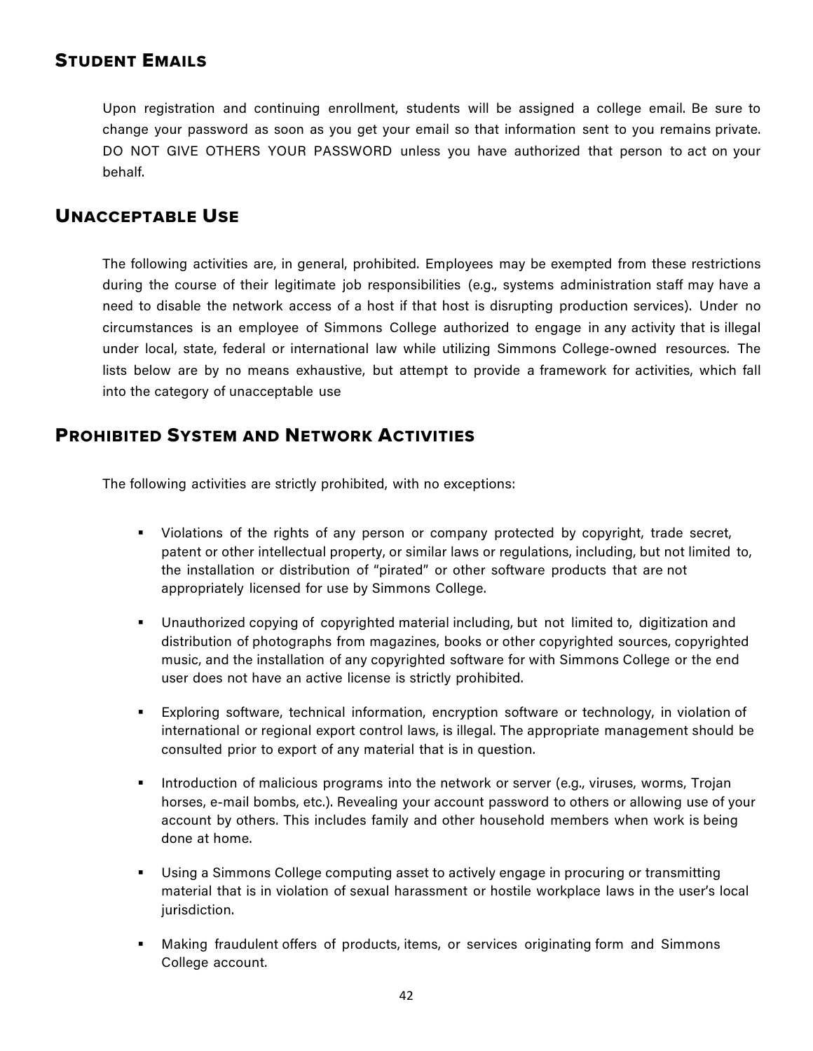## Student Emails

Upon registration and continuing enrollment, students will be assigned a college email. Be sure to change your password as soon as you get your email so that information sent to you remains private. DO NOT GIVE OTHERS YOUR PASSWORD unless you have authorized that person to act on your behalf.

## Unacceptable Use

The following activities are, in general, prohibited. Employees may be exempted from these restrictions during the course of their legitimate job responsibilities (e.g., systems administration staff may have a need to disable the network access of a host if that host is disrupting production services). Under no circumstances is an employee of Simmons College authorized to engage in any activity that is illegal under local, state, federal or international law while utilizing Simmons College-owned resources. The lists below are by no means exhaustive, but attempt to provide a framework for activities, which fall into the category of unacceptable use

## Prohibited System and Network Activities

The following activities are strictly prohibited, with no exceptions:

- Violations of the rights of any person or company protected by copyright, trade secret, patent or other intellectual property, or similar laws or regulations, including, but not limited to, the installation or distribution of "pirated" or other software products that are not appropriately licensed for use by Simmons College.
- Unauthorized copying of copyrighted material including, but not limited to, digitization and distribution of photographs from magazines, books or other copyrighted sources, copyrighted music, and the installation of any copyrighted software for with Simmons College or the end user does not have an active license is strictly prohibited.
- Exploring software, technical information, encryption software or technology, in violation of international or regional export control laws, is illegal. The appropriate management should be consulted prior to export of any material that is in question.
- Introduction of malicious programs into the network or server (e.g., viruses, worms, Trojan horses, e-mail bombs, etc.). Revealing your account password to others or allowing use of your account by others. This includes family and other household members when work is being done at home.
- Using a Simmons College computing asset to actively engage in procuring or transmitting material that is in violation of sexual harassment or hostile workplace laws in the user's local jurisdiction.
- Making fraudulent offers of products, items, or services originating form and Simmons College account.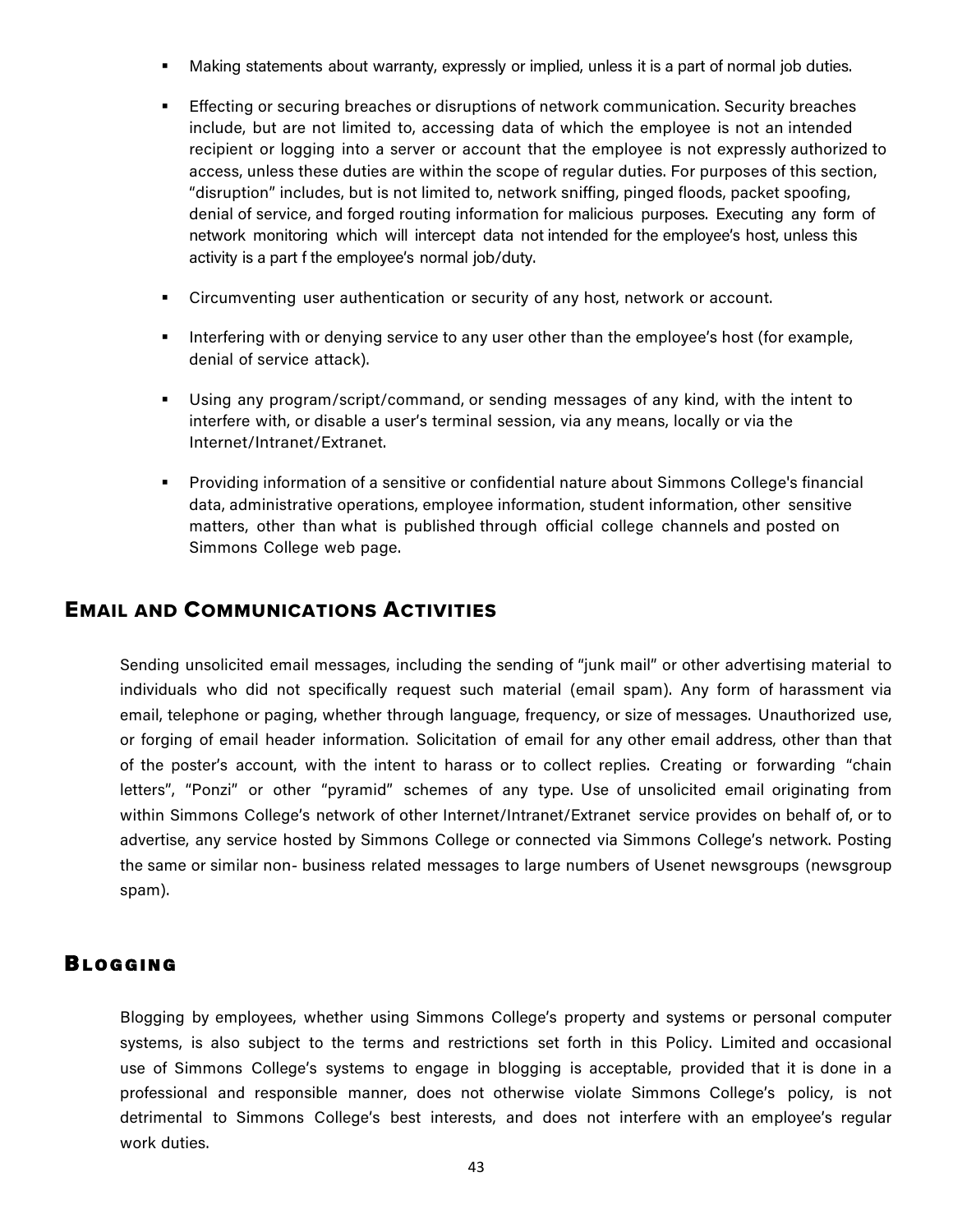- Making statements about warranty, expressly or implied, unless it is a part of normal job duties.
- Effecting or securing breaches or disruptions of network communication. Security breaches include, but are not limited to, accessing data of which the employee is not an intended recipient or logging into a server or account that the employee is not expressly authorized to access, unless these duties are within the scope of regular duties. For purposes of this section, "disruption" includes, but is not limited to, network sniffing, pinged floods, packet spoofing, denial of service, and forged routing information for malicious purposes. Executing any form of network monitoring which will intercept data not intended for the employee's host, unless this activity is a part f the employee's normal job/duty.
- Circumventing user authentication or security of any host, network or account.
- Interfering with or denying service to any user other than the employee's host (for example, denial of service attack).
- Using any program/script/command, or sending messages of any kind, with the intent to interfere with, or disable a user's terminal session, via any means, locally or via the Internet/Intranet/Extranet.
- Providing information of a sensitive or confidential nature about Simmons College's financial data, administrative operations, employee information, student information, other sensitive matters, other than what is published through official college channels and posted on Simmons College web page.

## Email and Communications Activities

Sending unsolicited email messages, including the sending of "junk mail" or other advertising material to individuals who did not specifically request such material (email spam). Any form of harassment via email, telephone or paging, whether through language, frequency, or size of messages. Unauthorized use, or forging of email header information. Solicitation of email for any other email address, other than that of the poster's account, with the intent to harass or to collect replies. Creating or forwarding "chain letters", "Ponzi" or other "pyramid" schemes of any type. Use of unsolicited email originating from within Simmons College's network of other Internet/Intranet/Extranet service provides on behalf of, or to advertise, any service hosted by Simmons College or connected via Simmons College's network. Posting the same or similar non- business related messages to large numbers of Usenet newsgroups (newsgroup spam).

## Blogging

Blogging by employees, whether using Simmons College's property and systems or personal computer systems, is also subject to the terms and restrictions set forth in this Policy. Limited and occasional use of Simmons College's systems to engage in blogging is acceptable, provided that it is done in a professional and responsible manner, does not otherwise violate Simmons College's policy, is not detrimental to Simmons College's best interests, and does not interfere with an employee's regular work duties.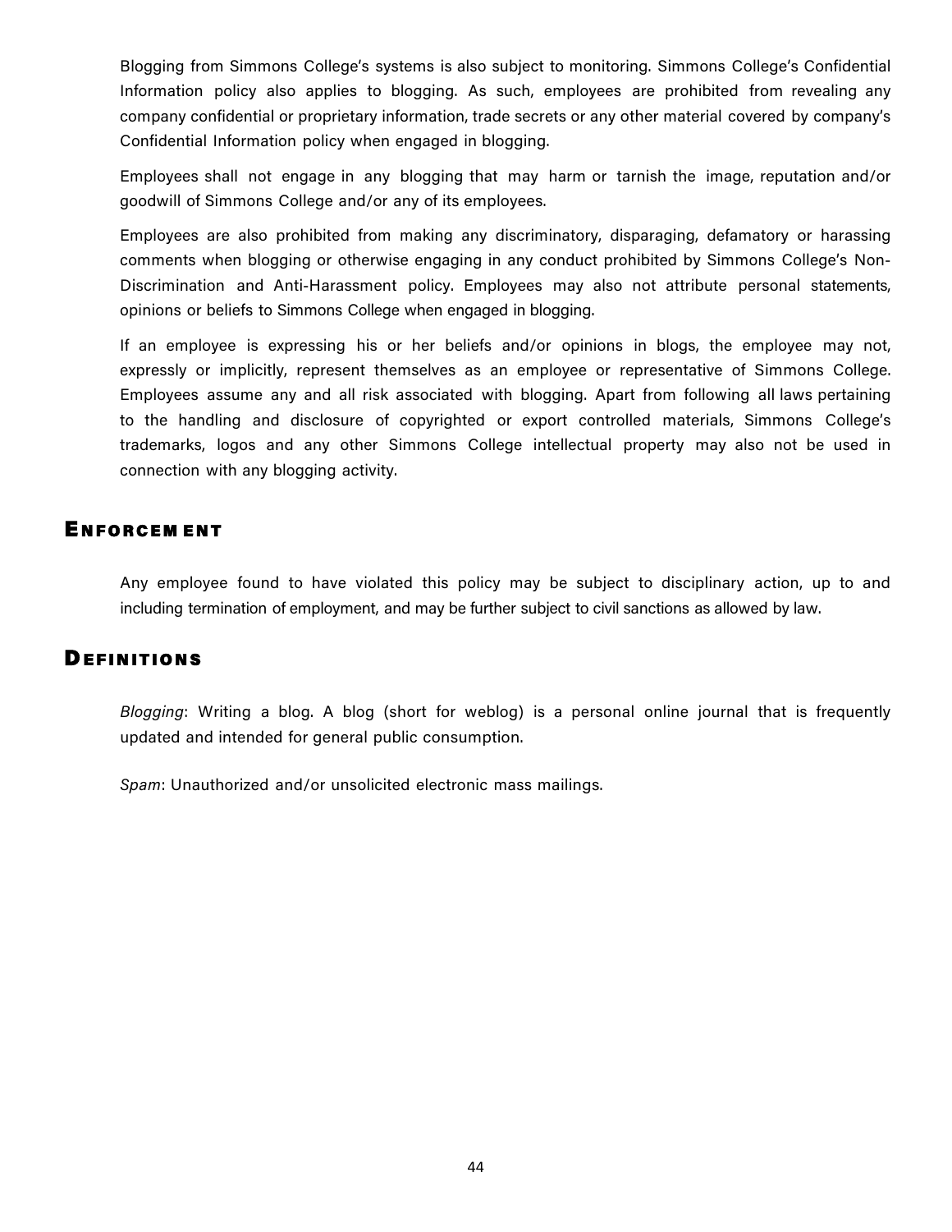Blogging from Simmons College's systems is also subject to monitoring. Simmons College's Confidential Information policy also applies to blogging. As such, employees are prohibited from revealing any company confidential or proprietary information, trade secrets or any other material covered by company's Confidential Information policy when engaged in blogging.

Employees shall not engage in any blogging that may harm or tarnish the image, reputation and/or goodwill of Simmons College and/or any of its employees.

Employees are also prohibited from making any discriminatory, disparaging, defamatory or harassing comments when blogging or otherwise engaging in any conduct prohibited by Simmons College's Non-Discrimination and Anti-Harassment policy. Employees may also not attribute personal statements, opinions or beliefs to Simmons College when engaged in blogging.

If an employee is expressing his or her beliefs and/or opinions in blogs, the employee may not, expressly or implicitly, represent themselves as an employee or representative of Simmons College. Employees assume any and all risk associated with blogging. Apart from following all laws pertaining to the handling and disclosure of copyrighted or export controlled materials, Simmons College's trademarks, logos and any other Simmons College intellectual property may also not be used in connection with any blogging activity.

## Enforcement

Any employee found to have violated this policy may be subject to disciplinary action, up to and including termination of employment, and may be further subject to civil sanctions as allowed by law.

## Definitions

*Blogging*: Writing a blog. A blog (short for weblog) is a personal online journal that is frequently updated and intended for general public consumption.

*Spam*: Unauthorized and/or unsolicited electronic mass mailings.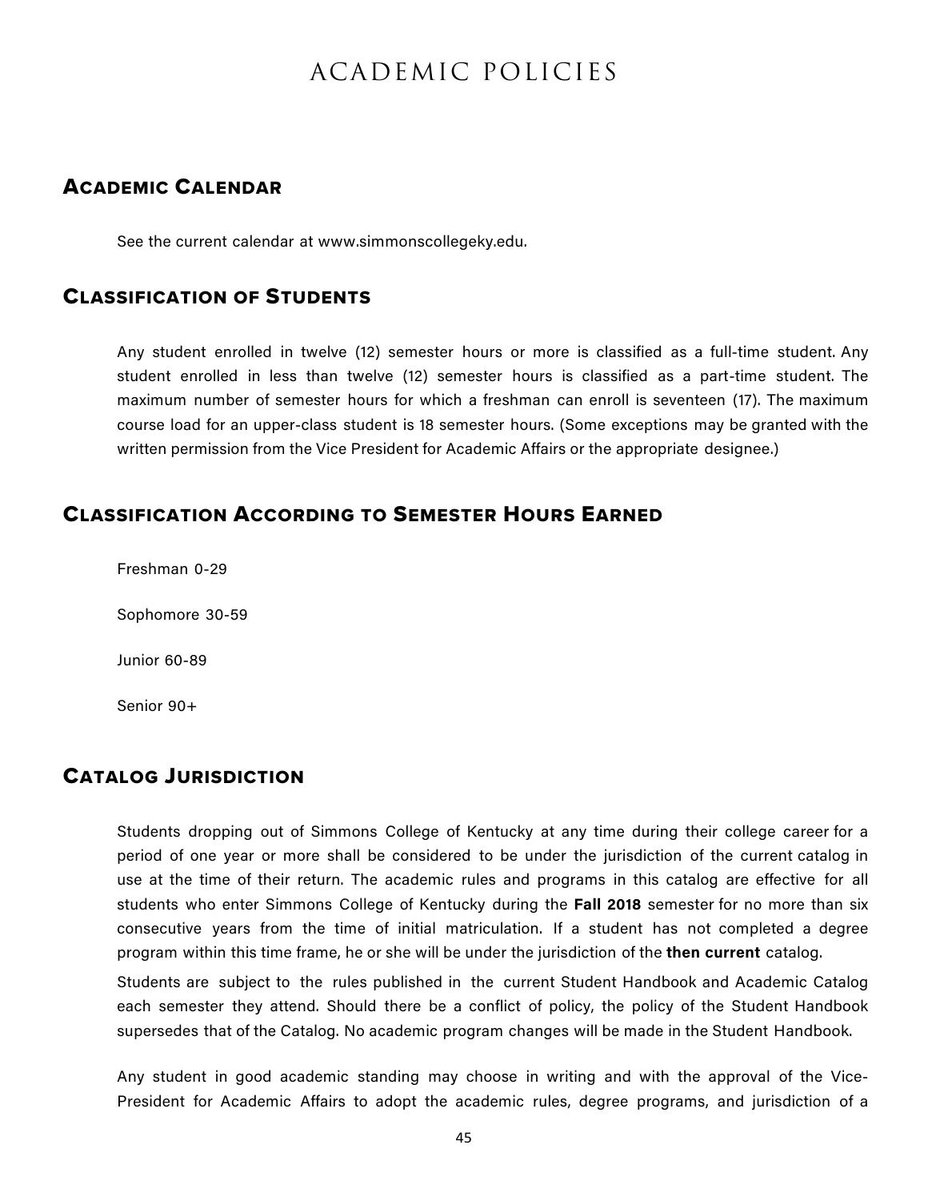# ACADEMIC POLICIES

## Academic Calendar

See the current calendar at www.simmonscollegeky.edu.

## Classification of Students

Any student enrolled in twelve (12) semester hours or more is classified as a full-time student. Any student enrolled in less than twelve (12) semester hours is classified as a part-time student. The maximum number of semester hours for which a freshman can enroll is seventeen (17). The maximum course load for an upper-class student is 18 semester hours. (Some exceptions may be granted with the written permission from the Vice President for Academic Affairs or the appropriate designee.)

## Classification According to Semester Hours Earned

Freshman 0-29

Sophomore 30-59

Junior 60-89

Senior 90+

## Catalog Jurisdiction

Students dropping out of Simmons College of Kentucky at any time during their college career for a period of one year or more shall be considered to be under the jurisdiction of the current catalog in use at the time of their return. The academic rules and programs in this catalog are effective for all students who enter Simmons College of Kentucky during the **Fall 2018** semester for no more than six consecutive years from the time of initial matriculation. If a student has not completed a degree program within this time frame, he or she will be under the jurisdiction of the **then current** catalog.

Students are subject to the rules published in the current Student Handbook and Academic Catalog each semester they attend. Should there be a conflict of policy, the policy of the Student Handbook supersedes that of the Catalog. No academic program changes will be made in the Student Handbook.

Any student in good academic standing may choose in writing and with the approval of the Vice-President for Academic Affairs to adopt the academic rules, degree programs, and jurisdiction of a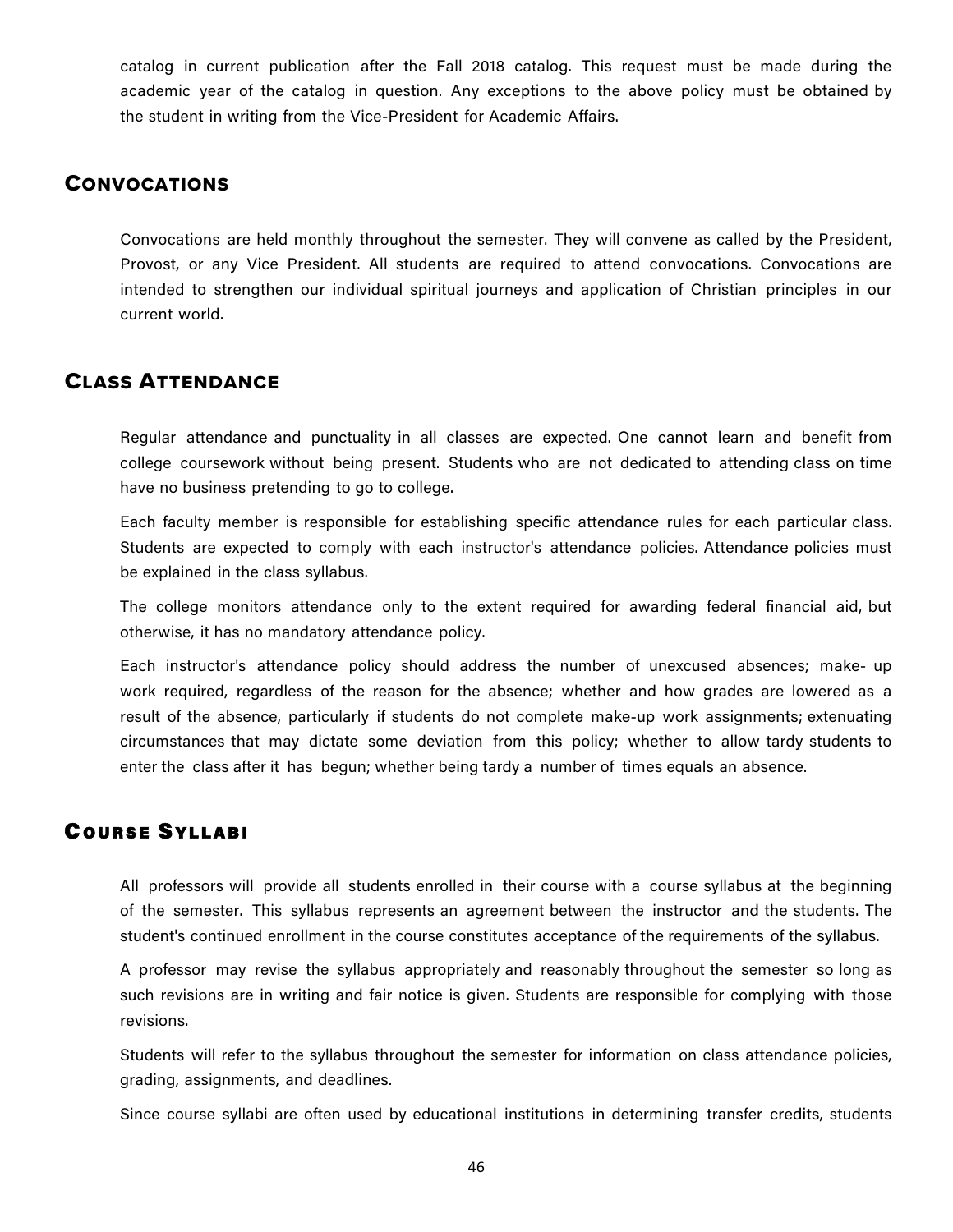catalog in current publication after the Fall 2018 catalog. This request must be made during the academic year of the catalog in question. Any exceptions to the above policy must be obtained by the student in writing from the Vice-President for Academic Affairs.

## Convocations

Convocations are held monthly throughout the semester. They will convene as called by the President, Provost, or any Vice President. All students are required to attend convocations. Convocations are intended to strengthen our individual spiritual journeys and application of Christian principles in our current world.

## Class Attendance

Regular attendance and punctuality in all classes are expected. One cannot learn and benefit from college coursework without being present. Students who are not dedicated to attending class on time have no business pretending to go to college.

Each faculty member is responsible for establishing specific attendance rules for each particular class. Students are expected to comply with each instructor's attendance policies. Attendance policies must be explained in the class syllabus.

The college monitors attendance only to the extent required for awarding federal financial aid, but otherwise, it has no mandatory attendance policy.

Each instructor's attendance policy should address the number of unexcused absences; make- up work required, regardless of the reason for the absence; whether and how grades are lowered as a result of the absence, particularly if students do not complete make-up work assignments; extenuating circumstances that may dictate some deviation from this policy; whether to allow tardy students to enter the class after it has begun; whether being tardy a number of times equals an absence.

## Course Syllabi

All professors will provide all students enrolled in their course with a course syllabus at the beginning of the semester. This syllabus represents an agreement between the instructor and the students. The student's continued enrollment in the course constitutes acceptance of the requirements of the syllabus.

A professor may revise the syllabus appropriately and reasonably throughout the semester so long as such revisions are in writing and fair notice is given. Students are responsible for complying with those revisions.

Students will refer to the syllabus throughout the semester for information on class attendance policies, grading, assignments, and deadlines.

Since course syllabi are often used by educational institutions in determining transfer credits, students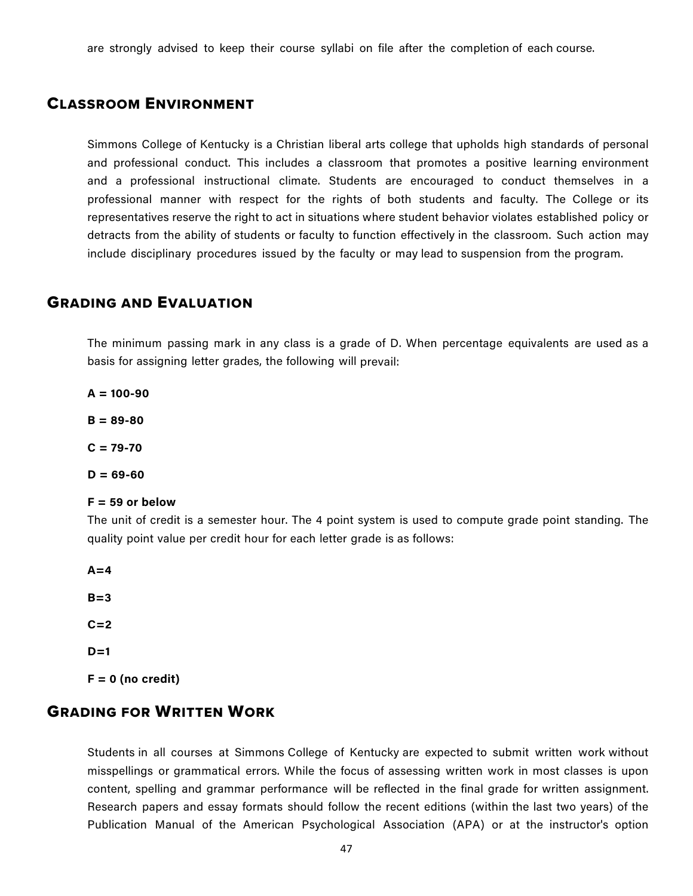are strongly advised to keep their course syllabi on file after the completion of each course.

## Classroom Environment

Simmons College of Kentucky is a Christian liberal arts college that upholds high standards of personal and professional conduct. This includes a classroom that promotes a positive learning environment and a professional instructional climate. Students are encouraged to conduct themselves in a professional manner with respect for the rights of both students and faculty. The College or its representatives reserve the right to act in situations where student behavior violates established policy or detracts from the ability of students or faculty to function effectively in the classroom. Such action may include disciplinary procedures issued by the faculty or may lead to suspension from the program.

## Grading and Evaluation

The minimum passing mark in any class is a grade of D. When percentage equivalents are used as a basis for assigning letter grades, the following will prevail:

**A = 100-90**

**B = 89-80**

**C = 79-70**

**D = 69-60**

**F = 59 or below**

The unit of credit is a semester hour. The 4 point system is used to compute grade point standing. The quality point value per credit hour for each letter grade is as follows:

**A=4**

**B=3**

**C=2**

**D=1**

**F = 0 (no credit)**

## Grading for Written Work

Students in all courses at Simmons College of Kentucky are expected to submit written work without misspellings or grammatical errors. While the focus of assessing written work in most classes is upon content, spelling and grammar performance will be reflected in the final grade for written assignment. Research papers and essay formats should follow the recent editions (within the last two years) of the Publication Manual of the American Psychological Association (APA) or at the instructor's option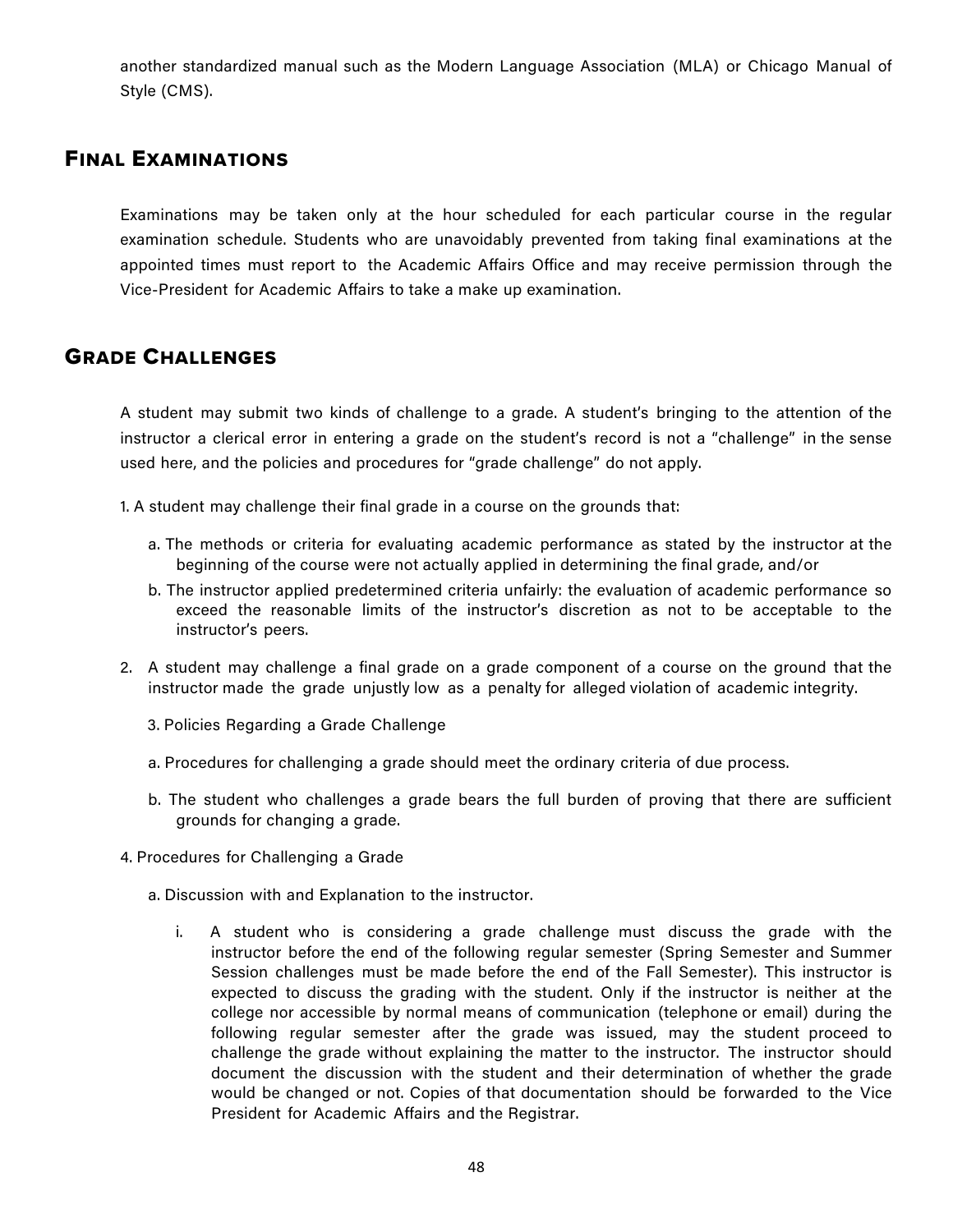another standardized manual such as the Modern Language Association (MLA) or Chicago Manual of Style (CMS).

## Final Examinations

Examinations may be taken only at the hour scheduled for each particular course in the regular examination schedule. Students who are unavoidably prevented from taking final examinations at the appointed times must report to the Academic Affairs Office and may receive permission through the Vice-President for Academic Affairs to take a make up examination.

## Grade Challenges

A student may submit two kinds of challenge to a grade. A student's bringing to the attention of the instructor a clerical error in entering a grade on the student's record is not a "challenge" in the sense used here, and the policies and procedures for "grade challenge" do not apply.

1. A student may challenge their final grade in a course on the grounds that:

   a. The methods or criteria for evaluating academic performance as stated by the instructor at the beginning of the course were not actually applied in determining the final grade, and/or

   b. The instructor applied predetermined criteria unfairly: the evaluation of academic performance so exceed the reasonable limits of the instructor's discretion as not to be acceptable to the instructor's peers.

2. A student may challenge a final grade on a grade component of a course on the ground that the instructor made the grade unjustly low as a penalty for alleged violation of academic integrity.

3. Policies Regarding a Grade Challenge

   a. Procedures for challenging a grade should meet the ordinary criteria of due process.

   b. The student who challenges a grade bears the full burden of proving that there are sufficient grounds for changing a grade.

4. Procedures for Challenging a Grade

   a. Discussion with and Explanation to the instructor.

      i. A student who is considering a grade challenge must discuss the grade with the instructor before the end of the following regular semester (Spring Semester and Summer Session challenges must be made before the end of the Fall Semester). This instructor is expected to discuss the grading with the student. Only if the instructor is neither at the college nor accessible by normal means of communication (telephone or email) during the following regular semester after the grade was issued, may the student proceed to challenge the grade without explaining the matter to the instructor. The instructor should document the discussion with the student and their determination of whether the grade would be changed or not. Copies of that documentation should be forwarded to the Vice President for Academic Affairs and the Registrar.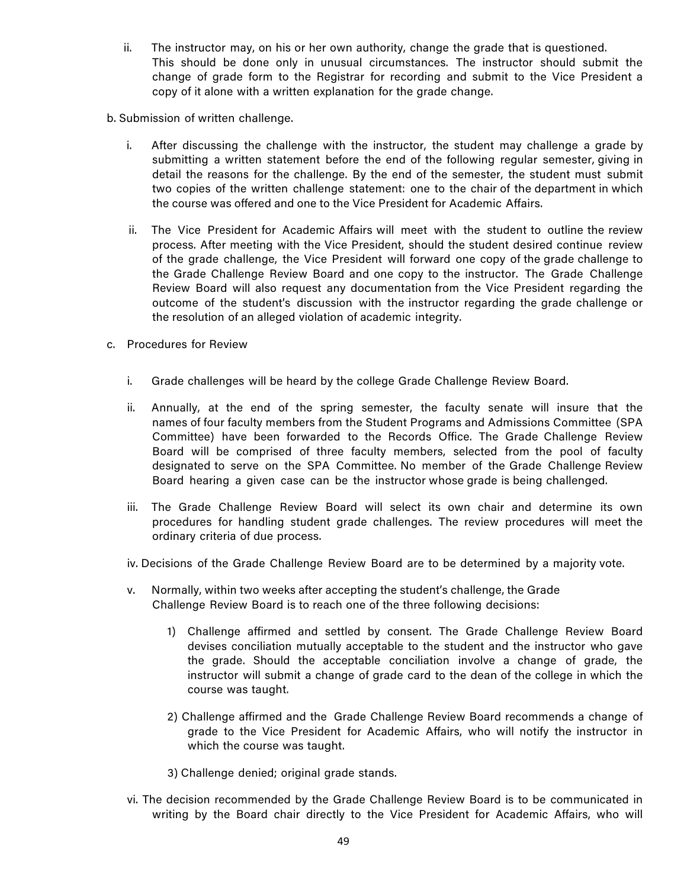ii. The instructor may, on his or her own authority, change the grade that is questioned. This should be done only in unusual circumstances. The instructor should submit the change of grade form to the Registrar for recording and submit to the Vice President a copy of it alone with a written explanation for the grade change.

b. Submission of written challenge.

i. After discussing the challenge with the instructor, the student may challenge a grade by submitting a written statement before the end of the following regular semester, giving in detail the reasons for the challenge. By the end of the semester, the student must submit two copies of the written challenge statement: one to the chair of the department in which the course was offered and one to the Vice President for Academic Affairs.

ii. The Vice President for Academic Affairs will meet with the student to outline the review process. After meeting with the Vice President, should the student desired continue review of the grade challenge, the Vice President will forward one copy of the grade challenge to the Grade Challenge Review Board and one copy to the instructor. The Grade Challenge Review Board will also request any documentation from the Vice President regarding the outcome of the student's discussion with the instructor regarding the grade challenge or the resolution of an alleged violation of academic integrity.

c. Procedures for Review

i. Grade challenges will be heard by the college Grade Challenge Review Board.

ii. Annually, at the end of the spring semester, the faculty senate will insure that the names of four faculty members from the Student Programs and Admissions Committee (SPA Committee) have been forwarded to the Records Office. The Grade Challenge Review Board will be comprised of three faculty members, selected from the pool of faculty designated to serve on the SPA Committee. No member of the Grade Challenge Review Board hearing a given case can be the instructor whose grade is being challenged.

iii. The Grade Challenge Review Board will select its own chair and determine its own procedures for handling student grade challenges. The review procedures will meet the ordinary criteria of due process.

iv. Decisions of the Grade Challenge Review Board are to be determined by a majority vote.

v. Normally, within two weeks after accepting the student's challenge, the Grade Challenge Review Board is to reach one of the three following decisions:

1) Challenge affirmed and settled by consent. The Grade Challenge Review Board devises conciliation mutually acceptable to the student and the instructor who gave the grade. Should the acceptable conciliation involve a change of grade, the instructor will submit a change of grade card to the dean of the college in which the course was taught.

2) Challenge affirmed and the Grade Challenge Review Board recommends a change of grade to the Vice President for Academic Affairs, who will notify the instructor in which the course was taught.

3) Challenge denied; original grade stands.

vi. The decision recommended by the Grade Challenge Review Board is to be communicated in writing by the Board chair directly to the Vice President for Academic Affairs, who will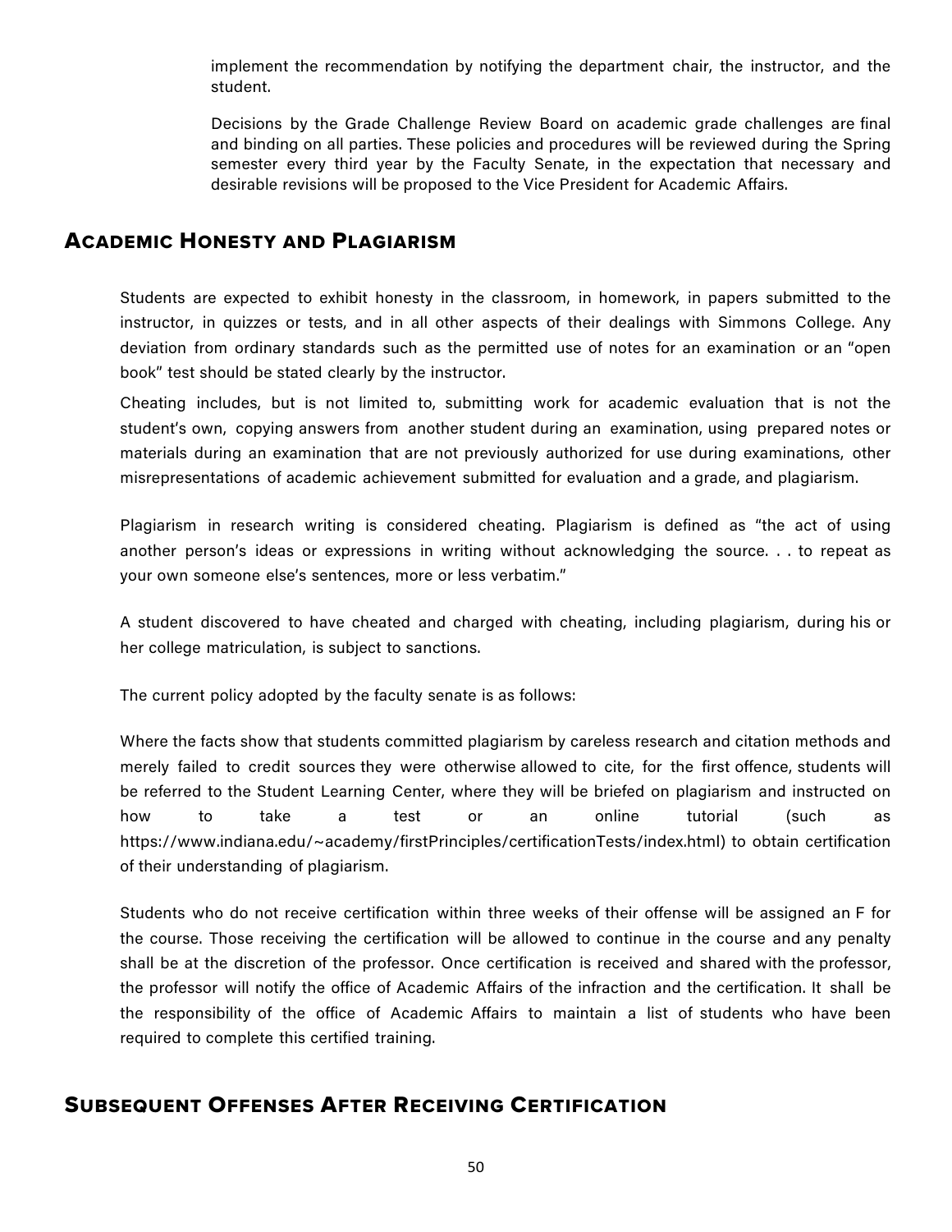implement the recommendation by notifying the department chair, the instructor, and the student.

Decisions by the Grade Challenge Review Board on academic grade challenges are final and binding on all parties. These policies and procedures will be reviewed during the Spring semester every third year by the Faculty Senate, in the expectation that necessary and desirable revisions will be proposed to the Vice President for Academic Affairs.

## Academic Honesty and Plagiarism

Students are expected to exhibit honesty in the classroom, in homework, in papers submitted to the instructor, in quizzes or tests, and in all other aspects of their dealings with Simmons College. Any deviation from ordinary standards such as the permitted use of notes for an examination or an "open book" test should be stated clearly by the instructor.

Cheating includes, but is not limited to, submitting work for academic evaluation that is not the student's own, copying answers from another student during an examination, using prepared notes or materials during an examination that are not previously authorized for use during examinations, other misrepresentations of academic achievement submitted for evaluation and a grade, and plagiarism.

Plagiarism in research writing is considered cheating. Plagiarism is defined as "the act of using another person's ideas or expressions in writing without acknowledging the source. . . to repeat as your own someone else's sentences, more or less verbatim."

A student discovered to have cheated and charged with cheating, including plagiarism, during his or her college matriculation, is subject to sanctions.

The current policy adopted by the faculty senate is as follows:

Where the facts show that students committed plagiarism by careless research and citation methods and merely failed to credit sources they were otherwise allowed to cite, for the first offence, students will be referred to the Student Learning Center, where they will be briefed on plagiarism and instructed on how to take a test or an online tutorial (such as https://www.indiana.edu/~academy/firstPrinciples/certificationTests/index.html) to obtain certification of their understanding of plagiarism.

Students who do not receive certification within three weeks of their offense will be assigned an F for the course. Those receiving the certification will be allowed to continue in the course and any penalty shall be at the discretion of the professor. Once certification is received and shared with the professor, the professor will notify the office of Academic Affairs of the infraction and the certification. It shall be the responsibility of the office of Academic Affairs to maintain a list of students who have been required to complete this certified training.

## Subsequent Offenses After Receiving Certification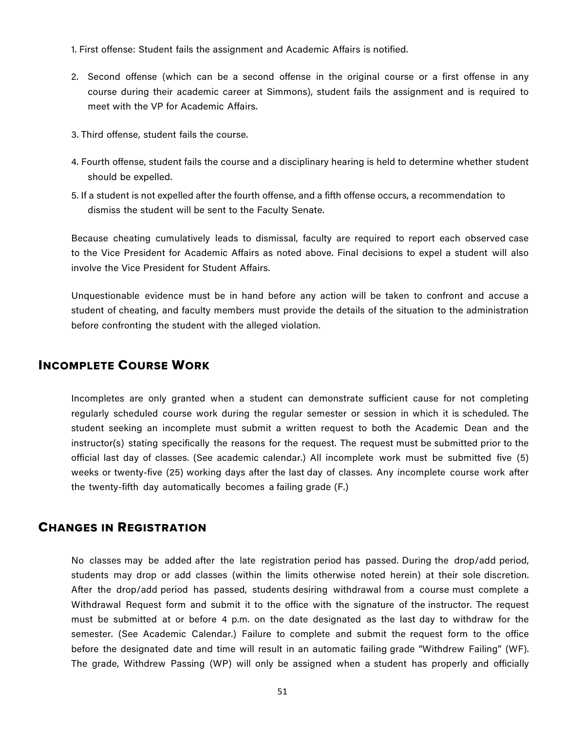1. First offense: Student fails the assignment and Academic Affairs is notified.

2. Second offense (which can be a second offense in the original course or a first offense in any course during their academic career at Simmons), student fails the assignment and is required to meet with the VP for Academic Affairs.

3. Third offense, student fails the course.

4. Fourth offense, student fails the course and a disciplinary hearing is held to determine whether student should be expelled.

5. If a student is not expelled after the fourth offense, and a fifth offense occurs, a recommendation to dismiss the student will be sent to the Faculty Senate.

Because cheating cumulatively leads to dismissal, faculty are required to report each observed case to the Vice President for Academic Affairs as noted above. Final decisions to expel a student will also involve the Vice President for Student Affairs.

Unquestionable evidence must be in hand before any action will be taken to confront and accuse a student of cheating, and faculty members must provide the details of the situation to the administration before confronting the student with the alleged violation.

## Incomplete Course Work

Incompletes are only granted when a student can demonstrate sufficient cause for not completing regularly scheduled course work during the regular semester or session in which it is scheduled. The student seeking an incomplete must submit a written request to both the Academic Dean and the instructor(s) stating specifically the reasons for the request. The request must be submitted prior to the official last day of classes. (See academic calendar.) All incomplete work must be submitted five (5) weeks or twenty-five (25) working days after the last day of classes. Any incomplete course work after the twenty-fifth day automatically becomes a failing grade (F.)

## Changes in Registration

No classes may be added after the late registration period has passed. During the drop/add period, students may drop or add classes (within the limits otherwise noted herein) at their sole discretion. After the drop/add period has passed, students desiring withdrawal from a course must complete a Withdrawal Request form and submit it to the office with the signature of the instructor. The request must be submitted at or before 4 p.m. on the date designated as the last day to withdraw for the semester. (See Academic Calendar.) Failure to complete and submit the request form to the office before the designated date and time will result in an automatic failing grade "Withdrew Failing" (WF). The grade, Withdrew Passing (WP) will only be assigned when a student has properly and officially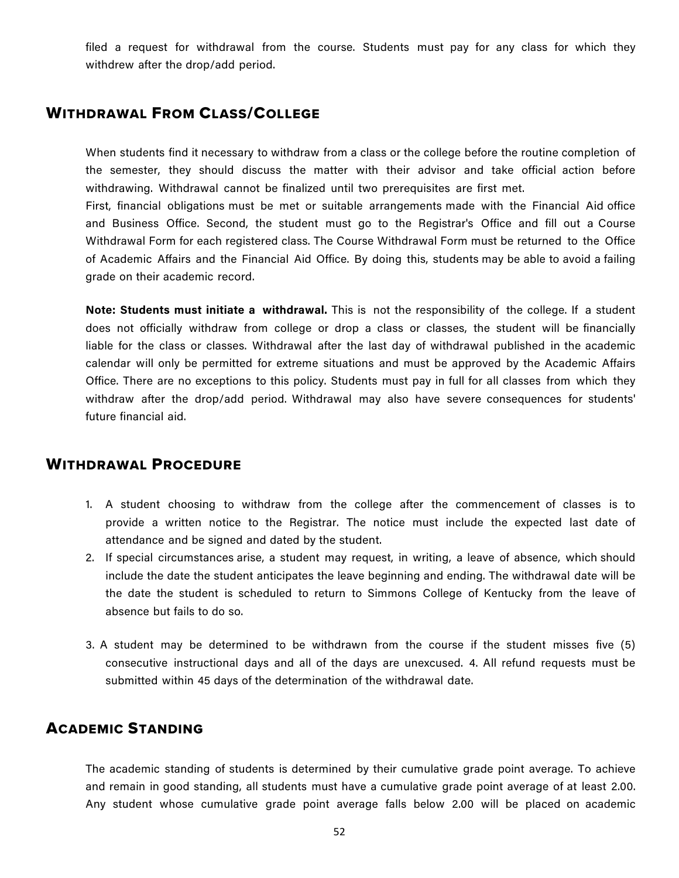filed a request for withdrawal from the course. Students must pay for any class for which they withdrew after the drop/add period.

## Withdrawal From Class/College

When students find it necessary to withdraw from a class or the college before the routine completion of the semester, they should discuss the matter with their advisor and take official action before withdrawing. Withdrawal cannot be finalized until two prerequisites are first met.
First, financial obligations must be met or suitable arrangements made with the Financial Aid office and Business Office. Second, the student must go to the Registrar's Office and fill out a Course Withdrawal Form for each registered class. The Course Withdrawal Form must be returned to the Office of Academic Affairs and the Financial Aid Office. By doing this, students may be able to avoid a failing grade on their academic record.

**Note: Students must initiate a withdrawal.** This is not the responsibility of the college. If a student does not officially withdraw from college or drop a class or classes, the student will be financially liable for the class or classes. Withdrawal after the last day of withdrawal published in the academic calendar will only be permitted for extreme situations and must be approved by the Academic Affairs Office. There are no exceptions to this policy. Students must pay in full for all classes from which they withdraw after the drop/add period. Withdrawal may also have severe consequences for students' future financial aid.

## Withdrawal Procedure

1. A student choosing to withdraw from the college after the commencement of classes is to provide a written notice to the Registrar. The notice must include the expected last date of attendance and be signed and dated by the student.
2. If special circumstances arise, a student may request, in writing, a leave of absence, which should include the date the student anticipates the leave beginning and ending. The withdrawal date will be the date the student is scheduled to return to Simmons College of Kentucky from the leave of absence but fails to do so.
3. A student may be determined to be withdrawn from the course if the student misses five (5) consecutive instructional days and all of the days are unexcused. 4. All refund requests must be submitted within 45 days of the determination of the withdrawal date.

## Academic Standing

The academic standing of students is determined by their cumulative grade point average. To achieve and remain in good standing, all students must have a cumulative grade point average of at least 2.00. Any student whose cumulative grade point average falls below 2.00 will be placed on academic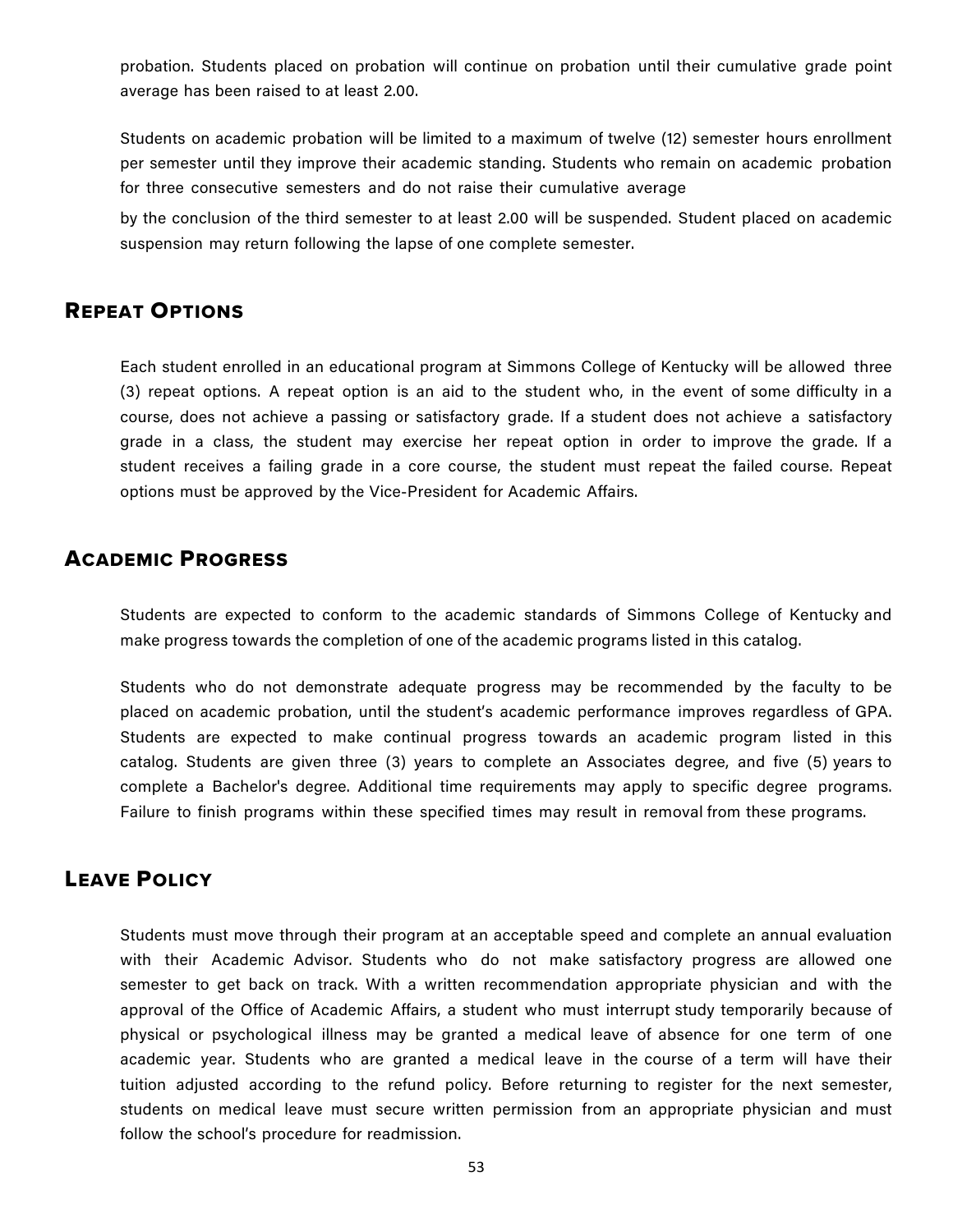probation. Students placed on probation will continue on probation until their cumulative grade point average has been raised to at least 2.00.

Students on academic probation will be limited to a maximum of twelve (12) semester hours enrollment per semester until they improve their academic standing. Students who remain on academic probation for three consecutive semesters and do not raise their cumulative average

by the conclusion of the third semester to at least 2.00 will be suspended. Student placed on academic suspension may return following the lapse of one complete semester.

## Repeat Options

Each student enrolled in an educational program at Simmons College of Kentucky will be allowed three (3) repeat options. A repeat option is an aid to the student who, in the event of some difficulty in a course, does not achieve a passing or satisfactory grade. If a student does not achieve a satisfactory grade in a class, the student may exercise her repeat option in order to improve the grade. If a student receives a failing grade in a core course, the student must repeat the failed course. Repeat options must be approved by the Vice-President for Academic Affairs.

## Academic Progress

Students are expected to conform to the academic standards of Simmons College of Kentucky and make progress towards the completion of one of the academic programs listed in this catalog.

Students who do not demonstrate adequate progress may be recommended by the faculty to be placed on academic probation, until the student's academic performance improves regardless of GPA. Students are expected to make continual progress towards an academic program listed in this catalog. Students are given three (3) years to complete an Associates degree, and five (5) years to complete a Bachelor's degree. Additional time requirements may apply to specific degree programs. Failure to finish programs within these specified times may result in removal from these programs.

## Leave Policy

Students must move through their program at an acceptable speed and complete an annual evaluation with their Academic Advisor. Students who do not make satisfactory progress are allowed one semester to get back on track. With a written recommendation appropriate physician and with the approval of the Office of Academic Affairs, a student who must interrupt study temporarily because of physical or psychological illness may be granted a medical leave of absence for one term of one academic year. Students who are granted a medical leave in the course of a term will have their tuition adjusted according to the refund policy. Before returning to register for the next semester, students on medical leave must secure written permission from an appropriate physician and must follow the school's procedure for readmission.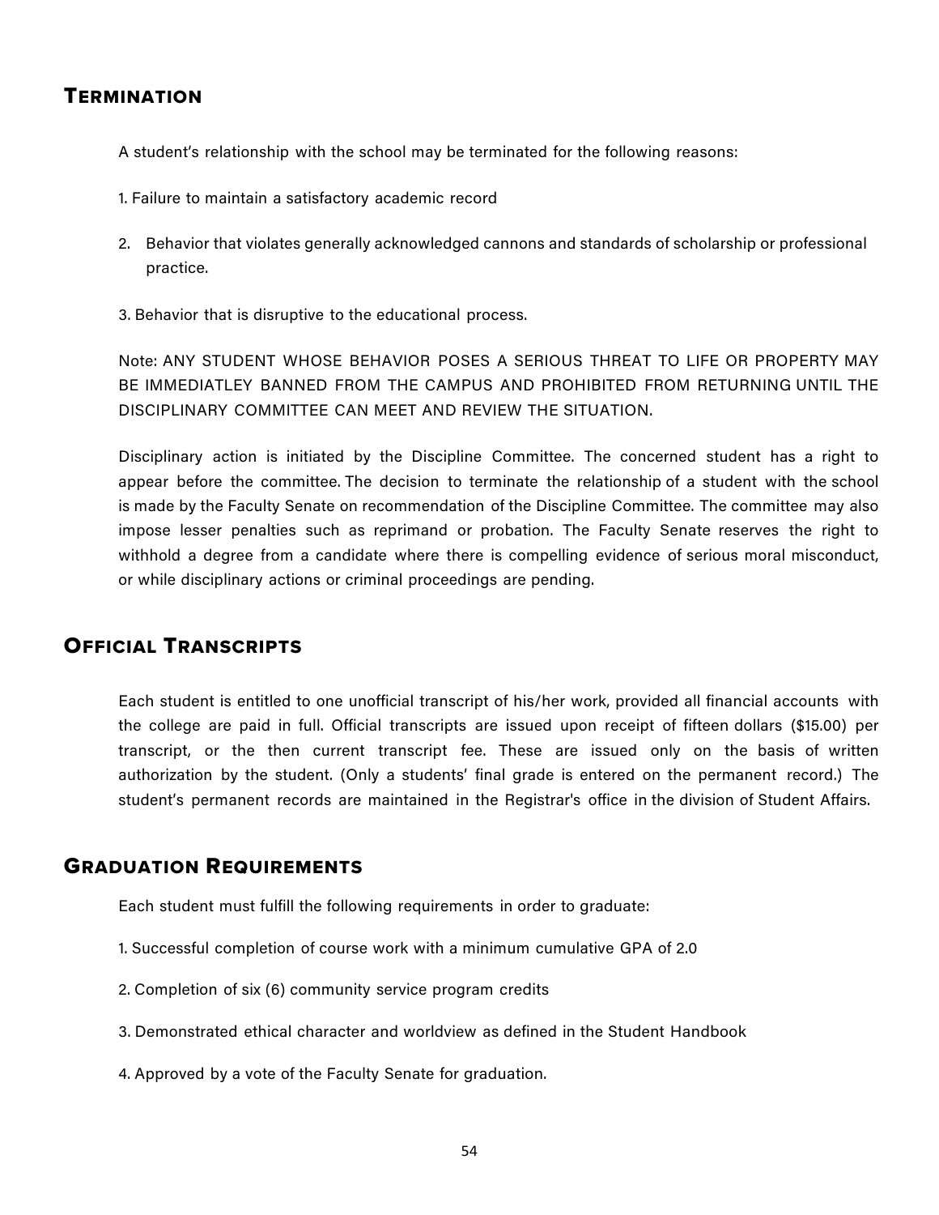## Termination

A student's relationship with the school may be terminated for the following reasons:

1. Failure to maintain a satisfactory academic record
2. Behavior that violates generally acknowledged cannons and standards of scholarship or professional practice.
3. Behavior that is disruptive to the educational process.

Note: ANY STUDENT WHOSE BEHAVIOR POSES A SERIOUS THREAT TO LIFE OR PROPERTY MAY BE IMMEDIATLEY BANNED FROM THE CAMPUS AND PROHIBITED FROM RETURNING UNTIL THE DISCIPLINARY COMMITTEE CAN MEET AND REVIEW THE SITUATION.

Disciplinary action is initiated by the Discipline Committee. The concerned student has a right to appear before the committee. The decision to terminate the relationship of a student with the school is made by the Faculty Senate on recommendation of the Discipline Committee. The committee may also impose lesser penalties such as reprimand or probation. The Faculty Senate reserves the right to withhold a degree from a candidate where there is compelling evidence of serious moral misconduct, or while disciplinary actions or criminal proceedings are pending.

## Official Transcripts

Each student is entitled to one unofficial transcript of his/her work, provided all financial accounts with the college are paid in full. Official transcripts are issued upon receipt of fifteen dollars ($15.00) per transcript, or the then current transcript fee. These are issued only on the basis of written authorization by the student. (Only a students' final grade is entered on the permanent record.) The student's permanent records are maintained in the Registrar's office in the division of Student Affairs.

## Graduation Requirements

Each student must fulfill the following requirements in order to graduate:

1. Successful completion of course work with a minimum cumulative GPA of 2.0
2. Completion of six (6) community service program credits
3. Demonstrated ethical character and worldview as defined in the Student Handbook
4. Approved by a vote of the Faculty Senate for graduation.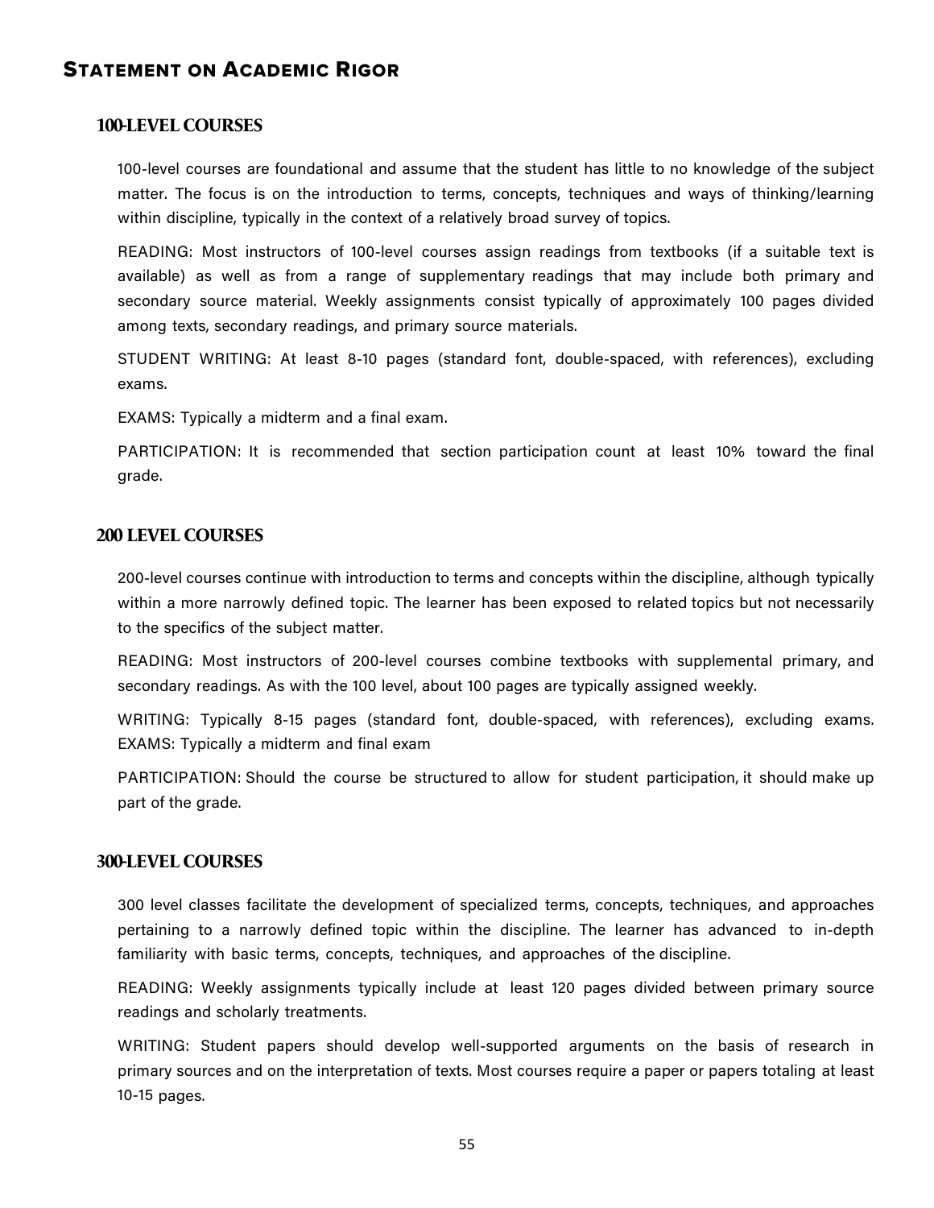## Statement on Academic Rigor

### 100-LEVEL COURSES

100-level courses are foundational and assume that the student has little to no knowledge of the subject matter. The focus is on the introduction to terms, concepts, techniques and ways of thinking/learning within discipline, typically in the context of a relatively broad survey of topics.

READING: Most instructors of 100-level courses assign readings from textbooks (if a suitable text is available) as well as from a range of supplementary readings that may include both primary and secondary source material. Weekly assignments consist typically of approximately 100 pages divided among texts, secondary readings, and primary source materials.

STUDENT WRITING: At least 8-10 pages (standard font, double-spaced, with references), excluding exams.

EXAMS: Typically a midterm and a final exam.

PARTICIPATION: It is recommended that section participation count at least 10% toward the final grade.

### 200 LEVEL COURSES

200-level courses continue with introduction to terms and concepts within the discipline, although typically within a more narrowly defined topic. The learner has been exposed to related topics but not necessarily to the specifics of the subject matter.

READING: Most instructors of 200-level courses combine textbooks with supplemental primary, and secondary readings. As with the 100 level, about 100 pages are typically assigned weekly.

WRITING: Typically 8-15 pages (standard font, double-spaced, with references), excluding exams. EXAMS: Typically a midterm and final exam

PARTICIPATION: Should the course be structured to allow for student participation, it should make up part of the grade.

### 300-LEVEL COURSES

300 level classes facilitate the development of specialized terms, concepts, techniques, and approaches pertaining to a narrowly defined topic within the discipline. The learner has advanced to in-depth familiarity with basic terms, concepts, techniques, and approaches of the discipline.

READING: Weekly assignments typically include at least 120 pages divided between primary source readings and scholarly treatments.

WRITING: Student papers should develop well-supported arguments on the basis of research in primary sources and on the interpretation of texts. Most courses require a paper or papers totaling at least 10-15 pages.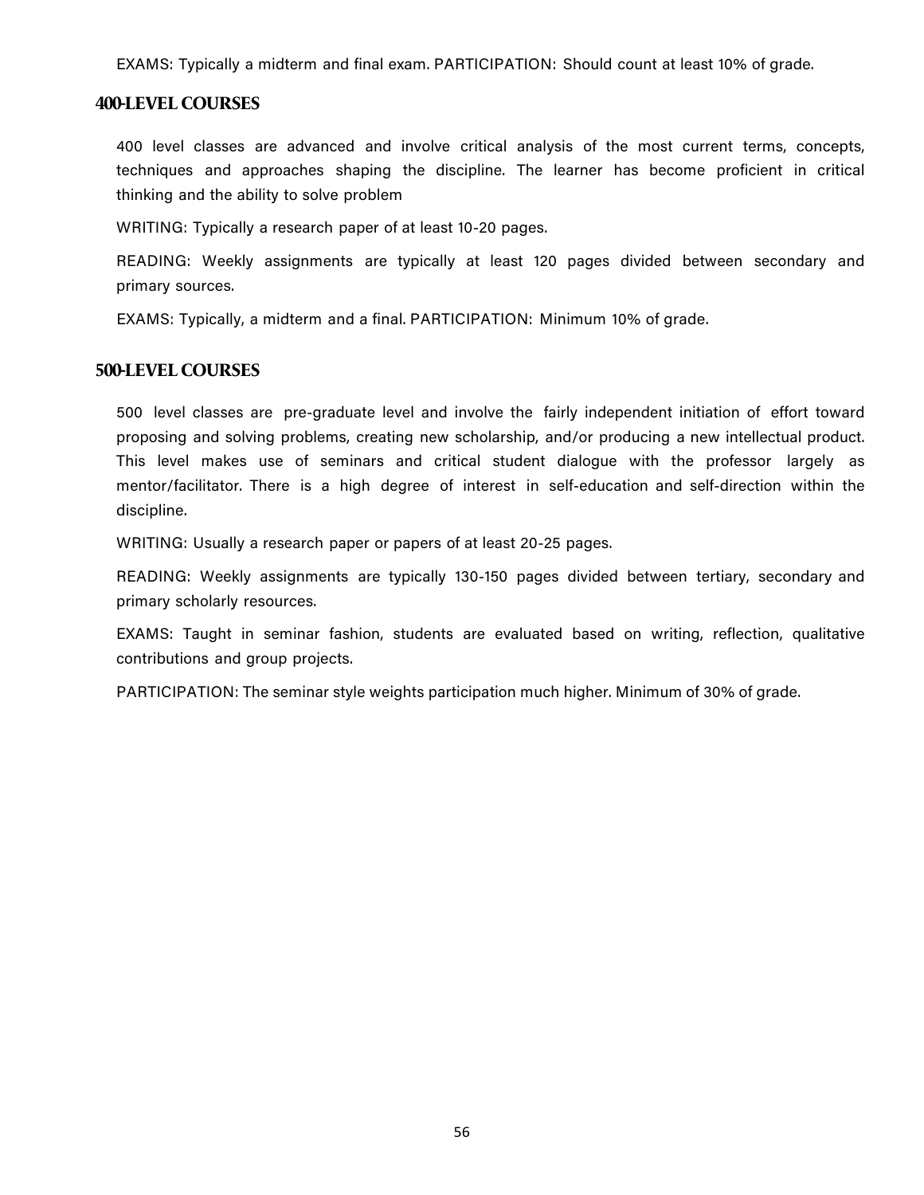EXAMS: Typically a midterm and final exam. PARTICIPATION: Should count at least 10% of grade.

## 400-LEVEL COURSES

400 level classes are advanced and involve critical analysis of the most current terms, concepts, techniques and approaches shaping the discipline. The learner has become proficient in critical thinking and the ability to solve problem

WRITING: Typically a research paper of at least 10-20 pages.

READING: Weekly assignments are typically at least 120 pages divided between secondary and primary sources.

EXAMS: Typically, a midterm and a final. PARTICIPATION: Minimum 10% of grade.

## 500-LEVEL COURSES

500 level classes are pre-graduate level and involve the fairly independent initiation of effort toward proposing and solving problems, creating new scholarship, and/or producing a new intellectual product. This level makes use of seminars and critical student dialogue with the professor largely as mentor/facilitator. There is a high degree of interest in self-education and self-direction within the discipline.

WRITING: Usually a research paper or papers of at least 20-25 pages.

READING: Weekly assignments are typically 130-150 pages divided between tertiary, secondary and primary scholarly resources.

EXAMS: Taught in seminar fashion, students are evaluated based on writing, reflection, qualitative contributions and group projects.

PARTICIPATION: The seminar style weights participation much higher. Minimum of 30% of grade.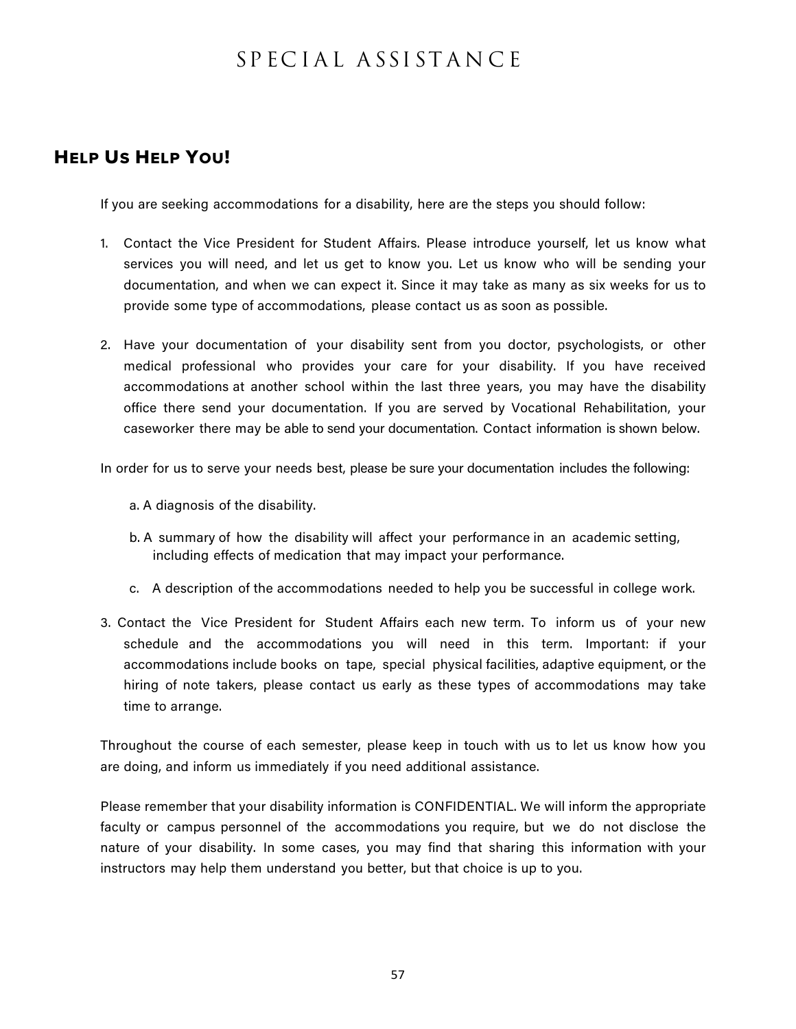# SPECIAL ASSISTANCE

## Help Us Help You!

If you are seeking accommodations for a disability, here are the steps you should follow:

1. Contact the Vice President for Student Affairs. Please introduce yourself, let us know what services you will need, and let us get to know you. Let us know who will be sending your documentation, and when we can expect it. Since it may take as many as six weeks for us to provide some type of accommodations, please contact us as soon as possible.

2. Have your documentation of your disability sent from you doctor, psychologists, or other medical professional who provides your care for your disability. If you have received accommodations at another school within the last three years, you may have the disability office there send your documentation. If you are served by Vocational Rehabilitation, your caseworker there may be able to send your documentation. Contact information is shown below.

In order for us to serve your needs best, please be sure your documentation includes the following:

a. A diagnosis of the disability.

b. A summary of how the disability will affect your performance in an academic setting, including effects of medication that may impact your performance.

c. A description of the accommodations needed to help you be successful in college work.

3. Contact the Vice President for Student Affairs each new term. To inform us of your new schedule and the accommodations you will need in this term. Important: if your accommodations include books on tape, special physical facilities, adaptive equipment, or the hiring of note takers, please contact us early as these types of accommodations may take time to arrange.

Throughout the course of each semester, please keep in touch with us to let us know how you are doing, and inform us immediately if you need additional assistance.

Please remember that your disability information is CONFIDENTIAL. We will inform the appropriate faculty or campus personnel of the accommodations you require, but we do not disclose the nature of your disability. In some cases, you may find that sharing this information with your instructors may help them understand you better, but that choice is up to you.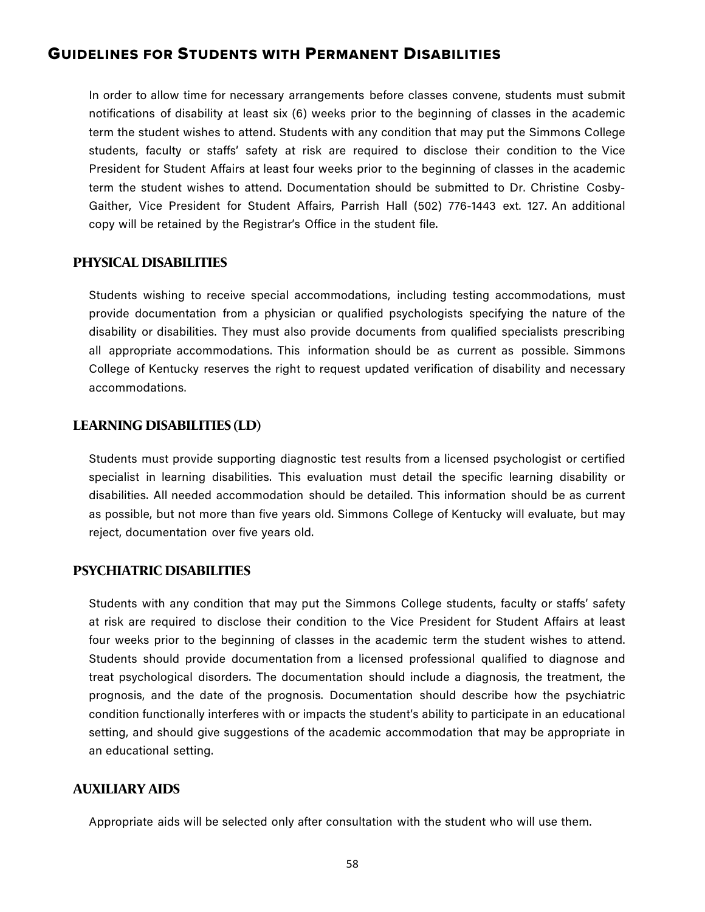## Guidelines for Students with Permanent Disabilities

In order to allow time for necessary arrangements before classes convene, students must submit notifications of disability at least six (6) weeks prior to the beginning of classes in the academic term the student wishes to attend. Students with any condition that may put the Simmons College students, faculty or staffs' safety at risk are required to disclose their condition to the Vice President for Student Affairs at least four weeks prior to the beginning of classes in the academic term the student wishes to attend. Documentation should be submitted to Dr. Christine Cosby-Gaither, Vice President for Student Affairs, Parrish Hall (502) 776-1443 ext. 127. An additional copy will be retained by the Registrar's Office in the student file.

### PHYSICAL DISABILITIES

Students wishing to receive special accommodations, including testing accommodations, must provide documentation from a physician or qualified psychologists specifying the nature of the disability or disabilities. They must also provide documents from qualified specialists prescribing all appropriate accommodations. This information should be as current as possible. Simmons College of Kentucky reserves the right to request updated verification of disability and necessary accommodations.

### LEARNING DISABILITIES (LD)

Students must provide supporting diagnostic test results from a licensed psychologist or certified specialist in learning disabilities. This evaluation must detail the specific learning disability or disabilities. All needed accommodation should be detailed. This information should be as current as possible, but not more than five years old. Simmons College of Kentucky will evaluate, but may reject, documentation over five years old.

### PSYCHIATRIC DISABILITIES

Students with any condition that may put the Simmons College students, faculty or staffs' safety at risk are required to disclose their condition to the Vice President for Student Affairs at least four weeks prior to the beginning of classes in the academic term the student wishes to attend. Students should provide documentation from a licensed professional qualified to diagnose and treat psychological disorders. The documentation should include a diagnosis, the treatment, the prognosis, and the date of the prognosis. Documentation should describe how the psychiatric condition functionally interferes with or impacts the student's ability to participate in an educational setting, and should give suggestions of the academic accommodation that may be appropriate in an educational setting.

### AUXILIARY AIDS

Appropriate aids will be selected only after consultation with the student who will use them.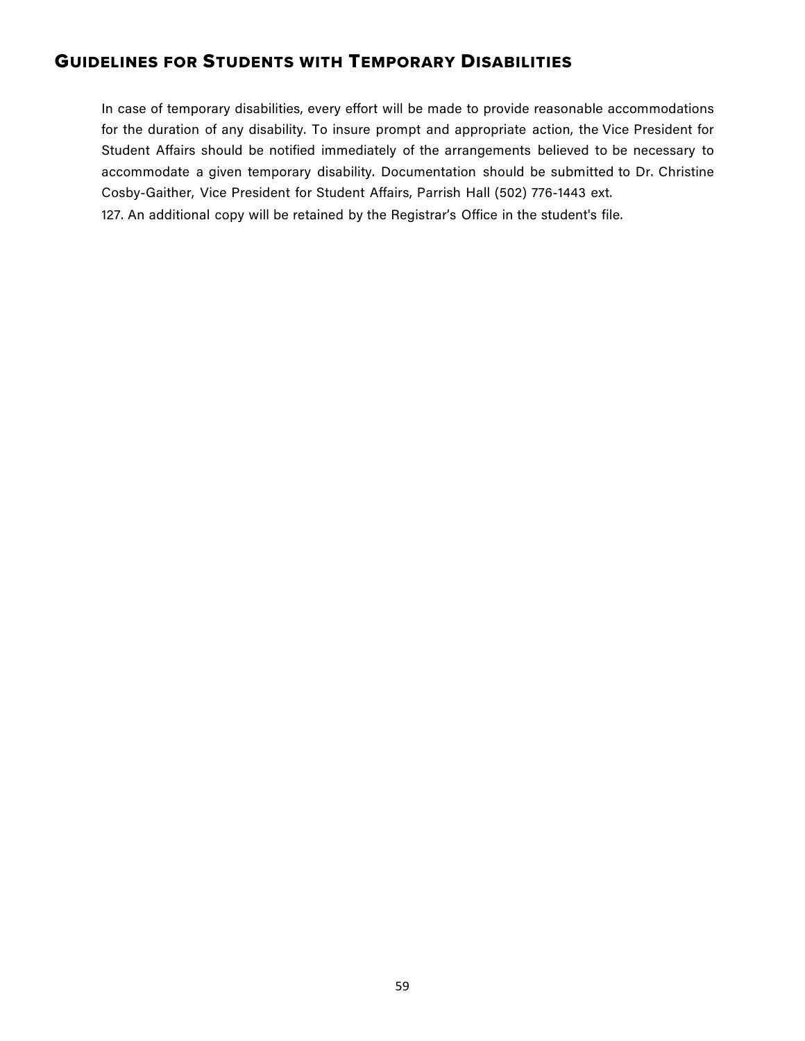## Guidelines for Students with Temporary Disabilities

In case of temporary disabilities, every effort will be made to provide reasonable accommodations for the duration of any disability. To insure prompt and appropriate action, the Vice President for Student Affairs should be notified immediately of the arrangements believed to be necessary to accommodate a given temporary disability. Documentation should be submitted to Dr. Christine Cosby-Gaither, Vice President for Student Affairs, Parrish Hall (502) 776-1443 ext. 127. An additional copy will be retained by the Registrar's Office in the student's file.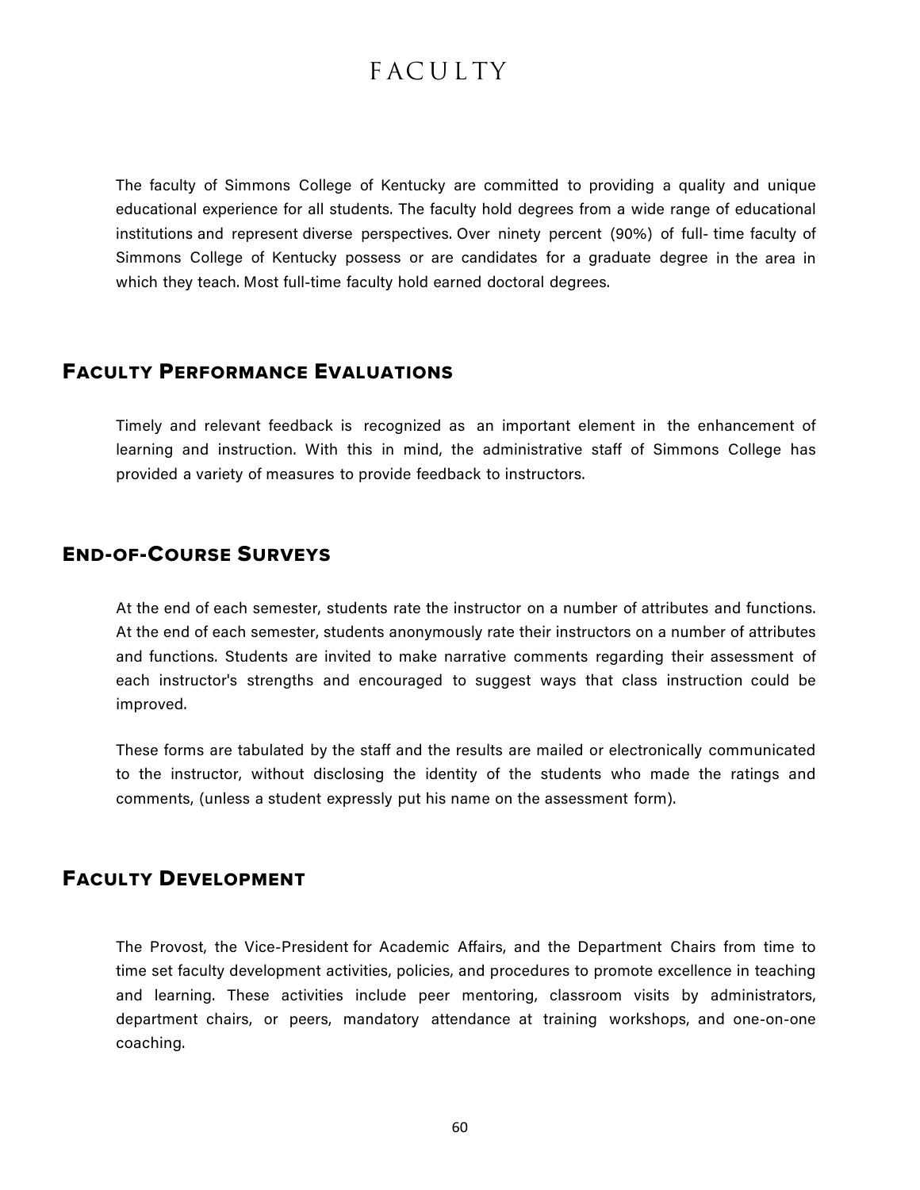# FACULTY

The faculty of Simmons College of Kentucky are committed to providing a quality and unique educational experience for all students. The faculty hold degrees from a wide range of educational institutions and represent diverse perspectives. Over ninety percent (90%) of full- time faculty of Simmons College of Kentucky possess or are candidates for a graduate degree in the area in which they teach. Most full-time faculty hold earned doctoral degrees.

## Faculty Performance Evaluations

Timely and relevant feedback is recognized as an important element in the enhancement of learning and instruction. With this in mind, the administrative staff of Simmons College has provided a variety of measures to provide feedback to instructors.

## End-of-Course Surveys

At the end of each semester, students rate the instructor on a number of attributes and functions. At the end of each semester, students anonymously rate their instructors on a number of attributes and functions. Students are invited to make narrative comments regarding their assessment of each instructor's strengths and encouraged to suggest ways that class instruction could be improved.

These forms are tabulated by the staff and the results are mailed or electronically communicated to the instructor, without disclosing the identity of the students who made the ratings and comments, (unless a student expressly put his name on the assessment form).

## Faculty Development

The Provost, the Vice-President for Academic Affairs, and the Department Chairs from time to time set faculty development activities, policies, and procedures to promote excellence in teaching and learning. These activities include peer mentoring, classroom visits by administrators, department chairs, or peers, mandatory attendance at training workshops, and one-on-one coaching.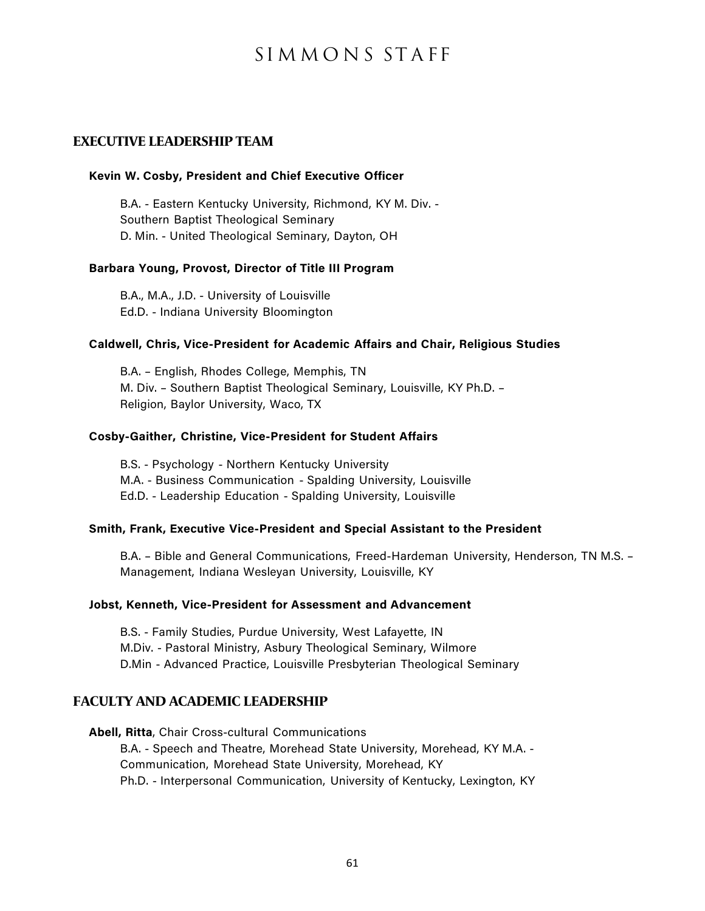// Simmons Staff — p. 61 (page 58 of 59)
# SIMMONS STAFF

## EXECUTIVE LEADERSHIP TEAM

**Kevin W. Cosby, President and Chief Executive Officer**

B.A. - Eastern Kentucky University, Richmond, KY M. Div. - Southern Baptist Theological Seminary
D. Min. - United Theological Seminary, Dayton, OH

**Barbara Young, Provost, Director of Title III Program**

B.A., M.A., J.D. - University of Louisville
Ed.D. - Indiana University Bloomington

**Caldwell, Chris, Vice-President for Academic Affairs and Chair, Religious Studies**

B.A. – English, Rhodes College, Memphis, TN
M. Div. – Southern Baptist Theological Seminary, Louisville, KY Ph.D. – Religion, Baylor University, Waco, TX

**Cosby-Gaither, Christine, Vice-President for Student Affairs**

B.S. - Psychology - Northern Kentucky University
M.A. - Business Communication - Spalding University, Louisville
Ed.D. - Leadership Education - Spalding University, Louisville

**Smith, Frank, Executive Vice-President and Special Assistant to the President**

B.A. – Bible and General Communications, Freed-Hardeman University, Henderson, TN M.S. – Management, Indiana Wesleyan University, Louisville, KY

**Jobst, Kenneth, Vice-President for Assessment and Advancement**

B.S. - Family Studies, Purdue University, West Lafayette, IN
M.Div. - Pastoral Ministry, Asbury Theological Seminary, Wilmore
D.Min - Advanced Practice, Louisville Presbyterian Theological Seminary

## FACULTY AND ACADEMIC LEADERSHIP

**Abell, Ritta**, Chair Cross-cultural Communications
B.A. - Speech and Theatre, Morehead State University, Morehead, KY M.A. - Communication, Morehead State University, Morehead, KY
Ph.D. - Interpersonal Communication, University of Kentucky, Lexington, KY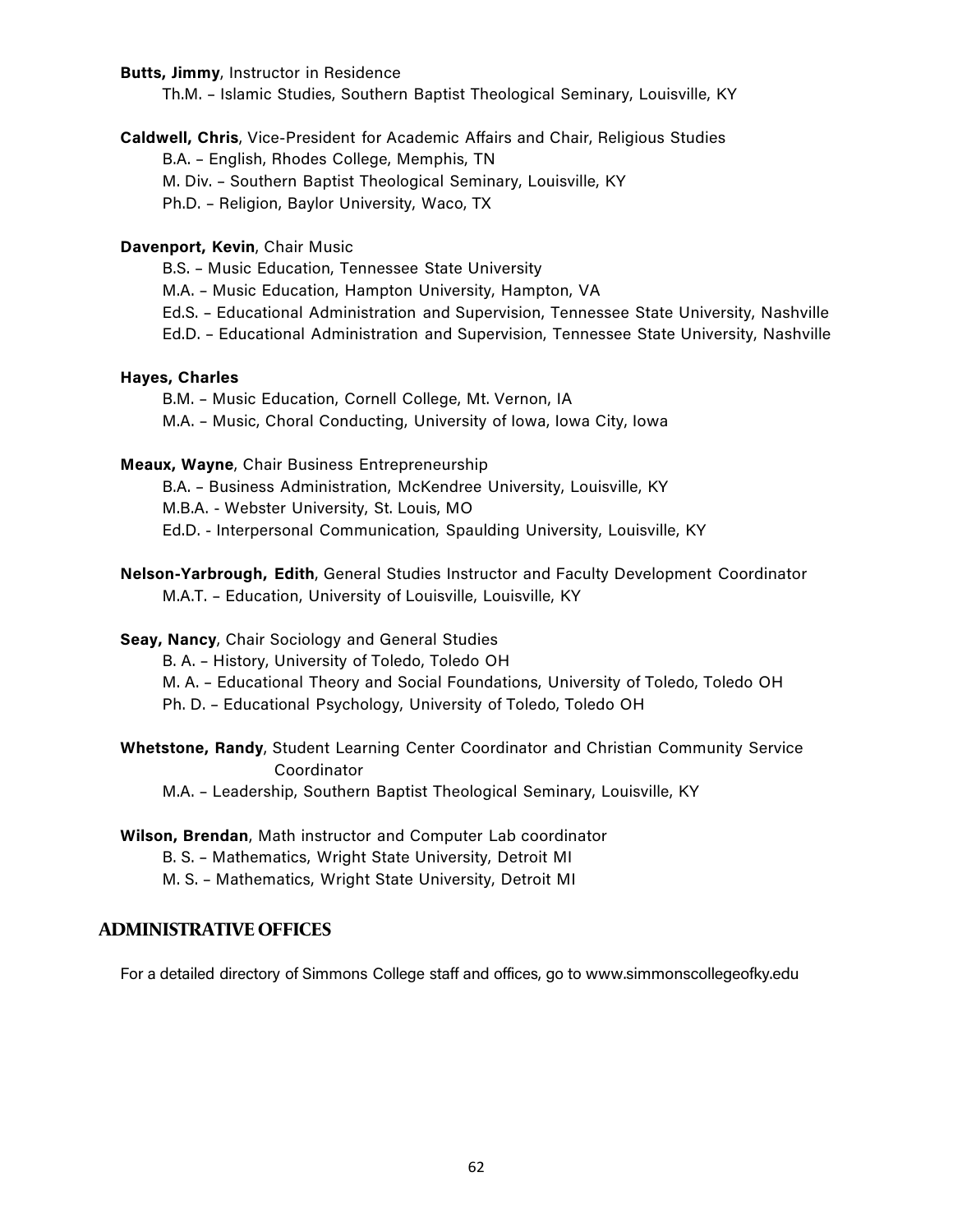**Butts, Jimmy**, Instructor in Residence

Th.M. – Islamic Studies, Southern Baptist Theological Seminary, Louisville, KY

**Caldwell, Chris**, Vice-President for Academic Affairs and Chair, Religious Studies

B.A. – English, Rhodes College, Memphis, TN

M. Div. – Southern Baptist Theological Seminary, Louisville, KY

Ph.D. – Religion, Baylor University, Waco, TX

**Davenport, Kevin**, Chair Music

B.S. – Music Education, Tennessee State University

M.A. – Music Education, Hampton University, Hampton, VA

Ed.S. – Educational Administration and Supervision, Tennessee State University, Nashville

Ed.D. – Educational Administration and Supervision, Tennessee State University, Nashville

**Hayes, Charles**

B.M. – Music Education, Cornell College, Mt. Vernon, IA

M.A. – Music, Choral Conducting, University of Iowa, Iowa City, Iowa

**Meaux, Wayne**, Chair Business Entrepreneurship

B.A. – Business Administration, McKendree University, Louisville, KY

M.B.A. - Webster University, St. Louis, MO

Ed.D. - Interpersonal Communication, Spaulding University, Louisville, KY

**Nelson-Yarbrough, Edith**, General Studies Instructor and Faculty Development Coordinator

M.A.T. – Education, University of Louisville, Louisville, KY

**Seay, Nancy**, Chair Sociology and General Studies

B. A. – History, University of Toledo, Toledo OH

M. A. – Educational Theory and Social Foundations, University of Toledo, Toledo OH

Ph. D. – Educational Psychology, University of Toledo, Toledo OH

**Whetstone, Randy**, Student Learning Center Coordinator and Christian Community Service Coordinator

M.A. – Leadership, Southern Baptist Theological Seminary, Louisville, KY

**Wilson, Brendan**, Math instructor and Computer Lab coordinator

B. S. – Mathematics, Wright State University, Detroit MI

M. S. – Mathematics, Wright State University, Detroit MI

## ADMINISTRATIVE OFFICES

For a detailed directory of Simmons College staff and offices, go to www.simmonscollegeofky.edu